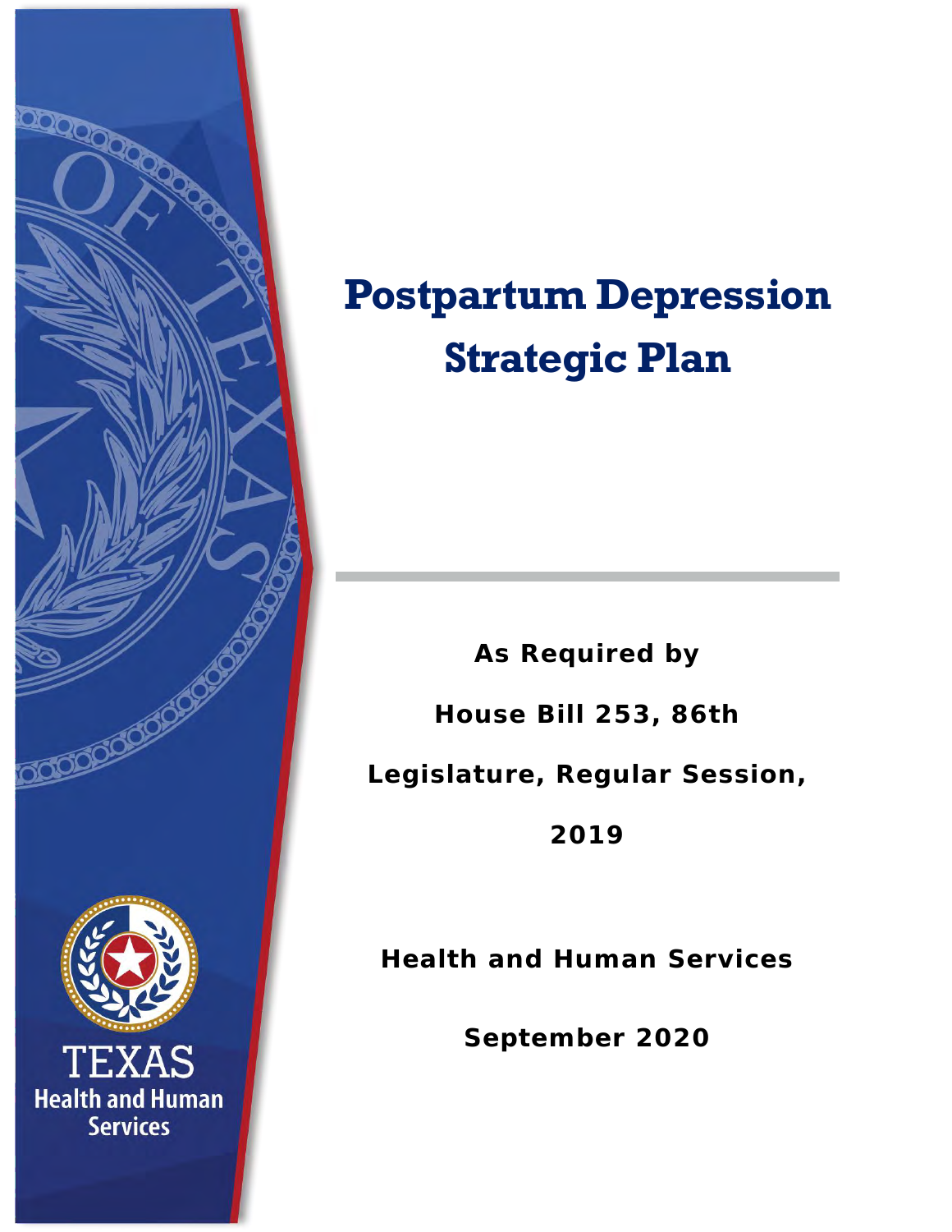# Postpartum Depression Strategic Plan

**As Required by**

**House Bill 253, 86th Legislature, Regular Session, 2019**

**Health and Human Services**

**September 2020**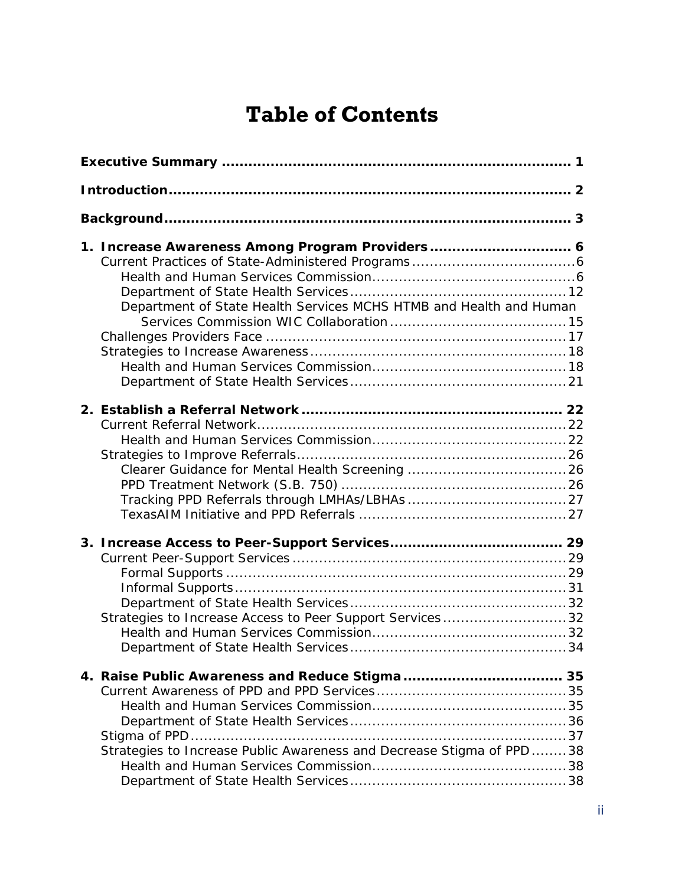# Table of Contents

**Executive Summary ............................................................................ 1**

**Introduction........................................................................................ 2**

**Background......................................................................................... 3**

**1. Increase Awareness Among Program Providers ............................... 6**
- Current Practices of State-Administered Programs ....................................6
  - Health and Human Services Commission.............................................6
  - Department of State Health Services................................................12
  - Department of State Health Services MCHS HTMB and Health and Human Services Commission WIC Collaboration........................................15
- Challenges Providers Face ....................................................................17
- Strategies to Increase Awareness..........................................................18
  - Health and Human Services Commission...........................................18
  - Department of State Health Services................................................21

**2. Establish a Referral Network ......................................................... 22**
- Current Referral Network.....................................................................22
  - Health and Human Services Commission...........................................22
- Strategies to Improve Referrals............................................................26
  - Clearer Guidance for Mental Health Screening ...................................26
  - PPD Treatment Network (S.B. 750) ..................................................26
  - Tracking PPD Referrals through LMHAs/LBHAs ...................................27
  - TexasAIM Initiative and PPD Referrals ..............................................27

**3. Increase Access to Peer-Support Services...................................... 29**
- Current Peer-Support Services .............................................................29
  - Formal Supports ............................................................................29
  - Informal Supports..........................................................................31
  - Department of State Health Services................................................32
- Strategies to Increase Access to Peer Support Services ...........................32
  - Health and Human Services Commission...........................................32
  - Department of State Health Services................................................34

**4. Raise Public Awareness and Reduce Stigma ................................... 35**
- Current Awareness of PPD and PPD Services..........................................35
  - Health and Human Services Commission...........................................35
  - Department of State Health Services................................................36
- Stigma of PPD.....................................................................................37
- Strategies to Increase Public Awareness and Decrease Stigma of PPD........38
  - Health and Human Services Commission...........................................38
  - Department of State Health Services................................................38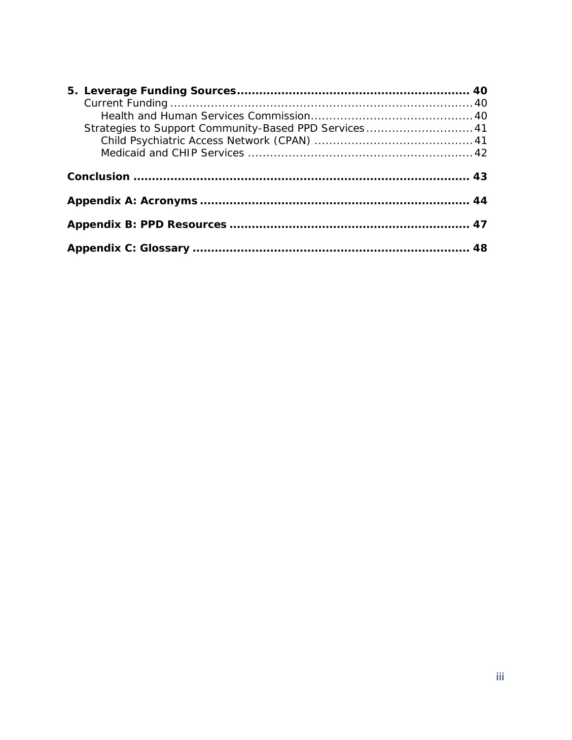**5. Leverage Funding Sources ........................................................... 40**

Current Funding ........................................................................... 40

Health and Human Services Commission ........................................... 40

Strategies to Support Community-Based PPD Services ............................ 41

Child Psychiatric Access Network (CPAN) ......................................... 41

Medicaid and CHIP Services ............................................................ 42

**Conclusion ........................................................................................ 43**

**Appendix A: Acronyms ....................................................................... 44**

**Appendix B: PPD Resources ............................................................... 47**

**Appendix C: Glossary ........................................................................ 48**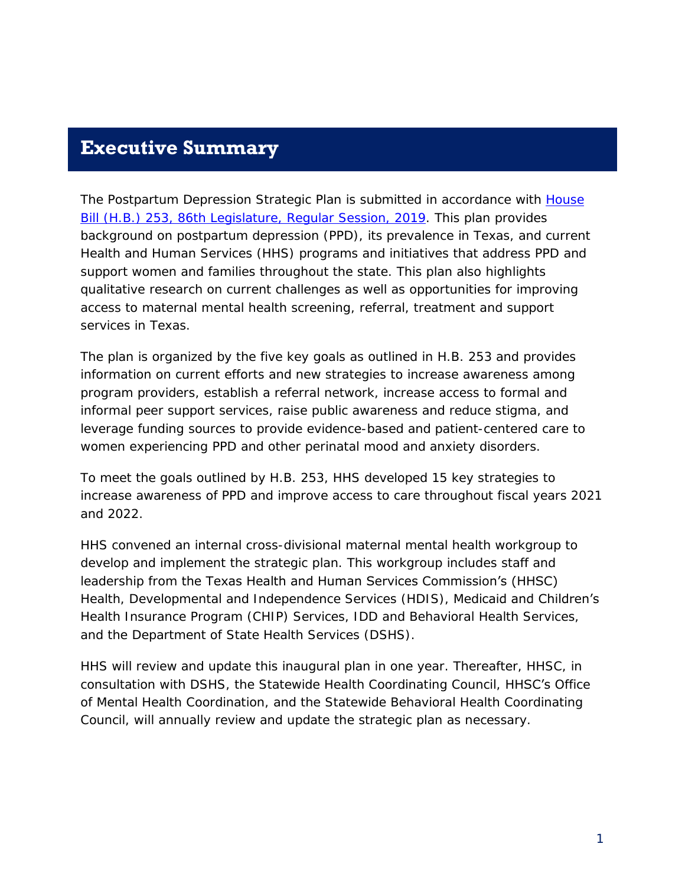# Executive Summary

The Postpartum Depression Strategic Plan is submitted in accordance with [House Bill (H.B.) 253, 86th Legislature, Regular Session, 2019](). This plan provides background on postpartum depression (PPD), its prevalence in Texas, and current Health and Human Services (HHS) programs and initiatives that address PPD and support women and families throughout the state. This plan also highlights qualitative research on current challenges as well as opportunities for improving access to maternal mental health screening, referral, treatment and support services in Texas.

The plan is organized by the five key goals as outlined in H.B. 253 and provides information on current efforts and new strategies to increase awareness among program providers, establish a referral network, increase access to formal and informal peer support services, raise public awareness and reduce stigma, and leverage funding sources to provide evidence-based and patient-centered care to women experiencing PPD and other perinatal mood and anxiety disorders.

To meet the goals outlined by H.B. 253, HHS developed 15 key strategies to increase awareness of PPD and improve access to care throughout fiscal years 2021 and 2022.

HHS convened an internal cross-divisional maternal mental health workgroup to develop and implement the strategic plan. This workgroup includes staff and leadership from the Texas Health and Human Services Commission's (HHSC) Health, Developmental and Independence Services (HDIS), Medicaid and Children's Health Insurance Program (CHIP) Services, IDD and Behavioral Health Services, and the Department of State Health Services (DSHS).

HHS will review and update this inaugural plan in one year. Thereafter, HHSC, in consultation with DSHS, the Statewide Health Coordinating Council, HHSC's Office of Mental Health Coordination, and the Statewide Behavioral Health Coordinating Council, will annually review and update the strategic plan as necessary.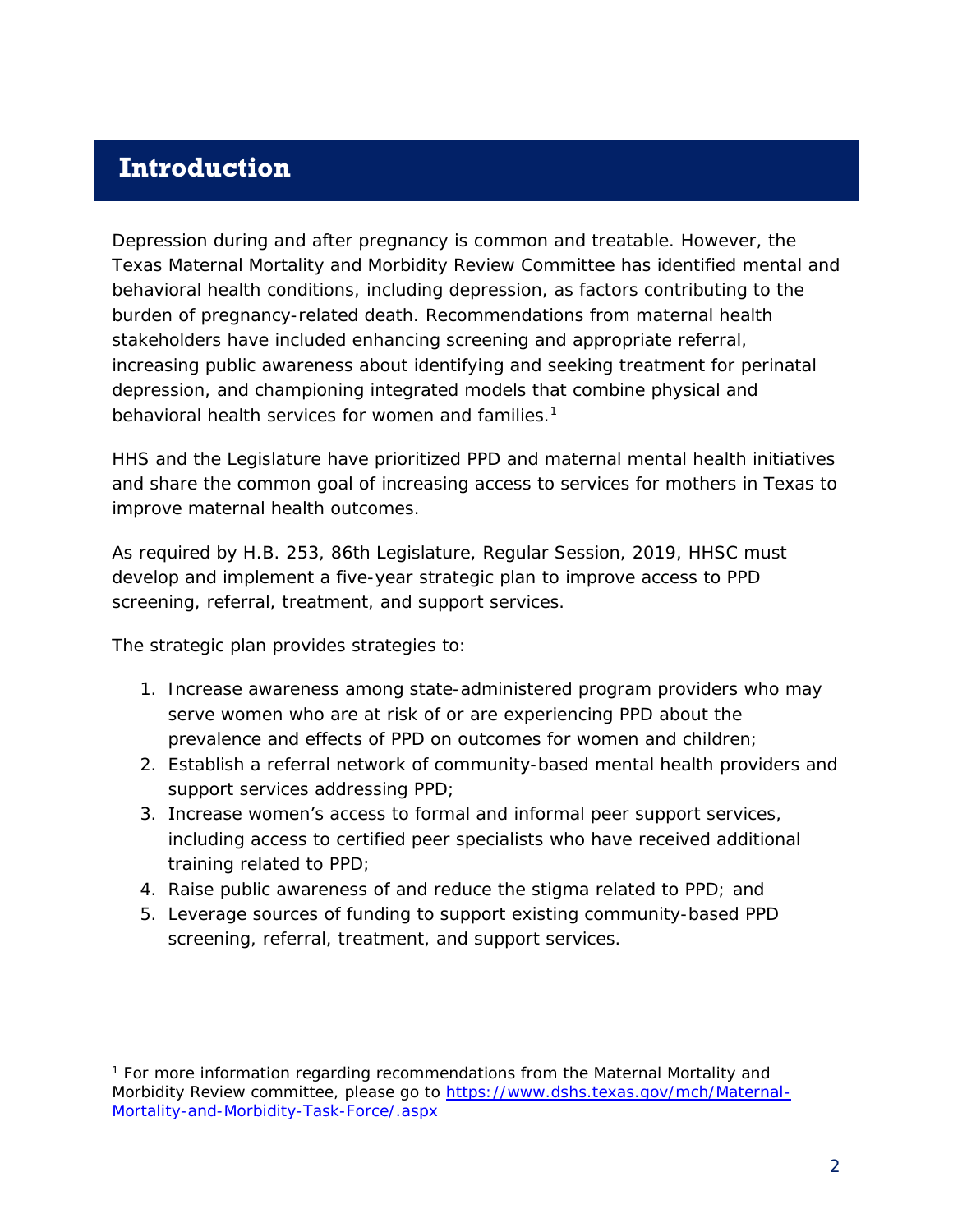# Introduction

Depression during and after pregnancy is common and treatable. However, the Texas Maternal Mortality and Morbidity Review Committee has identified mental and behavioral health conditions, including depression, as factors contributing to the burden of pregnancy-related death. Recommendations from maternal health stakeholders have included enhancing screening and appropriate referral, increasing public awareness about identifying and seeking treatment for perinatal depression, and championing integrated models that combine physical and behavioral health services for women and families.[1]

HHS and the Legislature have prioritized PPD and maternal mental health initiatives and share the common goal of increasing access to services for mothers in Texas to improve maternal health outcomes.

As required by H.B. 253, 86th Legislature, Regular Session, 2019, HHSC must develop and implement a five-year strategic plan to improve access to PPD screening, referral, treatment, and support services.

The strategic plan provides strategies to:

1. Increase awareness among state-administered program providers who may serve women who are at risk of or are experiencing PPD about the prevalence and effects of PPD on outcomes for women and children;
2. Establish a referral network of community-based mental health providers and support services addressing PPD;
3. Increase women's access to formal and informal peer support services, including access to certified peer specialists who have received additional training related to PPD;
4. Raise public awareness of and reduce the stigma related to PPD; and
5. Leverage sources of funding to support existing community-based PPD screening, referral, treatment, and support services.

---

[1] For more information regarding recommendations from the Maternal Mortality and Morbidity Review committee, please go to [https://www.dshs.texas.gov/mch/Maternal-Mortality-and-Morbidity-Task-Force/.aspx](https://www.dshs.texas.gov/mch/Maternal-Mortality-and-Morbidity-Task-Force/.aspx)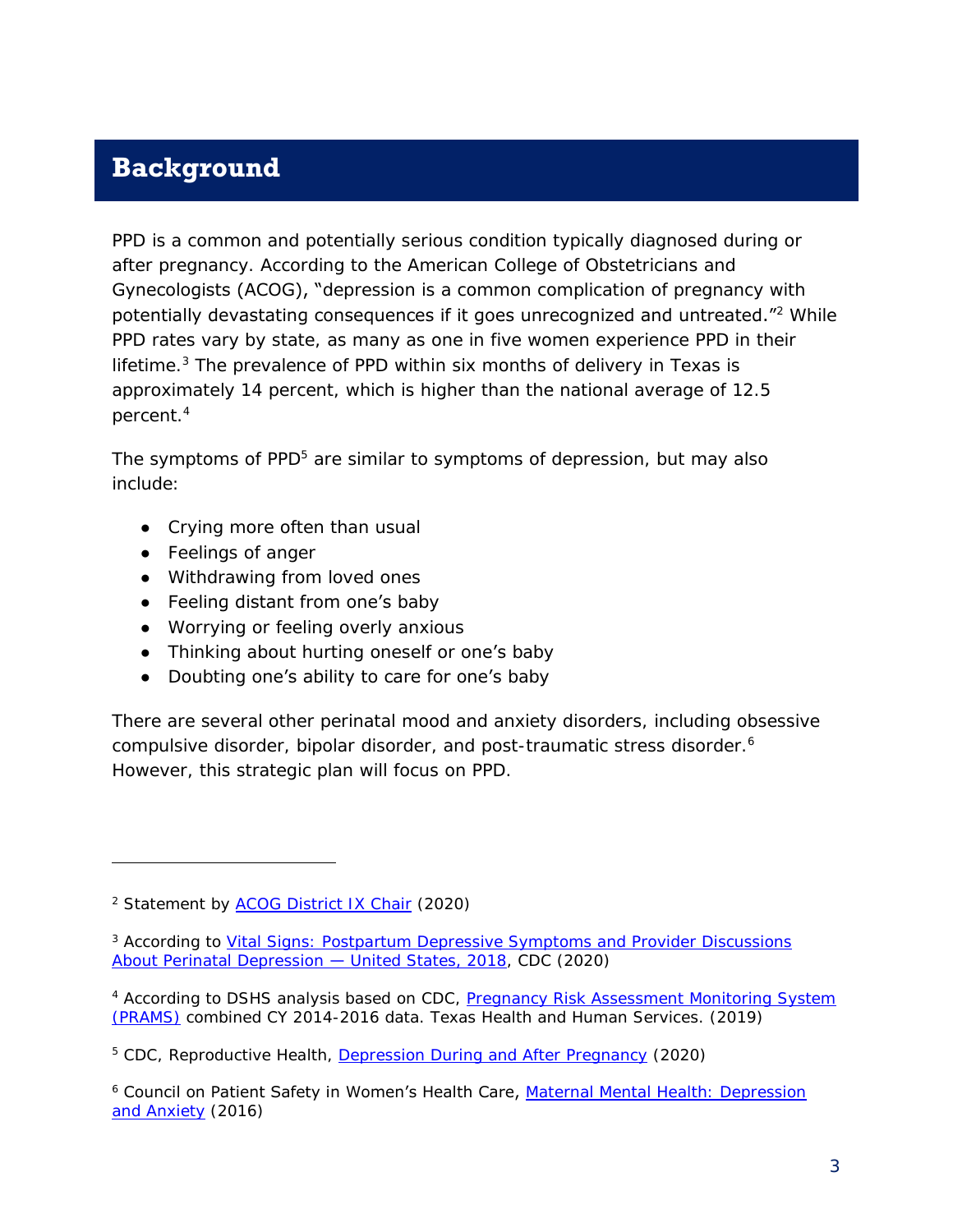## Background

PPD is a common and potentially serious condition typically diagnosed during or after pregnancy. According to the American College of Obstetricians and Gynecologists (ACOG), "depression is a common complication of pregnancy with potentially devastating consequences if it goes unrecognized and untreated."[2] While PPD rates vary by state, as many as one in five women experience PPD in their lifetime.[3] The prevalence of PPD within six months of delivery in Texas is approximately 14 percent, which is higher than the national average of 12.5 percent.[4]

The symptoms of PPD[5] are similar to symptoms of depression, but may also include:

- Crying more often than usual
- Feelings of anger
- Withdrawing from loved ones
- Feeling distant from one's baby
- Worrying or feeling overly anxious
- Thinking about hurting oneself or one's baby
- Doubting one's ability to care for one's baby

There are several other perinatal mood and anxiety disorders, including obsessive compulsive disorder, bipolar disorder, and post-traumatic stress disorder.[6] However, this strategic plan will focus on PPD.

---

[2] Statement by ACOG District IX Chair (2020)

[3] According to Vital Signs: Postpartum Depressive Symptoms and Provider Discussions About Perinatal Depression — United States, 2018, CDC (2020)

[4] According to DSHS analysis based on CDC, Pregnancy Risk Assessment Monitoring System (PRAMS) combined CY 2014-2016 data. Texas Health and Human Services. (2019)

[5] CDC, Reproductive Health, Depression During and After Pregnancy (2020)

[6] Council on Patient Safety in Women's Health Care, Maternal Mental Health: Depression and Anxiety (2016)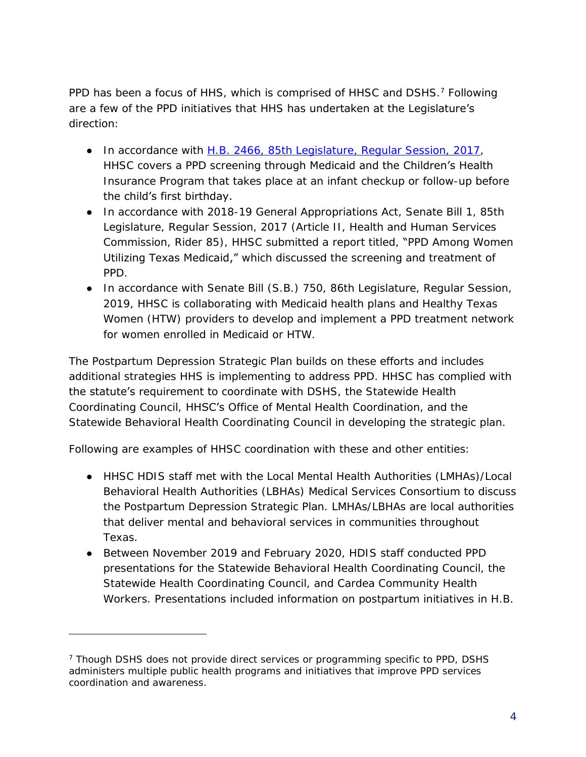PPD has been a focus of HHS, which is comprised of HHSC and DSHS.[7] Following are a few of the PPD initiatives that HHS has undertaken at the Legislature's direction:

- In accordance with [H.B. 2466, 85th Legislature, Regular Session, 2017](), HHSC covers a PPD screening through Medicaid and the Children's Health Insurance Program that takes place at an infant checkup or follow-up before the child's first birthday.
- In accordance with 2018-19 General Appropriations Act, Senate Bill 1, 85th Legislature, Regular Session, 2017 (Article II, Health and Human Services Commission, Rider 85), HHSC submitted a report titled, "PPD Among Women Utilizing Texas Medicaid," which discussed the screening and treatment of PPD.
- In accordance with Senate Bill (S.B.) 750, 86th Legislature, Regular Session, 2019, HHSC is collaborating with Medicaid health plans and Healthy Texas Women (HTW) providers to develop and implement a PPD treatment network for women enrolled in Medicaid or HTW.

The Postpartum Depression Strategic Plan builds on these efforts and includes additional strategies HHS is implementing to address PPD. HHSC has complied with the statute's requirement to coordinate with DSHS, the Statewide Health Coordinating Council, HHSC's Office of Mental Health Coordination, and the Statewide Behavioral Health Coordinating Council in developing the strategic plan.

Following are examples of HHSC coordination with these and other entities:

- HHSC HDIS staff met with the Local Mental Health Authorities (LMHAs)/Local Behavioral Health Authorities (LBHAs) Medical Services Consortium to discuss the Postpartum Depression Strategic Plan. LMHAs/LBHAs are local authorities that deliver mental and behavioral services in communities throughout Texas.
- Between November 2019 and February 2020, HDIS staff conducted PPD presentations for the Statewide Behavioral Health Coordinating Council, the Statewide Health Coordinating Council, and Cardea Community Health Workers. Presentations included information on postpartum initiatives in H.B.

[7] Though DSHS does not provide direct services or programming specific to PPD, DSHS administers multiple public health programs and initiatives that improve PPD services coordination and awareness.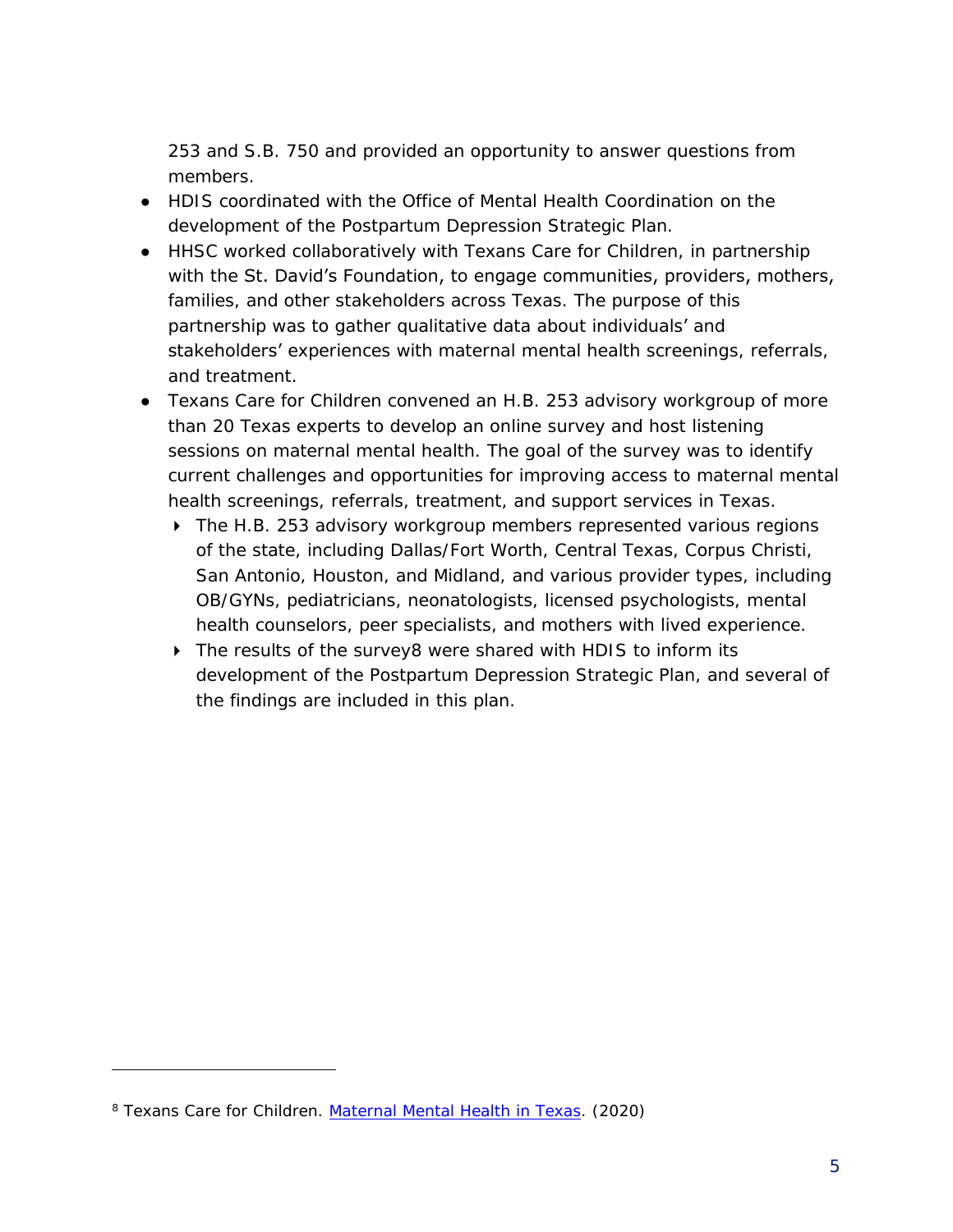253 and S.B. 750 and provided an opportunity to answer questions from members.

- HDIS coordinated with the Office of Mental Health Coordination on the development of the Postpartum Depression Strategic Plan.
- HHSC worked collaboratively with Texans Care for Children, in partnership with the St. David's Foundation, to engage communities, providers, mothers, families, and other stakeholders across Texas. The purpose of this partnership was to gather qualitative data about individuals' and stakeholders' experiences with maternal mental health screenings, referrals, and treatment.
- Texans Care for Children convened an H.B. 253 advisory workgroup of more than 20 Texas experts to develop an online survey and host listening sessions on maternal mental health. The goal of the survey was to identify current challenges and opportunities for improving access to maternal mental health screenings, referrals, treatment, and support services in Texas.
  - The H.B. 253 advisory workgroup members represented various regions of the state, including Dallas/Fort Worth, Central Texas, Corpus Christi, San Antonio, Houston, and Midland, and various provider types, including OB/GYNs, pediatricians, neonatologists, licensed psychologists, mental health counselors, peer specialists, and mothers with lived experience.
  - The results of the survey[8] were shared with HDIS to inform its development of the Postpartum Depression Strategic Plan, and several of the findings are included in this plan.

---

[8] Texans Care for Children. Maternal Mental Health in Texas. (2020)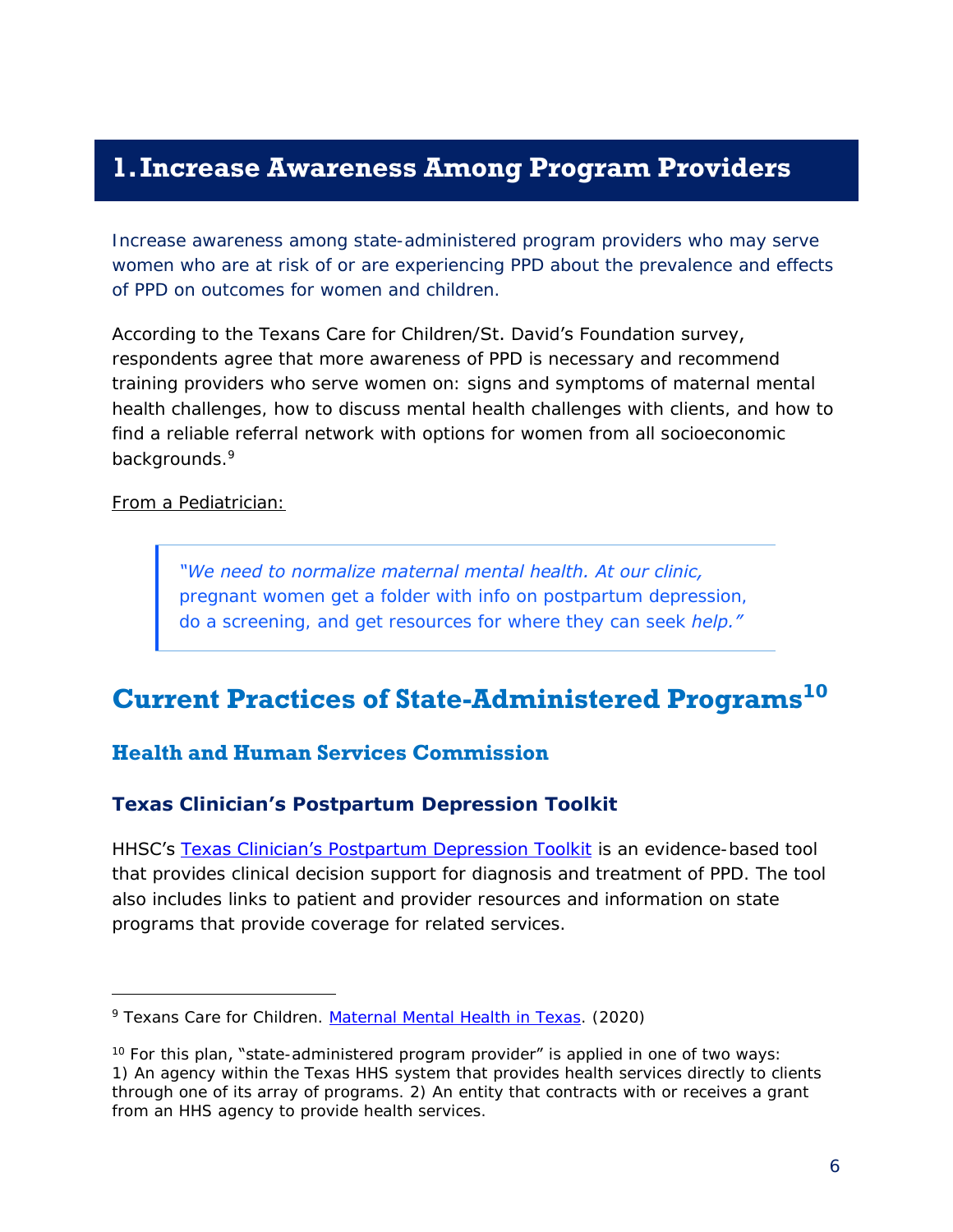# 1. Increase Awareness Among Program Providers

Increase awareness among state-administered program providers who may serve women who are at risk of or are experiencing PPD about the prevalence and effects of PPD on outcomes for women and children.

According to the Texans Care for Children/St. David's Foundation survey, respondents agree that more awareness of PPD is necessary and recommend training providers who serve women on: signs and symptoms of maternal mental health challenges, how to discuss mental health challenges with clients, and how to find a reliable referral network with options for women from all socioeconomic backgrounds.[9]

From a Pediatrician:

> *"We need to normalize maternal mental health. At our clinic,* pregnant women get a folder with info on postpartum depression, do a screening, and get resources for where they can seek *help."*

## Current Practices of State-Administered Programs[10]

### Health and Human Services Commission

#### Texas Clinician's Postpartum Depression Toolkit

HHSC's Texas Clinician's Postpartum Depression Toolkit is an evidence-based tool that provides clinical decision support for diagnosis and treatment of PPD. The tool also includes links to patient and provider resources and information on state programs that provide coverage for related services.

---

[9] Texans Care for Children. Maternal Mental Health in Texas. (2020)

[10] For this plan, "state-administered program provider" is applied in one of two ways: 1) An agency within the Texas HHS system that provides health services directly to clients through one of its array of programs. 2) An entity that contracts with or receives a grant from an HHS agency to provide health services.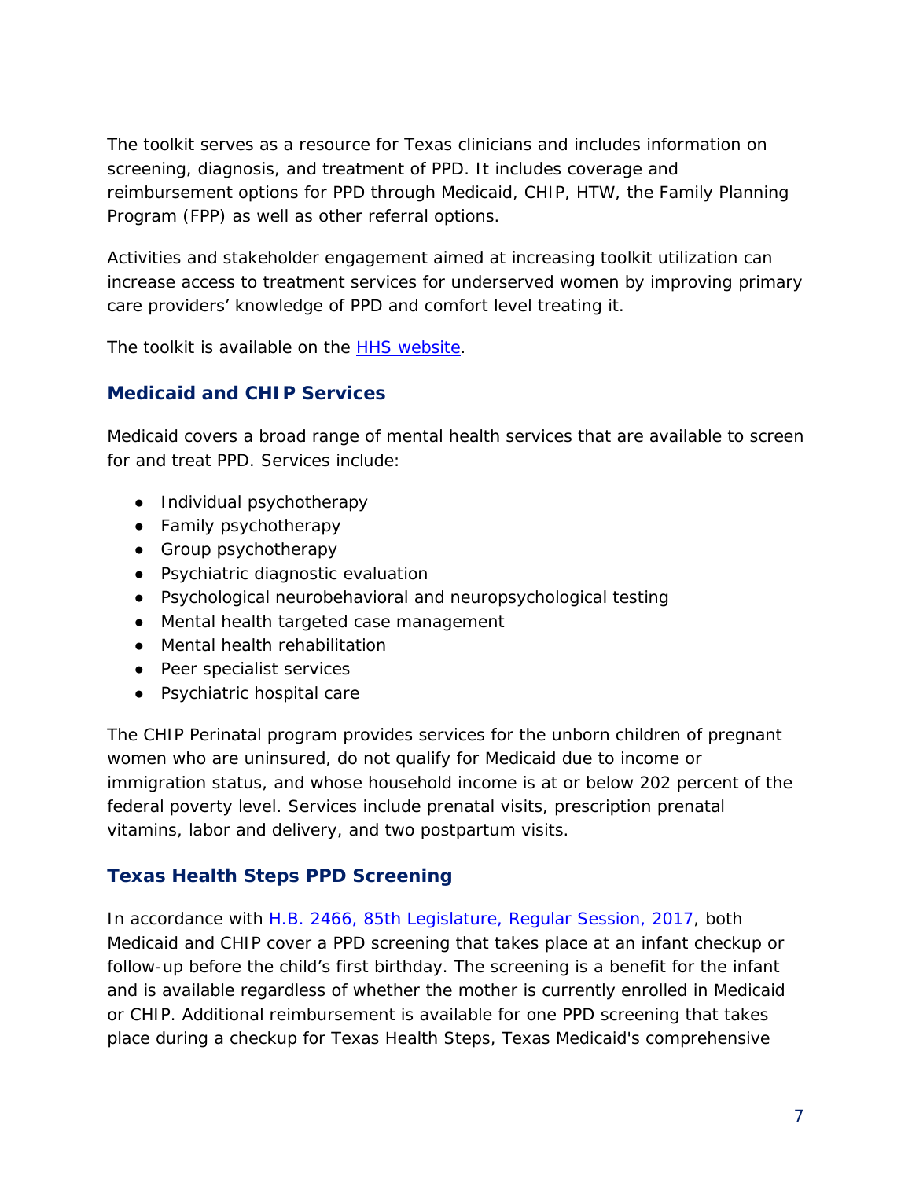The toolkit serves as a resource for Texas clinicians and includes information on screening, diagnosis, and treatment of PPD. It includes coverage and reimbursement options for PPD through Medicaid, CHIP, HTW, the Family Planning Program (FPP) as well as other referral options.

Activities and stakeholder engagement aimed at increasing toolkit utilization can increase access to treatment services for underserved women by improving primary care providers' knowledge of PPD and comfort level treating it.

The toolkit is available on the [HHS website](#).

## Medicaid and CHIP Services

Medicaid covers a broad range of mental health services that are available to screen for and treat PPD. Services include:

- Individual psychotherapy
- Family psychotherapy
- Group psychotherapy
- Psychiatric diagnostic evaluation
- Psychological neurobehavioral and neuropsychological testing
- Mental health targeted case management
- Mental health rehabilitation
- Peer specialist services
- Psychiatric hospital care

The CHIP Perinatal program provides services for the unborn children of pregnant women who are uninsured, do not qualify for Medicaid due to income or immigration status, and whose household income is at or below 202 percent of the federal poverty level. Services include prenatal visits, prescription prenatal vitamins, labor and delivery, and two postpartum visits.

## Texas Health Steps PPD Screening

In accordance with [H.B. 2466, 85th Legislature, Regular Session, 2017](#), both Medicaid and CHIP cover a PPD screening that takes place at an infant checkup or follow-up before the child's first birthday. The screening is a benefit for the infant and is available regardless of whether the mother is currently enrolled in Medicaid or CHIP. Additional reimbursement is available for one PPD screening that takes place during a checkup for Texas Health Steps, Texas Medicaid's comprehensive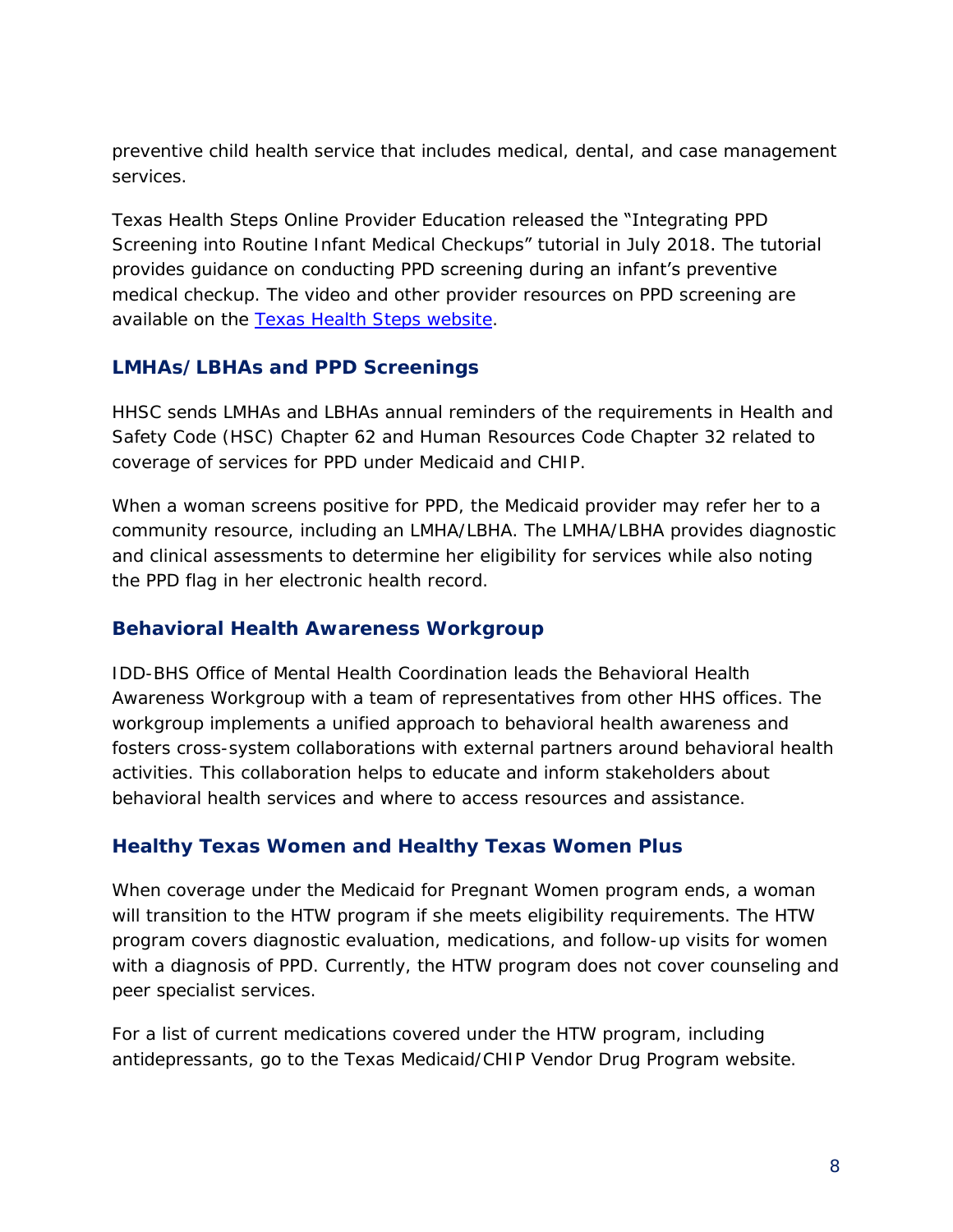preventive child health service that includes medical, dental, and case management services.

Texas Health Steps Online Provider Education released the “Integrating PPD Screening into Routine Infant Medical Checkups” tutorial in July 2018. The tutorial provides guidance on conducting PPD screening during an infant’s preventive medical checkup. The video and other provider resources on PPD screening are available on the [Texas Health Steps website](#).

### LMHAs/LBHAs and PPD Screenings

HHSC sends LMHAs and LBHAs annual reminders of the requirements in Health and Safety Code (HSC) Chapter 62 and Human Resources Code Chapter 32 related to coverage of services for PPD under Medicaid and CHIP.

When a woman screens positive for PPD, the Medicaid provider may refer her to a community resource, including an LMHA/LBHA. The LMHA/LBHA provides diagnostic and clinical assessments to determine her eligibility for services while also noting the PPD flag in her electronic health record.

### Behavioral Health Awareness Workgroup

IDD-BHS Office of Mental Health Coordination leads the Behavioral Health Awareness Workgroup with a team of representatives from other HHS offices. The workgroup implements a unified approach to behavioral health awareness and fosters cross-system collaborations with external partners around behavioral health activities. This collaboration helps to educate and inform stakeholders about behavioral health services and where to access resources and assistance.

### Healthy Texas Women and Healthy Texas Women Plus

When coverage under the Medicaid for Pregnant Women program ends, a woman will transition to the HTW program if she meets eligibility requirements. The HTW program covers diagnostic evaluation, medications, and follow-up visits for women with a diagnosis of PPD. Currently, the HTW program does not cover counseling and peer specialist services.

For a list of current medications covered under the HTW program, including antidepressants, go to the Texas Medicaid/CHIP Vendor Drug Program website.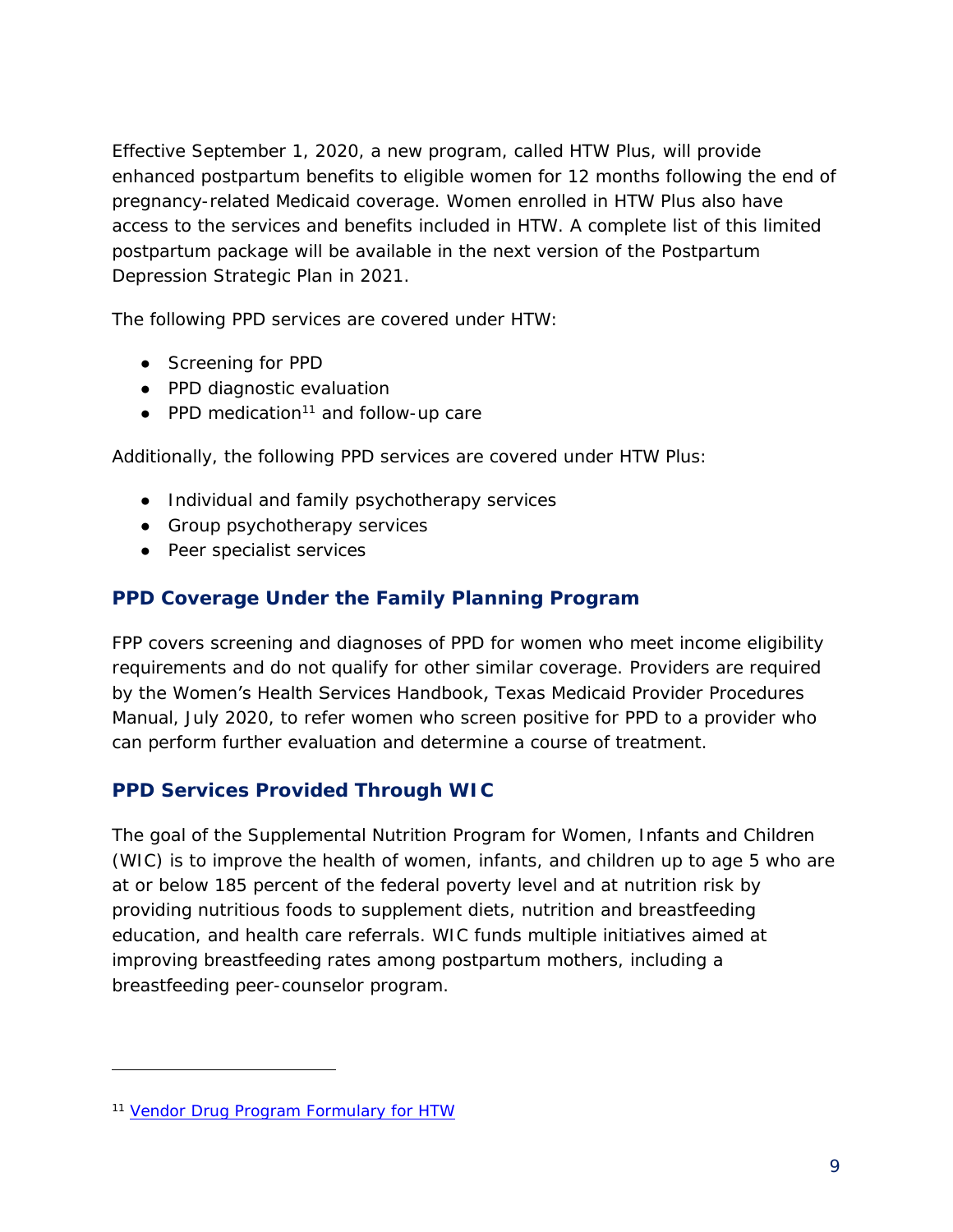Effective September 1, 2020, a new program, called HTW Plus, will provide enhanced postpartum benefits to eligible women for 12 months following the end of pregnancy-related Medicaid coverage. Women enrolled in HTW Plus also have access to the services and benefits included in HTW. A complete list of this limited postpartum package will be available in the next version of the Postpartum Depression Strategic Plan in 2021.

The following PPD services are covered under HTW:

- Screening for PPD
- PPD diagnostic evaluation
- PPD medication[11] and follow-up care

Additionally, the following PPD services are covered under HTW Plus:

- Individual and family psychotherapy services
- Group psychotherapy services
- Peer specialist services

### PPD Coverage Under the Family Planning Program

FPP covers screening and diagnoses of PPD for women who meet income eligibility requirements and do not qualify for other similar coverage. Providers are required by the Women's Health Services Handbook, Texas Medicaid Provider Procedures Manual, July 2020, to refer women who screen positive for PPD to a provider who can perform further evaluation and determine a course of treatment.

### PPD Services Provided Through WIC

The goal of the Supplemental Nutrition Program for Women, Infants and Children (WIC) is to improve the health of women, infants, and children up to age 5 who are at or below 185 percent of the federal poverty level and at nutrition risk by providing nutritious foods to supplement diets, nutrition and breastfeeding education, and health care referrals. WIC funds multiple initiatives aimed at improving breastfeeding rates among postpartum mothers, including a breastfeeding peer-counselor program.

---

[11] Vendor Drug Program Formulary for HTW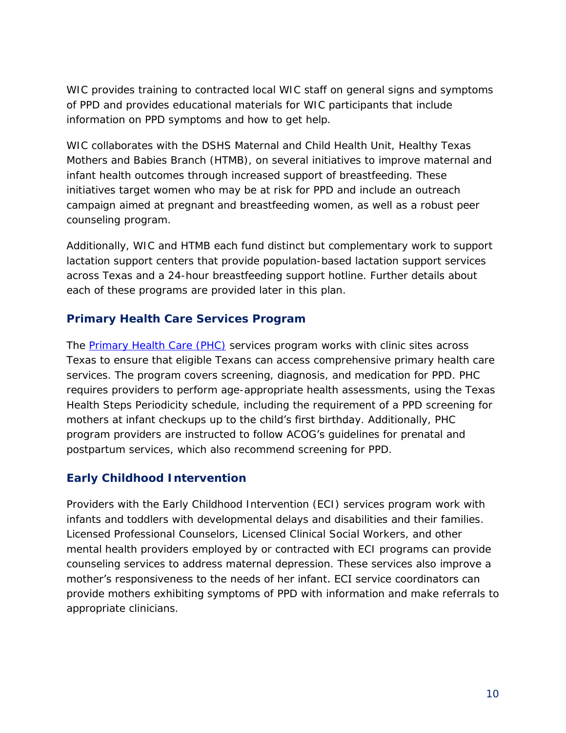WIC provides training to contracted local WIC staff on general signs and symptoms of PPD and provides educational materials for WIC participants that include information on PPD symptoms and how to get help.

WIC collaborates with the DSHS Maternal and Child Health Unit, Healthy Texas Mothers and Babies Branch (HTMB), on several initiatives to improve maternal and infant health outcomes through increased support of breastfeeding. These initiatives target women who may be at risk for PPD and include an outreach campaign aimed at pregnant and breastfeeding women, as well as a robust peer counseling program.

Additionally, WIC and HTMB each fund distinct but complementary work to support lactation support centers that provide population-based lactation support services across Texas and a 24-hour breastfeeding support hotline. Further details about each of these programs are provided later in this plan.

### Primary Health Care Services Program

The [Primary Health Care (PHC)] services program works with clinic sites across Texas to ensure that eligible Texans can access comprehensive primary health care services. The program covers screening, diagnosis, and medication for PPD. PHC requires providers to perform age-appropriate health assessments, using the Texas Health Steps Periodicity schedule, including the requirement of a PPD screening for mothers at infant checkups up to the child's first birthday. Additionally, PHC program providers are instructed to follow ACOG's guidelines for prenatal and postpartum services, which also recommend screening for PPD.

### Early Childhood Intervention

Providers with the Early Childhood Intervention (ECI) services program work with infants and toddlers with developmental delays and disabilities and their families. Licensed Professional Counselors, Licensed Clinical Social Workers, and other mental health providers employed by or contracted with ECI programs can provide counseling services to address maternal depression. These services also improve a mother's responsiveness to the needs of her infant. ECI service coordinators can provide mothers exhibiting symptoms of PPD with information and make referrals to appropriate clinicians.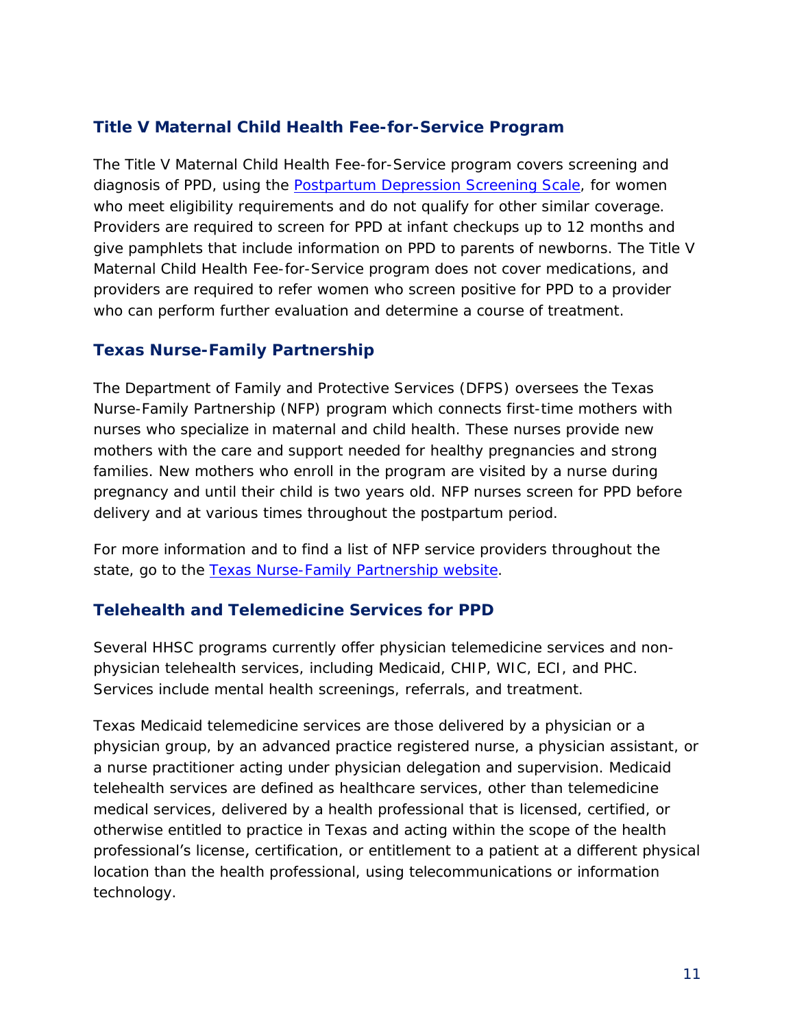### Title V Maternal Child Health Fee-for-Service Program

The Title V Maternal Child Health Fee-for-Service program covers screening and diagnosis of PPD, using the [Postpartum Depression Screening Scale](), for women who meet eligibility requirements and do not qualify for other similar coverage. Providers are required to screen for PPD at infant checkups up to 12 months and give pamphlets that include information on PPD to parents of newborns. The Title V Maternal Child Health Fee-for-Service program does not cover medications, and providers are required to refer women who screen positive for PPD to a provider who can perform further evaluation and determine a course of treatment.

### Texas Nurse-Family Partnership

The Department of Family and Protective Services (DFPS) oversees the Texas Nurse-Family Partnership (NFP) program which connects first-time mothers with nurses who specialize in maternal and child health. These nurses provide new mothers with the care and support needed for healthy pregnancies and strong families. New mothers who enroll in the program are visited by a nurse during pregnancy and until their child is two years old. NFP nurses screen for PPD before delivery and at various times throughout the postpartum period.

For more information and to find a list of NFP service providers throughout the state, go to the [Texas Nurse-Family Partnership website]().

### Telehealth and Telemedicine Services for PPD

Several HHSC programs currently offer physician telemedicine services and non-physician telehealth services, including Medicaid, CHIP, WIC, ECI, and PHC. Services include mental health screenings, referrals, and treatment.

Texas Medicaid telemedicine services are those delivered by a physician or a physician group, by an advanced practice registered nurse, a physician assistant, or a nurse practitioner acting under physician delegation and supervision. Medicaid telehealth services are defined as healthcare services, other than telemedicine medical services, delivered by a health professional that is licensed, certified, or otherwise entitled to practice in Texas and acting within the scope of the health professional's license, certification, or entitlement to a patient at a different physical location than the health professional, using telecommunications or information technology.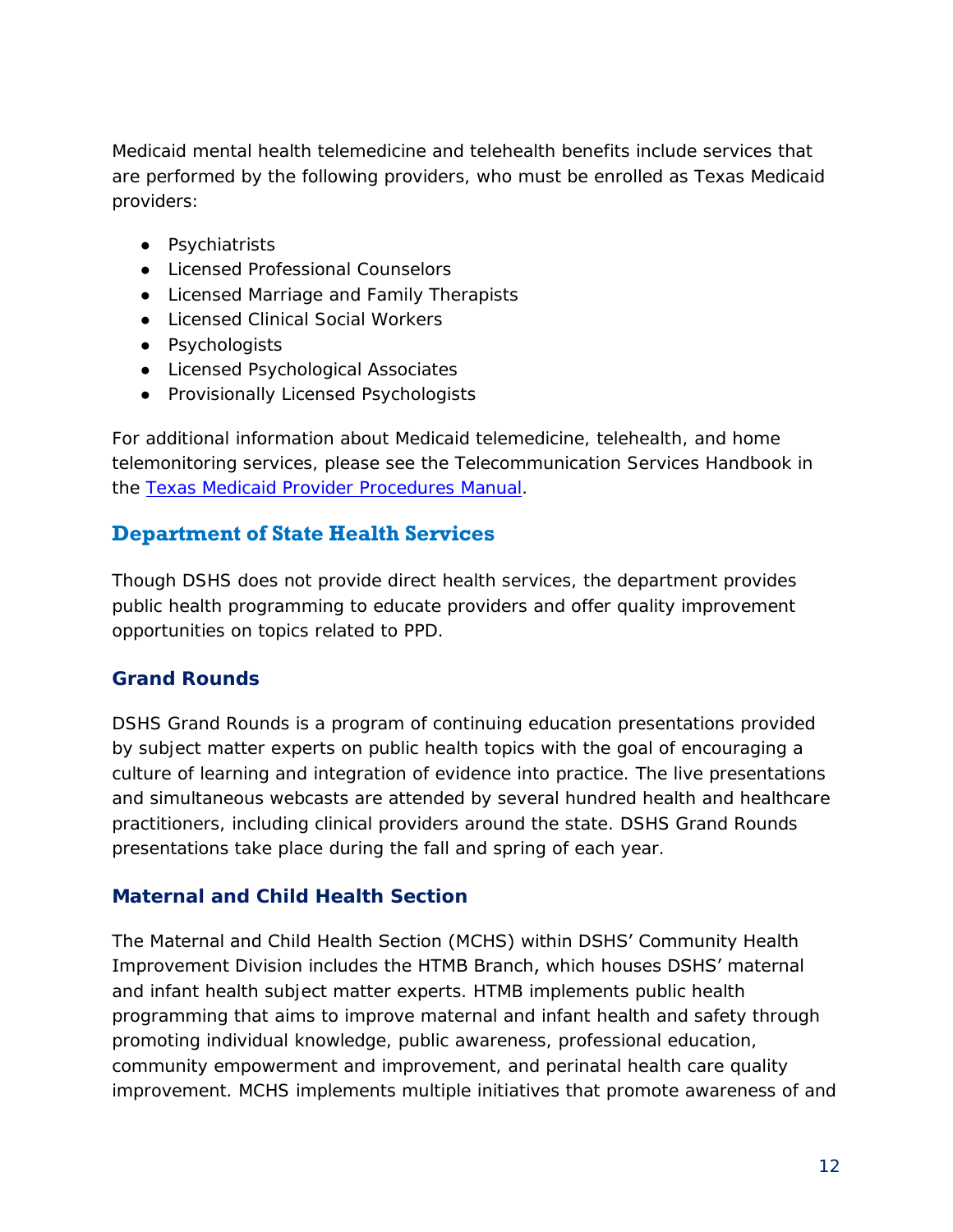Medicaid mental health telemedicine and telehealth benefits include services that are performed by the following providers, who must be enrolled as Texas Medicaid providers:

- Psychiatrists
- Licensed Professional Counselors
- Licensed Marriage and Family Therapists
- Licensed Clinical Social Workers
- Psychologists
- Licensed Psychological Associates
- Provisionally Licensed Psychologists

For additional information about Medicaid telemedicine, telehealth, and home telemonitoring services, please see the Telecommunication Services Handbook in the [Texas Medicaid Provider Procedures Manual](Texas Medicaid Provider Procedures Manual).

## Department of State Health Services

Though DSHS does not provide direct health services, the department provides public health programming to educate providers and offer quality improvement opportunities on topics related to PPD.

### Grand Rounds

DSHS Grand Rounds is a program of continuing education presentations provided by subject matter experts on public health topics with the goal of encouraging a culture of learning and integration of evidence into practice. The live presentations and simultaneous webcasts are attended by several hundred health and healthcare practitioners, including clinical providers around the state. DSHS Grand Rounds presentations take place during the fall and spring of each year.

### Maternal and Child Health Section

The Maternal and Child Health Section (MCHS) within DSHS' Community Health Improvement Division includes the HTMB Branch, which houses DSHS' maternal and infant health subject matter experts. HTMB implements public health programming that aims to improve maternal and infant health and safety through promoting individual knowledge, public awareness, professional education, community empowerment and improvement, and perinatal health care quality improvement. MCHS implements multiple initiatives that promote awareness of and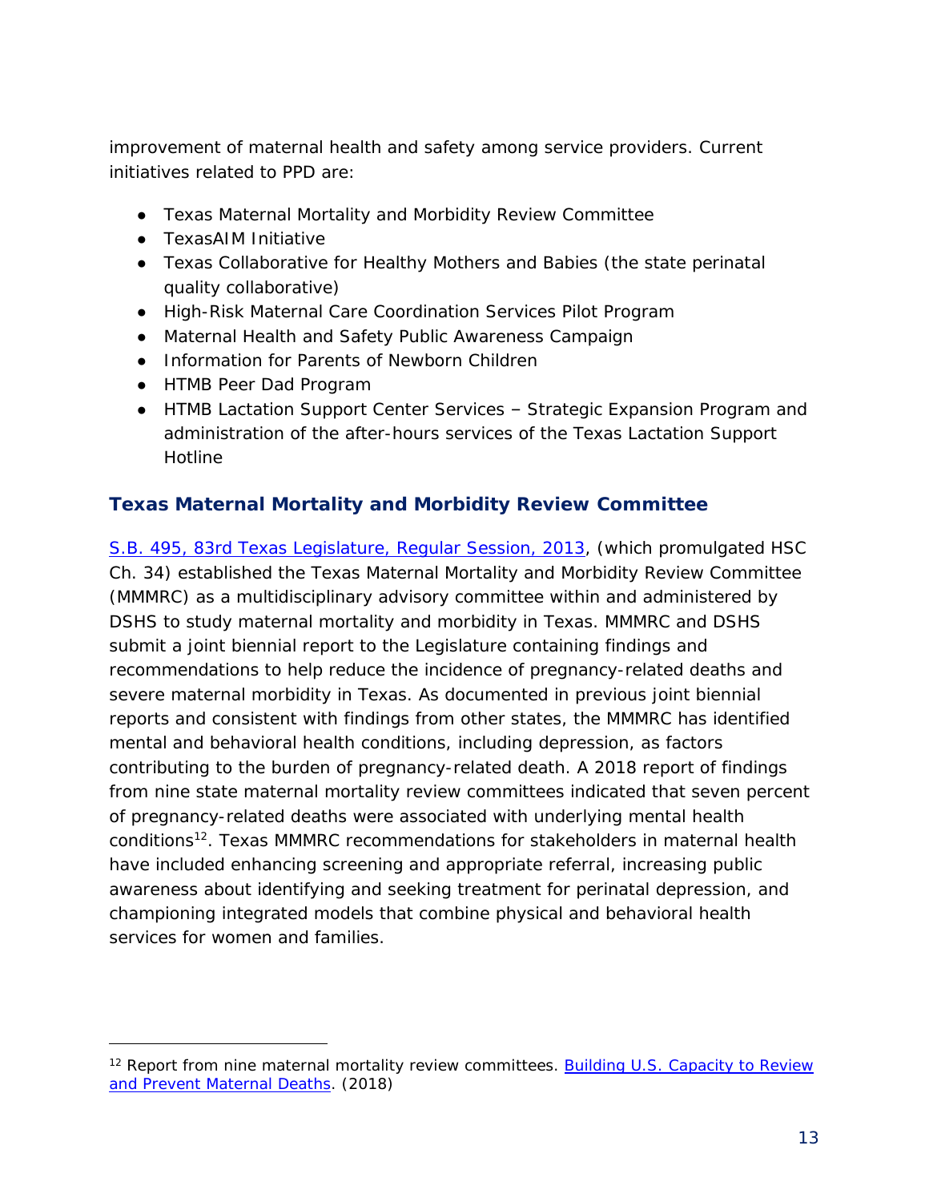improvement of maternal health and safety among service providers. Current initiatives related to PPD are:

- Texas Maternal Mortality and Morbidity Review Committee
- TexasAIM Initiative
- Texas Collaborative for Healthy Mothers and Babies (the state perinatal quality collaborative)
- High-Risk Maternal Care Coordination Services Pilot Program
- Maternal Health and Safety Public Awareness Campaign
- Information for Parents of Newborn Children
- HTMB Peer Dad Program
- HTMB Lactation Support Center Services – Strategic Expansion Program and administration of the after-hours services of the Texas Lactation Support Hotline

### Texas Maternal Mortality and Morbidity Review Committee

S.B. 495, 83rd Texas Legislature, Regular Session, 2013, (which promulgated HSC Ch. 34) established the Texas Maternal Mortality and Morbidity Review Committee (MMMRC) as a multidisciplinary advisory committee within and administered by DSHS to study maternal mortality and morbidity in Texas. MMMRC and DSHS submit a joint biennial report to the Legislature containing findings and recommendations to help reduce the incidence of pregnancy-related deaths and severe maternal morbidity in Texas. As documented in previous joint biennial reports and consistent with findings from other states, the MMMRC has identified mental and behavioral health conditions, including depression, as factors contributing to the burden of pregnancy-related death. A 2018 report of findings from nine state maternal mortality review committees indicated that seven percent of pregnancy-related deaths were associated with underlying mental health conditions[12]. Texas MMMRC recommendations for stakeholders in maternal health have included enhancing screening and appropriate referral, increasing public awareness about identifying and seeking treatment for perinatal depression, and championing integrated models that combine physical and behavioral health services for women and families.

---

[12] Report from nine maternal mortality review committees. Building U.S. Capacity to Review and Prevent Maternal Deaths. (2018)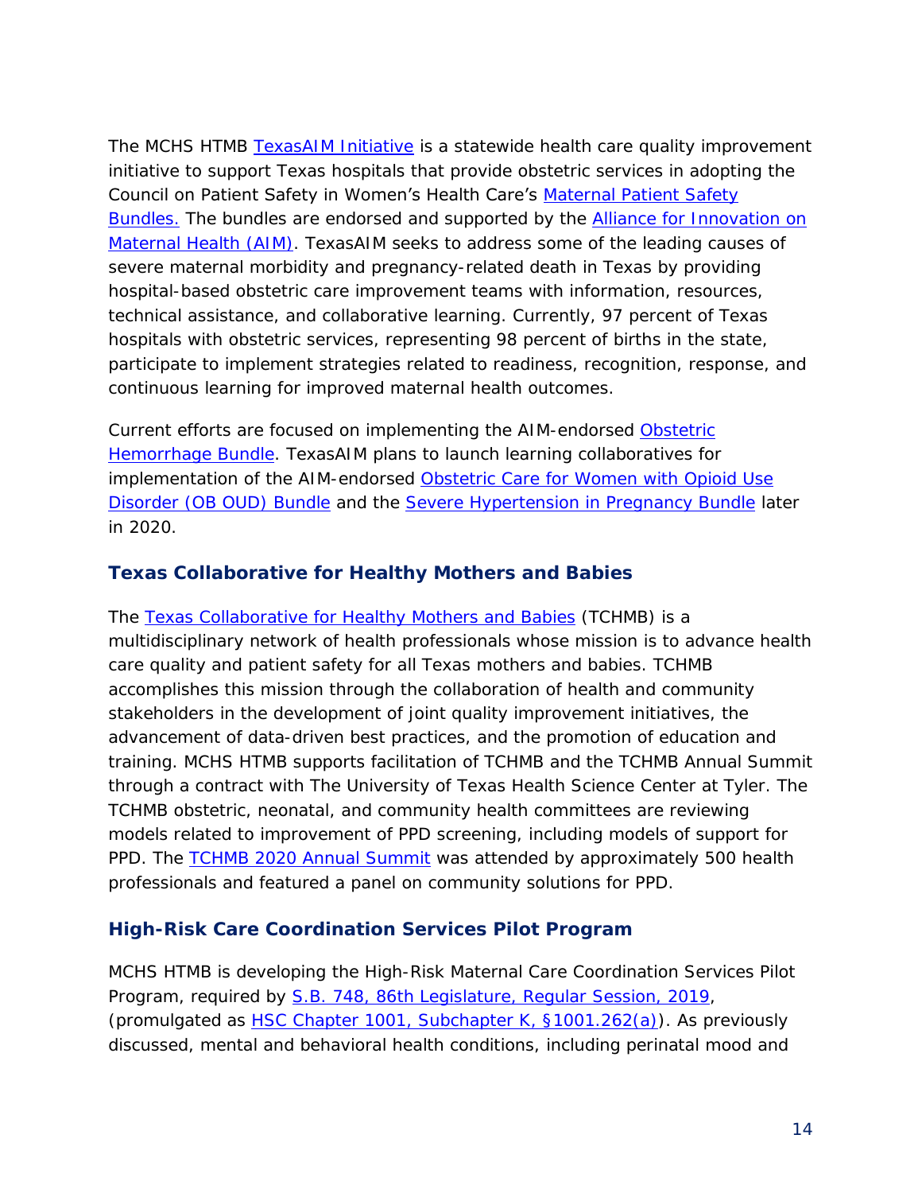The MCHS HTMB [TexasAIM Initiative](#) is a statewide health care quality improvement initiative to support Texas hospitals that provide obstetric services in adopting the Council on Patient Safety in Women's Health Care's [Maternal Patient Safety Bundles.](#) The bundles are endorsed and supported by the [Alliance for Innovation on Maternal Health (AIM)](#). TexasAIM seeks to address some of the leading causes of severe maternal morbidity and pregnancy-related death in Texas by providing hospital-based obstetric care improvement teams with information, resources, technical assistance, and collaborative learning. Currently, 97 percent of Texas hospitals with obstetric services, representing 98 percent of births in the state, participate to implement strategies related to readiness, recognition, response, and continuous learning for improved maternal health outcomes.

Current efforts are focused on implementing the AIM-endorsed [Obstetric Hemorrhage Bundle](#). TexasAIM plans to launch learning collaboratives for implementation of the AIM-endorsed [Obstetric Care for Women with Opioid Use Disorder (OB OUD) Bundle](#) and the [Severe Hypertension in Pregnancy Bundle](#) later in 2020.

### Texas Collaborative for Healthy Mothers and Babies

The [Texas Collaborative for Healthy Mothers and Babies](#) (TCHMB) is a multidisciplinary network of health professionals whose mission is to advance health care quality and patient safety for all Texas mothers and babies. TCHMB accomplishes this mission through the collaboration of health and community stakeholders in the development of joint quality improvement initiatives, the advancement of data-driven best practices, and the promotion of education and training. MCHS HTMB supports facilitation of TCHMB and the TCHMB Annual Summit through a contract with The University of Texas Health Science Center at Tyler. The TCHMB obstetric, neonatal, and community health committees are reviewing models related to improvement of PPD screening, including models of support for PPD. The [TCHMB 2020 Annual Summit](#) was attended by approximately 500 health professionals and featured a panel on community solutions for PPD.

### High-Risk Care Coordination Services Pilot Program

MCHS HTMB is developing the High-Risk Maternal Care Coordination Services Pilot Program, required by [S.B. 748, 86th Legislature, Regular Session, 2019](#), (promulgated as [HSC Chapter 1001, Subchapter K, §1001.262(a)](#)). As previously discussed, mental and behavioral health conditions, including perinatal mood and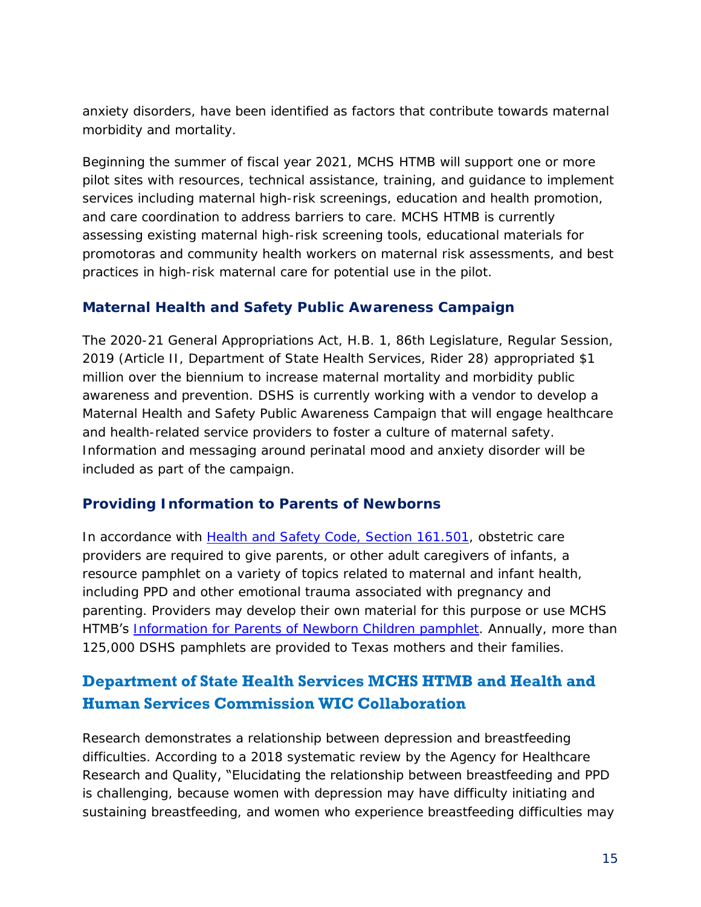anxiety disorders, have been identified as factors that contribute towards maternal morbidity and mortality.

Beginning the summer of fiscal year 2021, MCHS HTMB will support one or more pilot sites with resources, technical assistance, training, and guidance to implement services including maternal high-risk screenings, education and health promotion, and care coordination to address barriers to care. MCHS HTMB is currently assessing existing maternal high-risk screening tools, educational materials for promotoras and community health workers on maternal risk assessments, and best practices in high-risk maternal care for potential use in the pilot.

### Maternal Health and Safety Public Awareness Campaign

The 2020-21 General Appropriations Act, H.B. 1, 86th Legislature, Regular Session, 2019 (Article II, Department of State Health Services, Rider 28) appropriated $1 million over the biennium to increase maternal mortality and morbidity public awareness and prevention. DSHS is currently working with a vendor to develop a Maternal Health and Safety Public Awareness Campaign that will engage healthcare and health-related service providers to foster a culture of maternal safety. Information and messaging around perinatal mood and anxiety disorder will be included as part of the campaign.

### Providing Information to Parents of Newborns

In accordance with Health and Safety Code, Section 161.501, obstetric care providers are required to give parents, or other adult caregivers of infants, a resource pamphlet on a variety of topics related to maternal and infant health, including PPD and other emotional trauma associated with pregnancy and parenting. Providers may develop their own material for this purpose or use MCHS HTMB's Information for Parents of Newborn Children pamphlet. Annually, more than 125,000 DSHS pamphlets are provided to Texas mothers and their families.

## Department of State Health Services MCHS HTMB and Health and Human Services Commission WIC Collaboration

Research demonstrates a relationship between depression and breastfeeding difficulties. According to a 2018 systematic review by the Agency for Healthcare Research and Quality, "Elucidating the relationship between breastfeeding and PPD is challenging, because women with depression may have difficulty initiating and sustaining breastfeeding, and women who experience breastfeeding difficulties may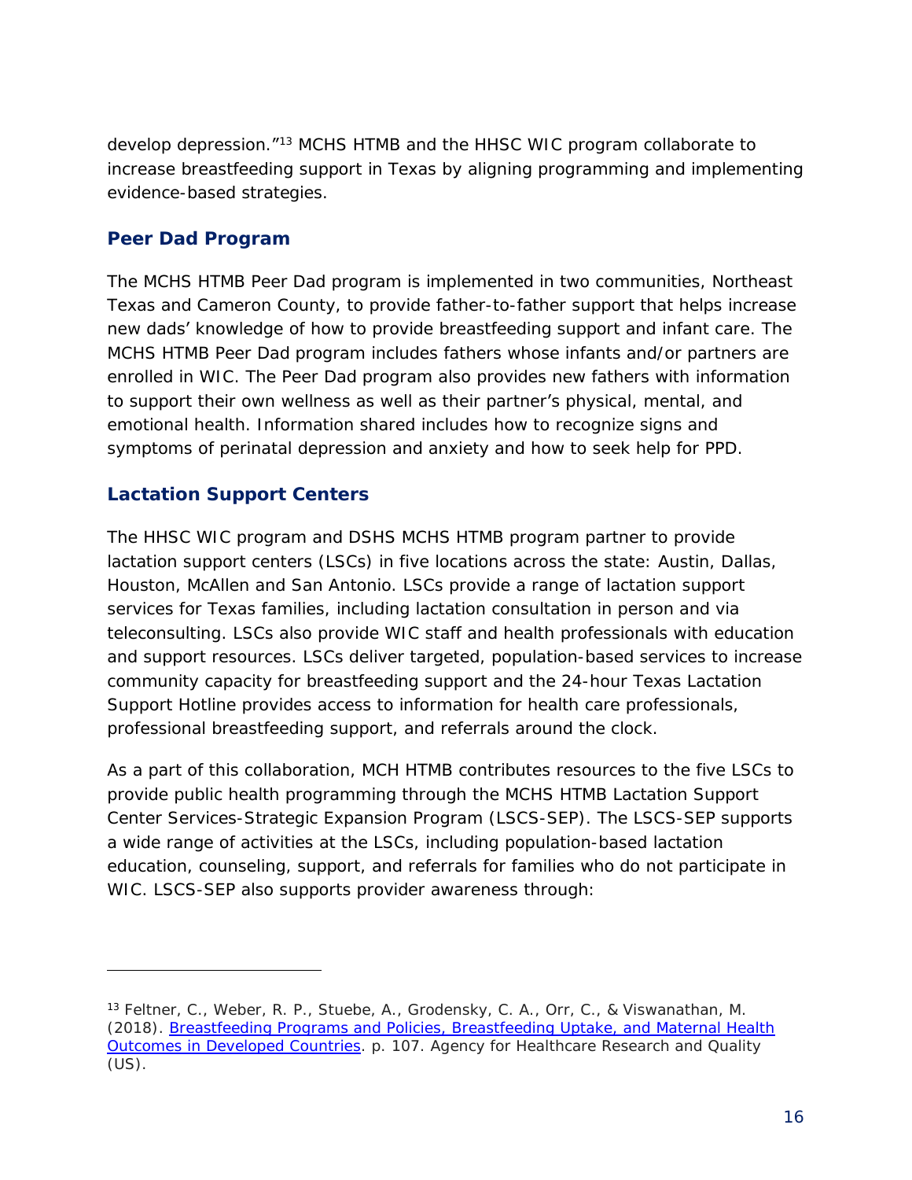develop depression."[13] MCHS HTMB and the HHSC WIC program collaborate to increase breastfeeding support in Texas by aligning programming and implementing evidence-based strategies.

### Peer Dad Program

The MCHS HTMB Peer Dad program is implemented in two communities, Northeast Texas and Cameron County, to provide father-to-father support that helps increase new dads' knowledge of how to provide breastfeeding support and infant care. The MCHS HTMB Peer Dad program includes fathers whose infants and/or partners are enrolled in WIC. The Peer Dad program also provides new fathers with information to support their own wellness as well as their partner's physical, mental, and emotional health. Information shared includes how to recognize signs and symptoms of perinatal depression and anxiety and how to seek help for PPD.

### Lactation Support Centers

The HHSC WIC program and DSHS MCHS HTMB program partner to provide lactation support centers (LSCs) in five locations across the state: Austin, Dallas, Houston, McAllen and San Antonio. LSCs provide a range of lactation support services for Texas families, including lactation consultation in person and via teleconsulting. LSCs also provide WIC staff and health professionals with education and support resources. LSCs deliver targeted, population-based services to increase community capacity for breastfeeding support and the 24-hour Texas Lactation Support Hotline provides access to information for health care professionals, professional breastfeeding support, and referrals around the clock.

As a part of this collaboration, MCH HTMB contributes resources to the five LSCs to provide public health programming through the MCHS HTMB Lactation Support Center Services-Strategic Expansion Program (LSCS-SEP). The LSCS-SEP supports a wide range of activities at the LSCs, including population-based lactation education, counseling, support, and referrals for families who do not participate in WIC. LSCS-SEP also supports provider awareness through:

---

[13] Feltner, C., Weber, R. P., Stuebe, A., Grodensky, C. A., Orr, C., & Viswanathan, M. (2018). Breastfeeding Programs and Policies, Breastfeeding Uptake, and Maternal Health Outcomes in Developed Countries. p. 107. Agency for Healthcare Research and Quality (US).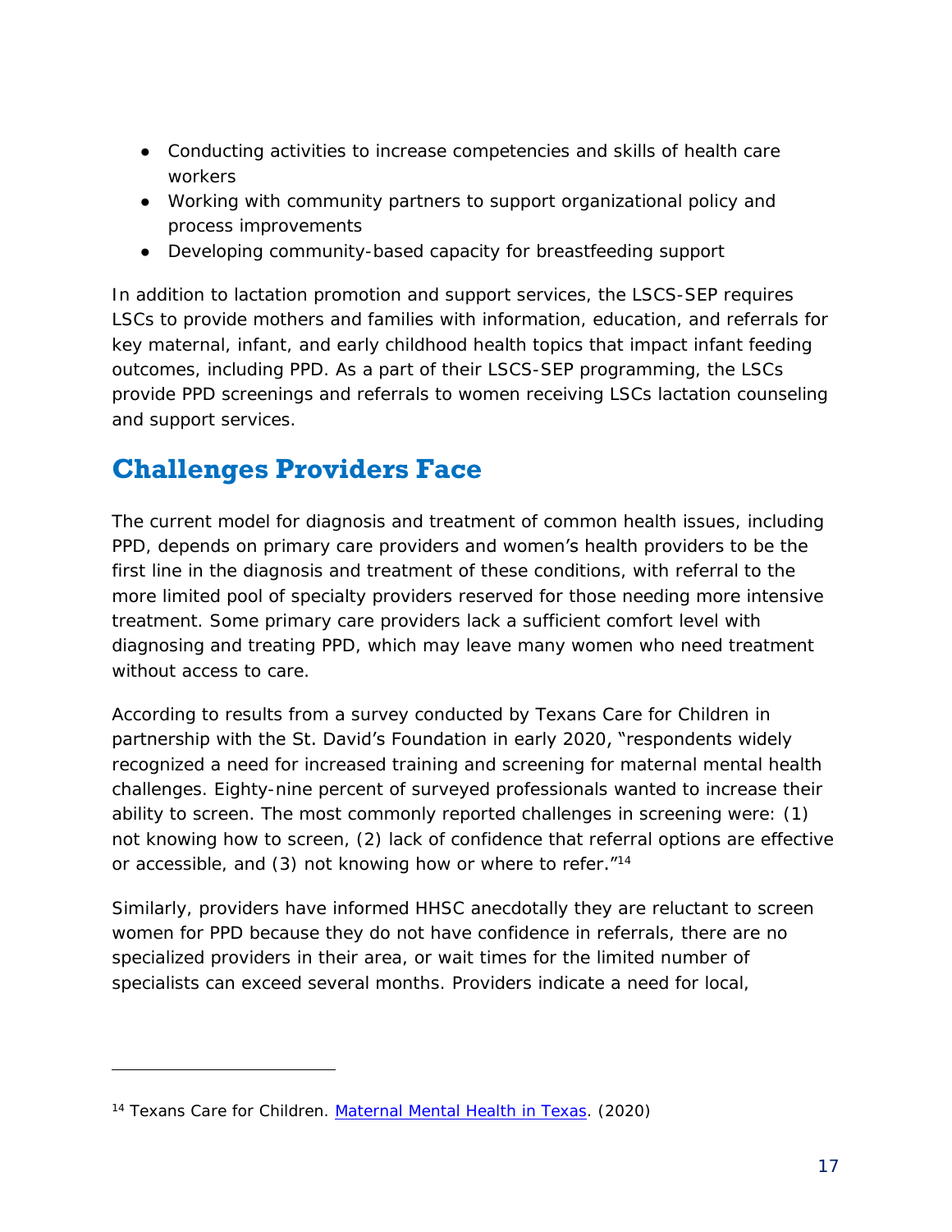- Conducting activities to increase competencies and skills of health care workers
- Working with community partners to support organizational policy and process improvements
- Developing community-based capacity for breastfeeding support

In addition to lactation promotion and support services, the LSCS-SEP requires LSCs to provide mothers and families with information, education, and referrals for key maternal, infant, and early childhood health topics that impact infant feeding outcomes, including PPD. As a part of their LSCS-SEP programming, the LSCs provide PPD screenings and referrals to women receiving LSCs lactation counseling and support services.

## Challenges Providers Face

The current model for diagnosis and treatment of common health issues, including PPD, depends on primary care providers and women's health providers to be the first line in the diagnosis and treatment of these conditions, with referral to the more limited pool of specialty providers reserved for those needing more intensive treatment. Some primary care providers lack a sufficient comfort level with diagnosing and treating PPD, which may leave many women who need treatment without access to care.

According to results from a survey conducted by Texans Care for Children in partnership with the St. David's Foundation in early 2020, "respondents widely recognized a need for increased training and screening for maternal mental health challenges. Eighty-nine percent of surveyed professionals wanted to increase their ability to screen. The most commonly reported challenges in screening were: (1) not knowing how to screen, (2) lack of confidence that referral options are effective or accessible, and (3) not knowing how or where to refer."[14]

Similarly, providers have informed HHSC anecdotally they are reluctant to screen women for PPD because they do not have confidence in referrals, there are no specialized providers in their area, or wait times for the limited number of specialists can exceed several months. Providers indicate a need for local,

---

[14] Texans Care for Children. Maternal Mental Health in Texas. (2020)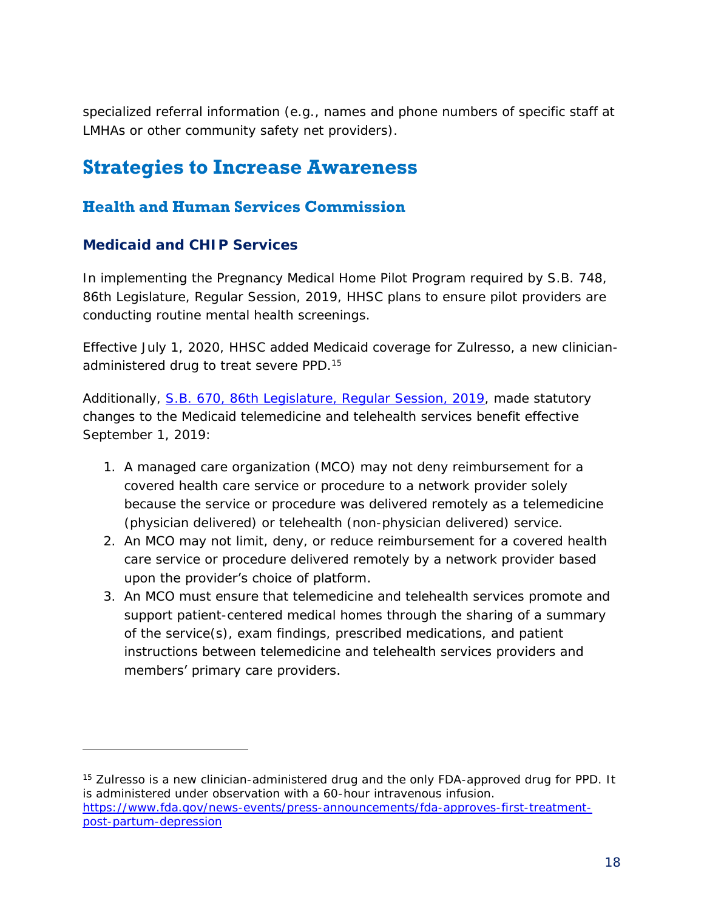specialized referral information (e.g., names and phone numbers of specific staff at LMHAs or other community safety net providers).

# Strategies to Increase Awareness

## Health and Human Services Commission

### Medicaid and CHIP Services

In implementing the Pregnancy Medical Home Pilot Program required by S.B. 748, 86th Legislature, Regular Session, 2019, HHSC plans to ensure pilot providers are conducting routine mental health screenings.

Effective July 1, 2020, HHSC added Medicaid coverage for Zulresso, a new clinician-administered drug to treat severe PPD.[15]

Additionally, [S.B. 670, 86th Legislature, Regular Session, 2019](), made statutory changes to the Medicaid telemedicine and telehealth services benefit effective September 1, 2019:

1. A managed care organization (MCO) may not deny reimbursement for a covered health care service or procedure to a network provider solely because the service or procedure was delivered remotely as a telemedicine (physician delivered) or telehealth (non-physician delivered) service.
2. An MCO may not limit, deny, or reduce reimbursement for a covered health care service or procedure delivered remotely by a network provider based upon the provider's choice of platform.
3. An MCO must ensure that telemedicine and telehealth services promote and support patient-centered medical homes through the sharing of a summary of the service(s), exam findings, prescribed medications, and patient instructions between telemedicine and telehealth services providers and members' primary care providers.

---

[15] Zulresso is a new clinician-administered drug and the only FDA-approved drug for PPD. It is administered under observation with a 60-hour intravenous infusion. https://www.fda.gov/news-events/press-announcements/fda-approves-first-treatment-post-partum-depression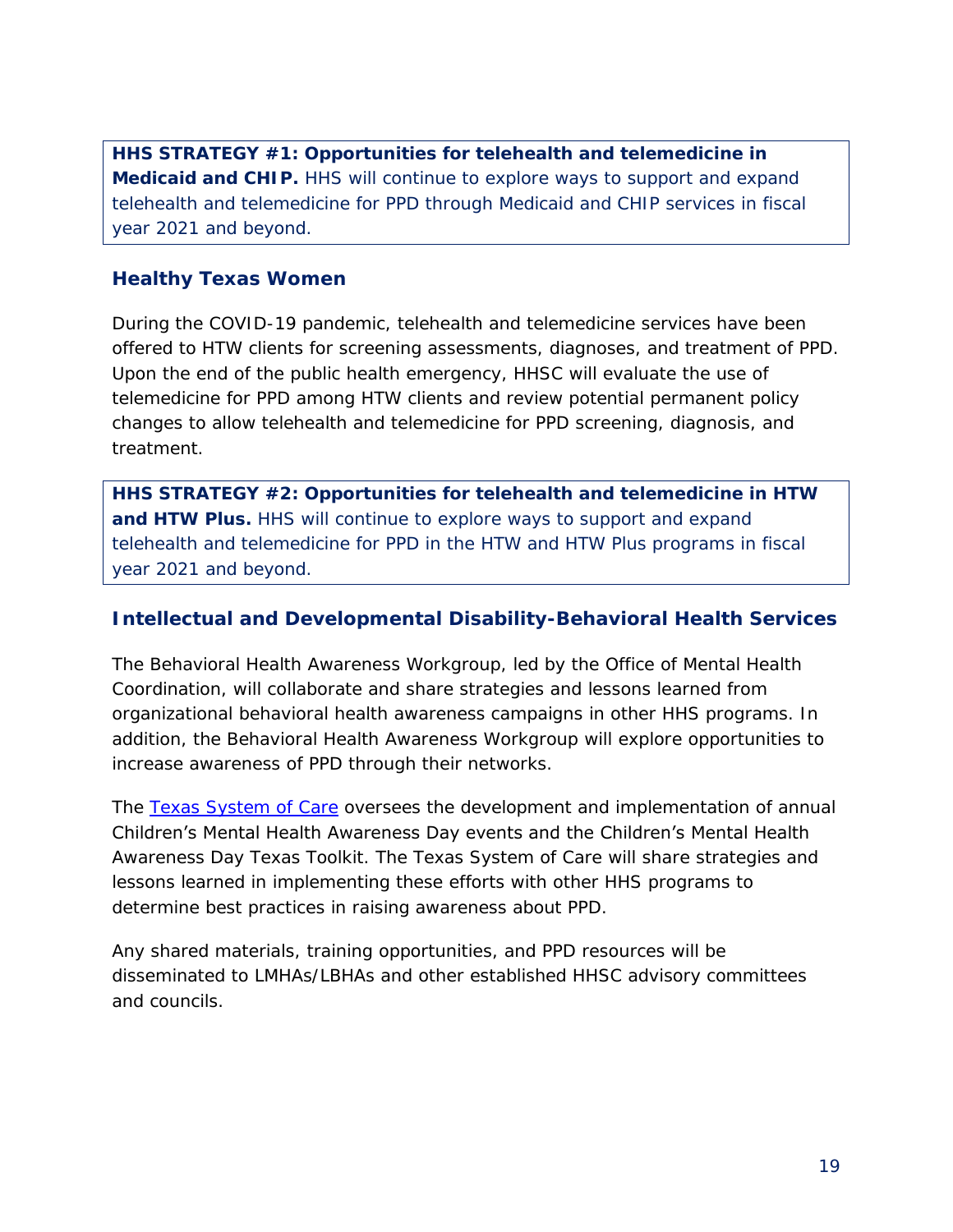**HHS STRATEGY #1: Opportunities for telehealth and telemedicine in Medicaid and CHIP.** HHS will continue to explore ways to support and expand telehealth and telemedicine for PPD through Medicaid and CHIP services in fiscal year 2021 and beyond.

### Healthy Texas Women

During the COVID-19 pandemic, telehealth and telemedicine services have been offered to HTW clients for screening assessments, diagnoses, and treatment of PPD. Upon the end of the public health emergency, HHSC will evaluate the use of telemedicine for PPD among HTW clients and review potential permanent policy changes to allow telehealth and telemedicine for PPD screening, diagnosis, and treatment.

**HHS STRATEGY #2: Opportunities for telehealth and telemedicine in HTW and HTW Plus.** HHS will continue to explore ways to support and expand telehealth and telemedicine for PPD in the HTW and HTW Plus programs in fiscal year 2021 and beyond.

### Intellectual and Developmental Disability-Behavioral Health Services

The Behavioral Health Awareness Workgroup, led by the Office of Mental Health Coordination, will collaborate and share strategies and lessons learned from organizational behavioral health awareness campaigns in other HHS programs. In addition, the Behavioral Health Awareness Workgroup will explore opportunities to increase awareness of PPD through their networks.

The Texas System of Care oversees the development and implementation of annual Children's Mental Health Awareness Day events and the Children's Mental Health Awareness Day Texas Toolkit. The Texas System of Care will share strategies and lessons learned in implementing these efforts with other HHS programs to determine best practices in raising awareness about PPD.

Any shared materials, training opportunities, and PPD resources will be disseminated to LMHAs/LBHAs and other established HHSC advisory committees and councils.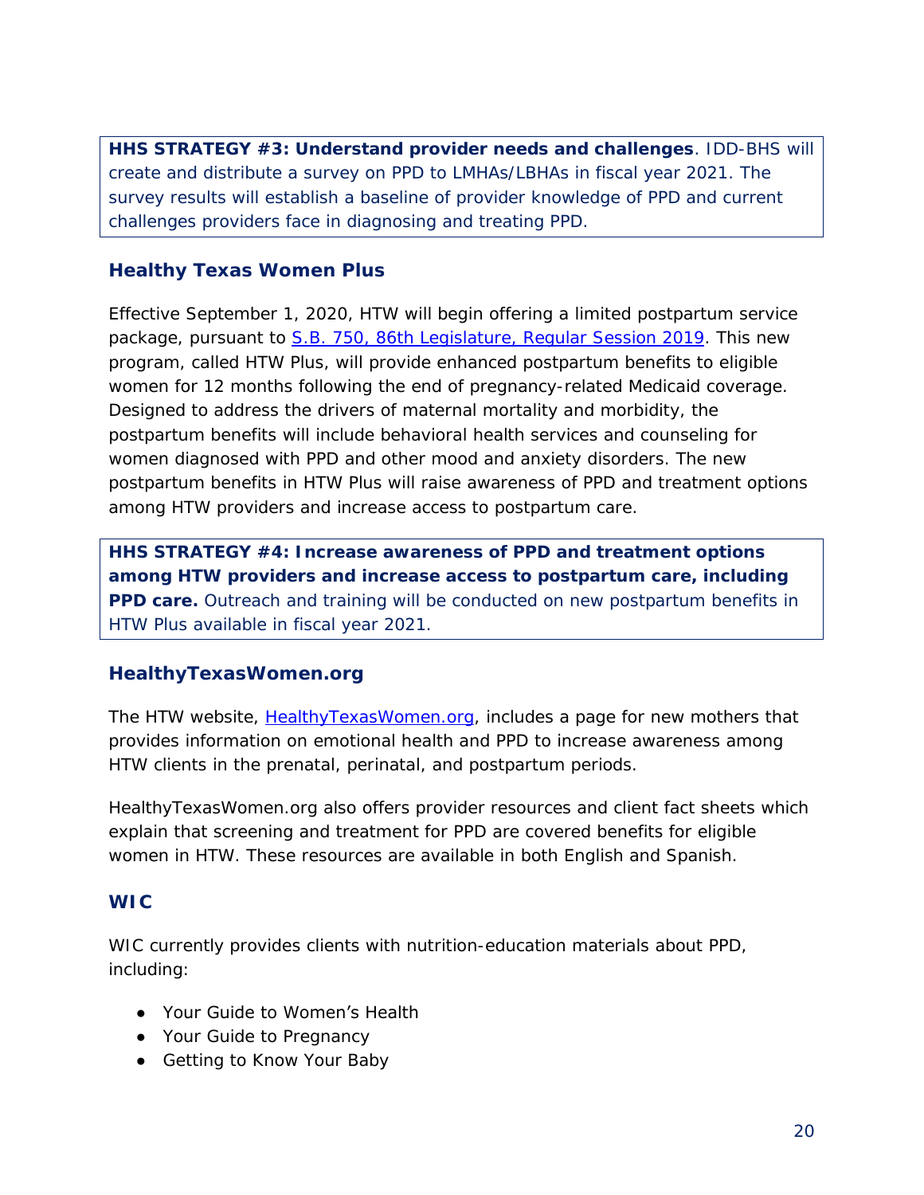**HHS STRATEGY #3: Understand provider needs and challenges**. IDD-BHS will create and distribute a survey on PPD to LMHAs/LBHAs in fiscal year 2021. The survey results will establish a baseline of provider knowledge of PPD and current challenges providers face in diagnosing and treating PPD.

### Healthy Texas Women Plus

Effective September 1, 2020, HTW will begin offering a limited postpartum service package, pursuant to S.B. 750, 86th Legislature, Regular Session 2019. This new program, called HTW Plus, will provide enhanced postpartum benefits to eligible women for 12 months following the end of pregnancy-related Medicaid coverage. Designed to address the drivers of maternal mortality and morbidity, the postpartum benefits will include behavioral health services and counseling for women diagnosed with PPD and other mood and anxiety disorders. The new postpartum benefits in HTW Plus will raise awareness of PPD and treatment options among HTW providers and increase access to postpartum care.

**HHS STRATEGY #4: Increase awareness of PPD and treatment options among HTW providers and increase access to postpartum care, including PPD care.** Outreach and training will be conducted on new postpartum benefits in HTW Plus available in fiscal year 2021.

### HealthyTexasWomen.org

The HTW website, HealthyTexasWomen.org, includes a page for new mothers that provides information on emotional health and PPD to increase awareness among HTW clients in the prenatal, perinatal, and postpartum periods.

HealthyTexasWomen.org also offers provider resources and client fact sheets which explain that screening and treatment for PPD are covered benefits for eligible women in HTW. These resources are available in both English and Spanish.

### WIC

WIC currently provides clients with nutrition-education materials about PPD, including:

- Your Guide to Women's Health
- Your Guide to Pregnancy
- Getting to Know Your Baby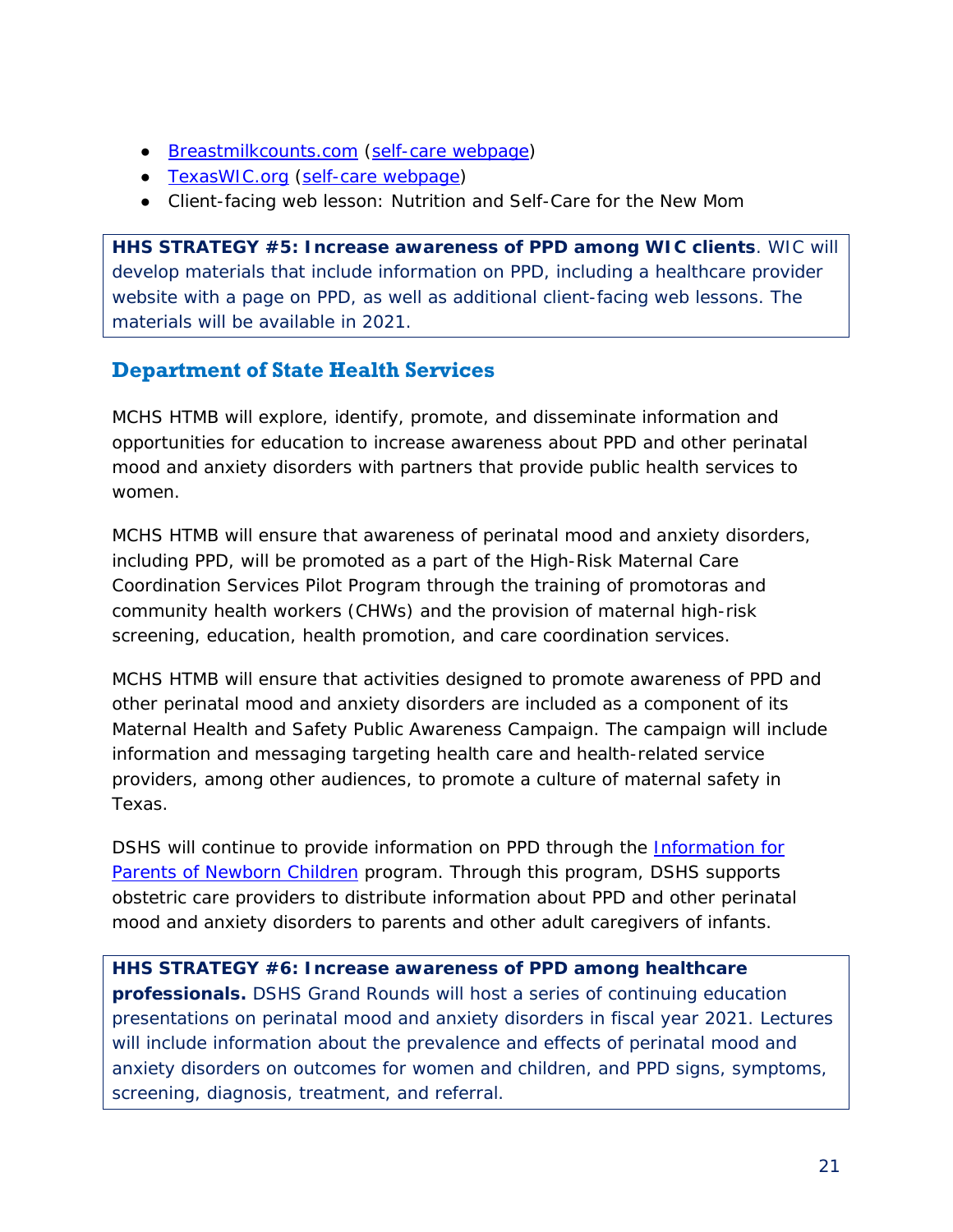- Breastmilkcounts.com (self-care webpage)
- TexasWIC.org (self-care webpage)
- Client-facing web lesson: Nutrition and Self-Care for the New Mom

**HHS STRATEGY #5: Increase awareness of PPD among WIC clients**. WIC will develop materials that include information on PPD, including a healthcare provider website with a page on PPD, as well as additional client-facing web lessons. The materials will be available in 2021.

## Department of State Health Services

MCHS HTMB will explore, identify, promote, and disseminate information and opportunities for education to increase awareness about PPD and other perinatal mood and anxiety disorders with partners that provide public health services to women.

MCHS HTMB will ensure that awareness of perinatal mood and anxiety disorders, including PPD, will be promoted as a part of the High-Risk Maternal Care Coordination Services Pilot Program through the training of promotoras and community health workers (CHWs) and the provision of maternal high-risk screening, education, health promotion, and care coordination services.

MCHS HTMB will ensure that activities designed to promote awareness of PPD and other perinatal mood and anxiety disorders are included as a component of its Maternal Health and Safety Public Awareness Campaign. The campaign will include information and messaging targeting health care and health-related service providers, among other audiences, to promote a culture of maternal safety in Texas.

DSHS will continue to provide information on PPD through the Information for Parents of Newborn Children program. Through this program, DSHS supports obstetric care providers to distribute information about PPD and other perinatal mood and anxiety disorders to parents and other adult caregivers of infants.

**HHS STRATEGY #6: Increase awareness of PPD among healthcare professionals.** DSHS Grand Rounds will host a series of continuing education presentations on perinatal mood and anxiety disorders in fiscal year 2021. Lectures will include information about the prevalence and effects of perinatal mood and anxiety disorders on outcomes for women and children, and PPD signs, symptoms, screening, diagnosis, treatment, and referral.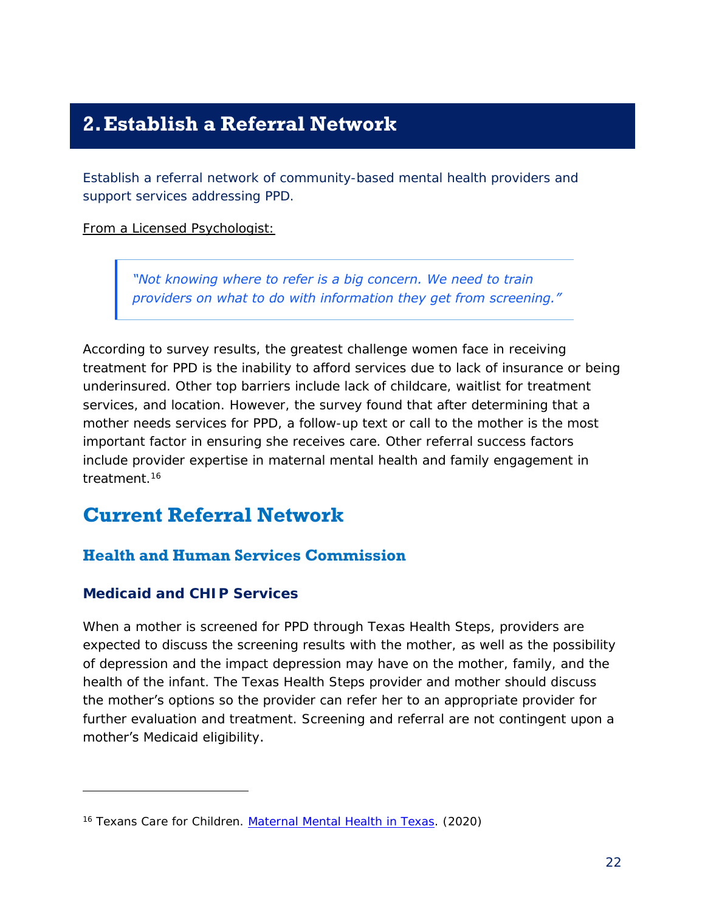# 2. Establish a Referral Network

Establish a referral network of community-based mental health providers and support services addressing PPD.

From a Licensed Psychologist:

> *"Not knowing where to refer is a big concern. We need to train providers on what to do with information they get from screening."*

According to survey results, the greatest challenge women face in receiving treatment for PPD is the inability to afford services due to lack of insurance or being underinsured. Other top barriers include lack of childcare, waitlist for treatment services, and location. However, the survey found that after determining that a mother needs services for PPD, a follow-up text or call to the mother is the most important factor in ensuring she receives care. Other referral success factors include provider expertise in maternal mental health and family engagement in treatment.[16]

## Current Referral Network

### Health and Human Services Commission

#### Medicaid and CHIP Services

When a mother is screened for PPD through Texas Health Steps, providers are expected to discuss the screening results with the mother, as well as the possibility of depression and the impact depression may have on the mother, family, and the health of the infant. The Texas Health Steps provider and mother should discuss the mother's options so the provider can refer her to an appropriate provider for further evaluation and treatment. Screening and referral are not contingent upon a mother's Medicaid eligibility.

---

[16] Texans Care for Children. Maternal Mental Health in Texas. (2020)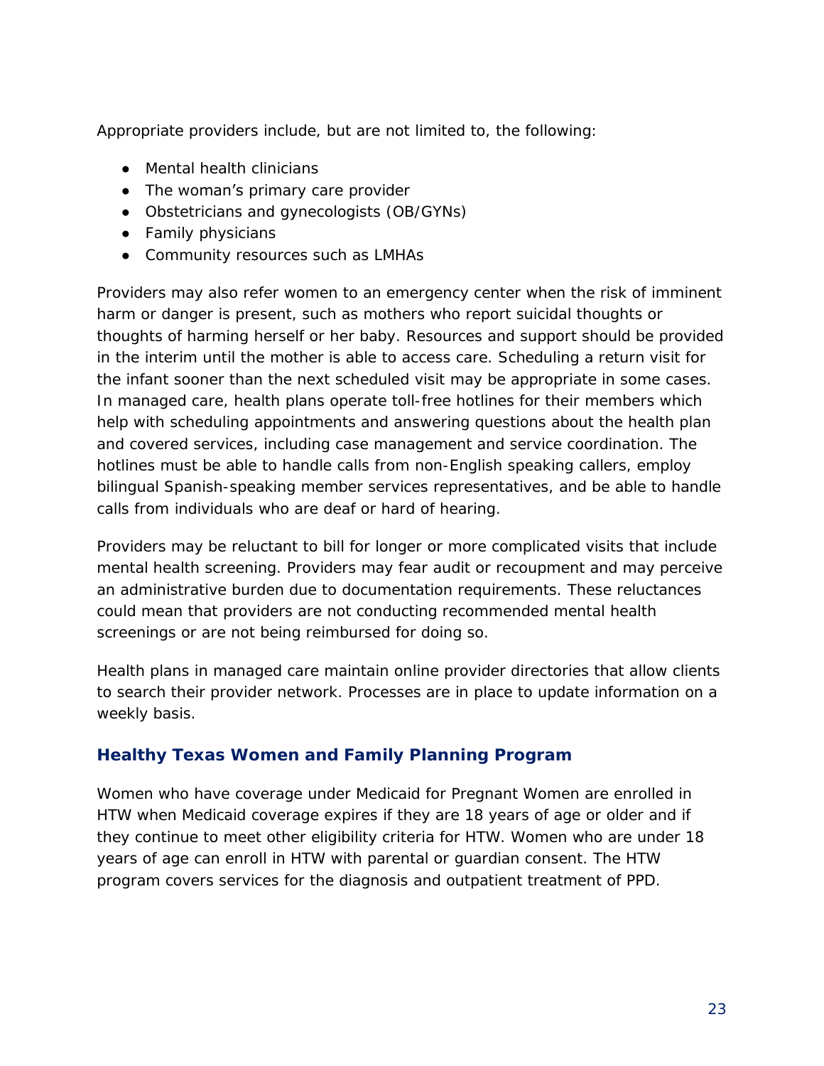Appropriate providers include, but are not limited to, the following:

- Mental health clinicians
- The woman's primary care provider
- Obstetricians and gynecologists (OB/GYNs)
- Family physicians
- Community resources such as LMHAs

Providers may also refer women to an emergency center when the risk of imminent harm or danger is present, such as mothers who report suicidal thoughts or thoughts of harming herself or her baby. Resources and support should be provided in the interim until the mother is able to access care. Scheduling a return visit for the infant sooner than the next scheduled visit may be appropriate in some cases. In managed care, health plans operate toll-free hotlines for their members which help with scheduling appointments and answering questions about the health plan and covered services, including case management and service coordination. The hotlines must be able to handle calls from non-English speaking callers, employ bilingual Spanish-speaking member services representatives, and be able to handle calls from individuals who are deaf or hard of hearing.

Providers may be reluctant to bill for longer or more complicated visits that include mental health screening. Providers may fear audit or recoupment and may perceive an administrative burden due to documentation requirements. These reluctances could mean that providers are not conducting recommended mental health screenings or are not being reimbursed for doing so.

Health plans in managed care maintain online provider directories that allow clients to search their provider network. Processes are in place to update information on a weekly basis.

### Healthy Texas Women and Family Planning Program

Women who have coverage under Medicaid for Pregnant Women are enrolled in HTW when Medicaid coverage expires if they are 18 years of age or older and if they continue to meet other eligibility criteria for HTW. Women who are under 18 years of age can enroll in HTW with parental or guardian consent. The HTW program covers services for the diagnosis and outpatient treatment of PPD.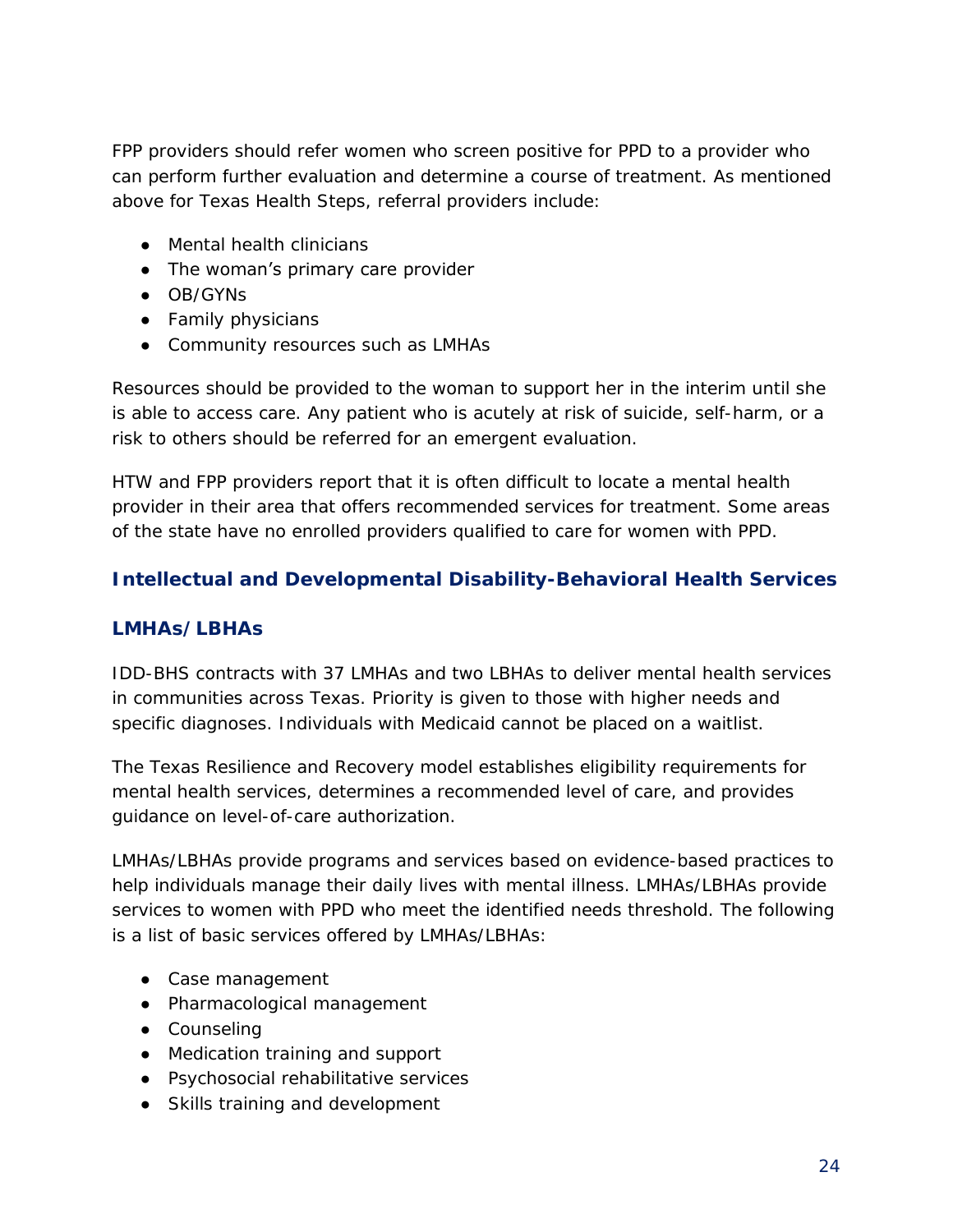FPP providers should refer women who screen positive for PPD to a provider who can perform further evaluation and determine a course of treatment. As mentioned above for Texas Health Steps, referral providers include:

- Mental health clinicians
- The woman's primary care provider
- OB/GYNs
- Family physicians
- Community resources such as LMHAs

Resources should be provided to the woman to support her in the interim until she is able to access care. Any patient who is acutely at risk of suicide, self-harm, or a risk to others should be referred for an emergent evaluation.

HTW and FPP providers report that it is often difficult to locate a mental health provider in their area that offers recommended services for treatment. Some areas of the state have no enrolled providers qualified to care for women with PPD.

### Intellectual and Developmental Disability-Behavioral Health Services

### LMHAs/LBHAs

IDD-BHS contracts with 37 LMHAs and two LBHAs to deliver mental health services in communities across Texas. Priority is given to those with higher needs and specific diagnoses. Individuals with Medicaid cannot be placed on a waitlist.

The Texas Resilience and Recovery model establishes eligibility requirements for mental health services, determines a recommended level of care, and provides guidance on level-of-care authorization.

LMHAs/LBHAs provide programs and services based on evidence-based practices to help individuals manage their daily lives with mental illness. LMHAs/LBHAs provide services to women with PPD who meet the identified needs threshold. The following is a list of basic services offered by LMHAs/LBHAs:

- Case management
- Pharmacological management
- Counseling
- Medication training and support
- Psychosocial rehabilitative services
- Skills training and development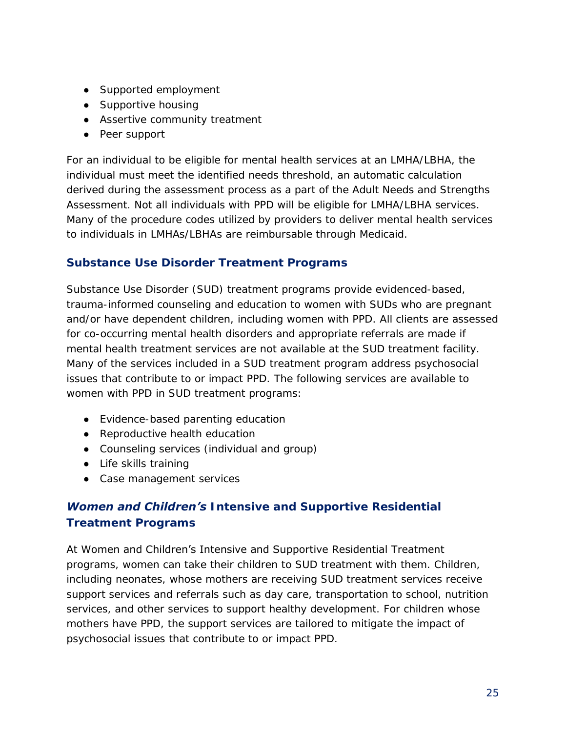- Supported employment
- Supportive housing
- Assertive community treatment
- Peer support

For an individual to be eligible for mental health services at an LMHA/LBHA, the individual must meet the identified needs threshold, an automatic calculation derived during the assessment process as a part of the Adult Needs and Strengths Assessment. Not all individuals with PPD will be eligible for LMHA/LBHA services. Many of the procedure codes utilized by providers to deliver mental health services to individuals in LMHAs/LBHAs are reimbursable through Medicaid.

### Substance Use Disorder Treatment Programs

Substance Use Disorder (SUD) treatment programs provide evidenced-based, trauma-informed counseling and education to women with SUDs who are pregnant and/or have dependent children, including women with PPD. All clients are assessed for co-occurring mental health disorders and appropriate referrals are made if mental health treatment services are not available at the SUD treatment facility. Many of the services included in a SUD treatment program address psychosocial issues that contribute to or impact PPD. The following services are available to women with PPD in SUD treatment programs:

- Evidence-based parenting education
- Reproductive health education
- Counseling services (individual and group)
- Life skills training
- Case management services

### *Women and Children's* Intensive and Supportive Residential Treatment Programs

At Women and Children's Intensive and Supportive Residential Treatment programs, women can take their children to SUD treatment with them. Children, including neonates, whose mothers are receiving SUD treatment services receive support services and referrals such as day care, transportation to school, nutrition services, and other services to support healthy development. For children whose mothers have PPD, the support services are tailored to mitigate the impact of psychosocial issues that contribute to or impact PPD.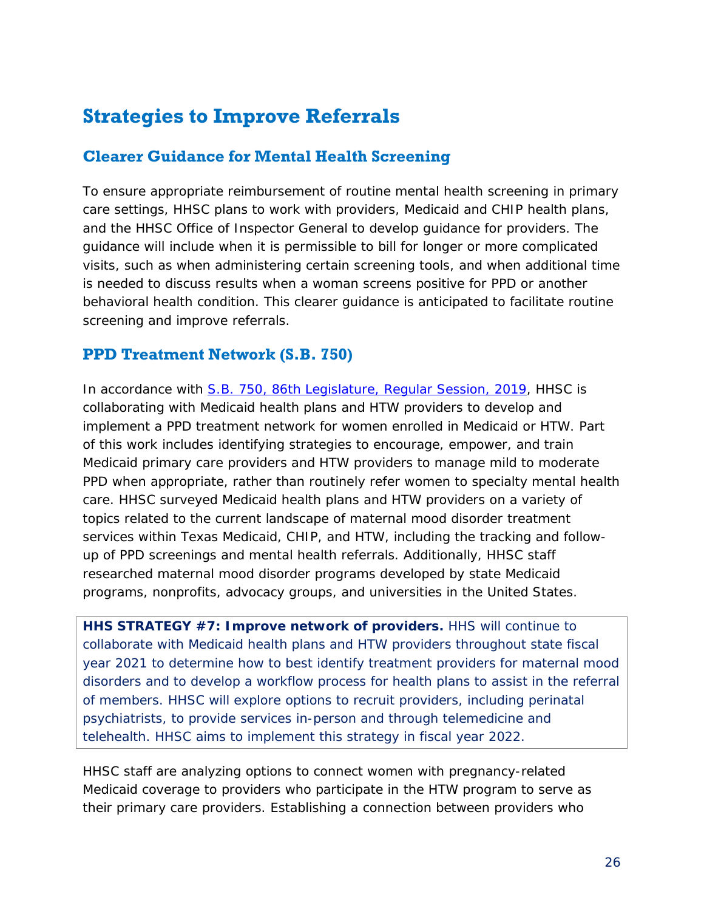## Strategies to Improve Referrals

### Clearer Guidance for Mental Health Screening

To ensure appropriate reimbursement of routine mental health screening in primary care settings, HHSC plans to work with providers, Medicaid and CHIP health plans, and the HHSC Office of Inspector General to develop guidance for providers. The guidance will include when it is permissible to bill for longer or more complicated visits, such as when administering certain screening tools, and when additional time is needed to discuss results when a woman screens positive for PPD or another behavioral health condition. This clearer guidance is anticipated to facilitate routine screening and improve referrals.

### PPD Treatment Network (S.B. 750)

In accordance with S.B. 750, 86th Legislature, Regular Session, 2019, HHSC is collaborating with Medicaid health plans and HTW providers to develop and implement a PPD treatment network for women enrolled in Medicaid or HTW. Part of this work includes identifying strategies to encourage, empower, and train Medicaid primary care providers and HTW providers to manage mild to moderate PPD when appropriate, rather than routinely refer women to specialty mental health care. HHSC surveyed Medicaid health plans and HTW providers on a variety of topics related to the current landscape of maternal mood disorder treatment services within Texas Medicaid, CHIP, and HTW, including the tracking and follow-up of PPD screenings and mental health referrals. Additionally, HHSC staff researched maternal mood disorder programs developed by state Medicaid programs, nonprofits, advocacy groups, and universities in the United States.

**HHS STRATEGY #7: Improve network of providers.** HHS will continue to collaborate with Medicaid health plans and HTW providers throughout state fiscal year 2021 to determine how to best identify treatment providers for maternal mood disorders and to develop a workflow process for health plans to assist in the referral of members. HHSC will explore options to recruit providers, including perinatal psychiatrists, to provide services in-person and through telemedicine and telehealth. HHSC aims to implement this strategy in fiscal year 2022.

HHSC staff are analyzing options to connect women with pregnancy-related Medicaid coverage to providers who participate in the HTW program to serve as their primary care providers. Establishing a connection between providers who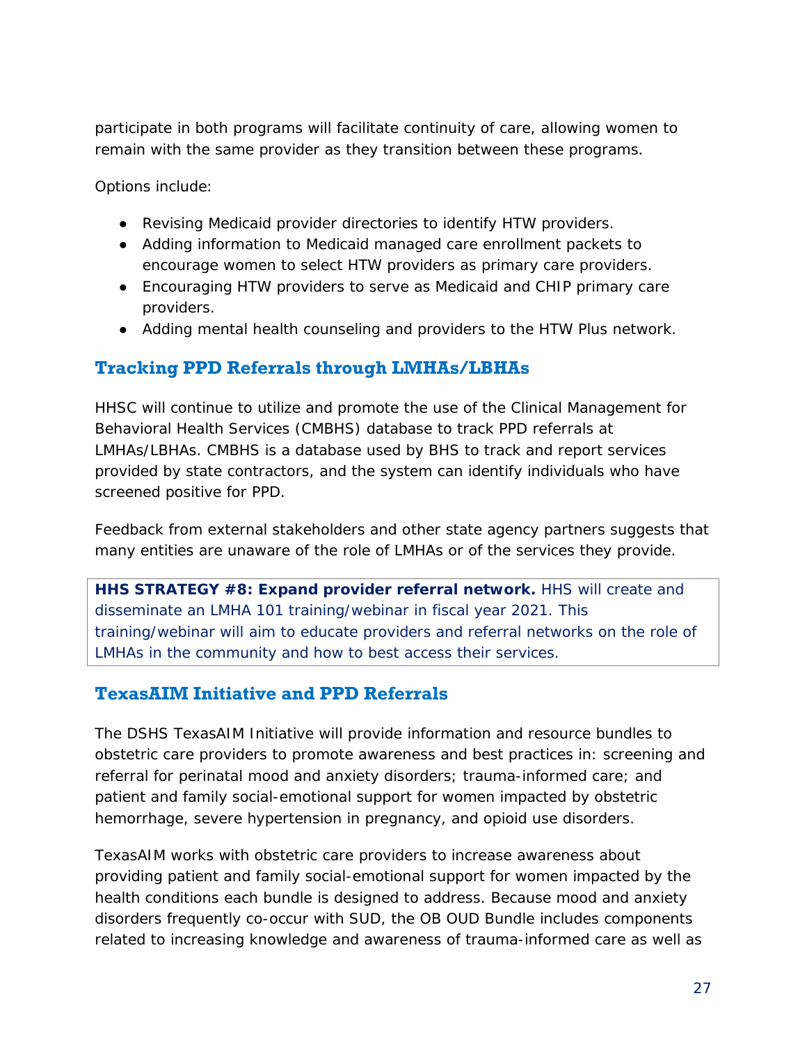participate in both programs will facilitate continuity of care, allowing women to remain with the same provider as they transition between these programs.

Options include:

- Revising Medicaid provider directories to identify HTW providers.
- Adding information to Medicaid managed care enrollment packets to encourage women to select HTW providers as primary care providers.
- Encouraging HTW providers to serve as Medicaid and CHIP primary care providers.
- Adding mental health counseling and providers to the HTW Plus network.

### Tracking PPD Referrals through LMHAs/LBHAs

HHSC will continue to utilize and promote the use of the Clinical Management for Behavioral Health Services (CMBHS) database to track PPD referrals at LMHAs/LBHAs. CMBHS is a database used by BHS to track and report services provided by state contractors, and the system can identify individuals who have screened positive for PPD.

Feedback from external stakeholders and other state agency partners suggests that many entities are unaware of the role of LMHAs or of the services they provide.

> **HHS STRATEGY #8: Expand provider referral network.** HHS will create and disseminate an LMHA 101 training/webinar in fiscal year 2021. This training/webinar will aim to educate providers and referral networks on the role of LMHAs in the community and how to best access their services.

### TexasAIM Initiative and PPD Referrals

The DSHS TexasAIM Initiative will provide information and resource bundles to obstetric care providers to promote awareness and best practices in: screening and referral for perinatal mood and anxiety disorders; trauma-informed care; and patient and family social-emotional support for women impacted by obstetric hemorrhage, severe hypertension in pregnancy, and opioid use disorders.

TexasAIM works with obstetric care providers to increase awareness about providing patient and family social-emotional support for women impacted by the health conditions each bundle is designed to address. Because mood and anxiety disorders frequently co-occur with SUD, the OB OUD Bundle includes components related to increasing knowledge and awareness of trauma-informed care as well as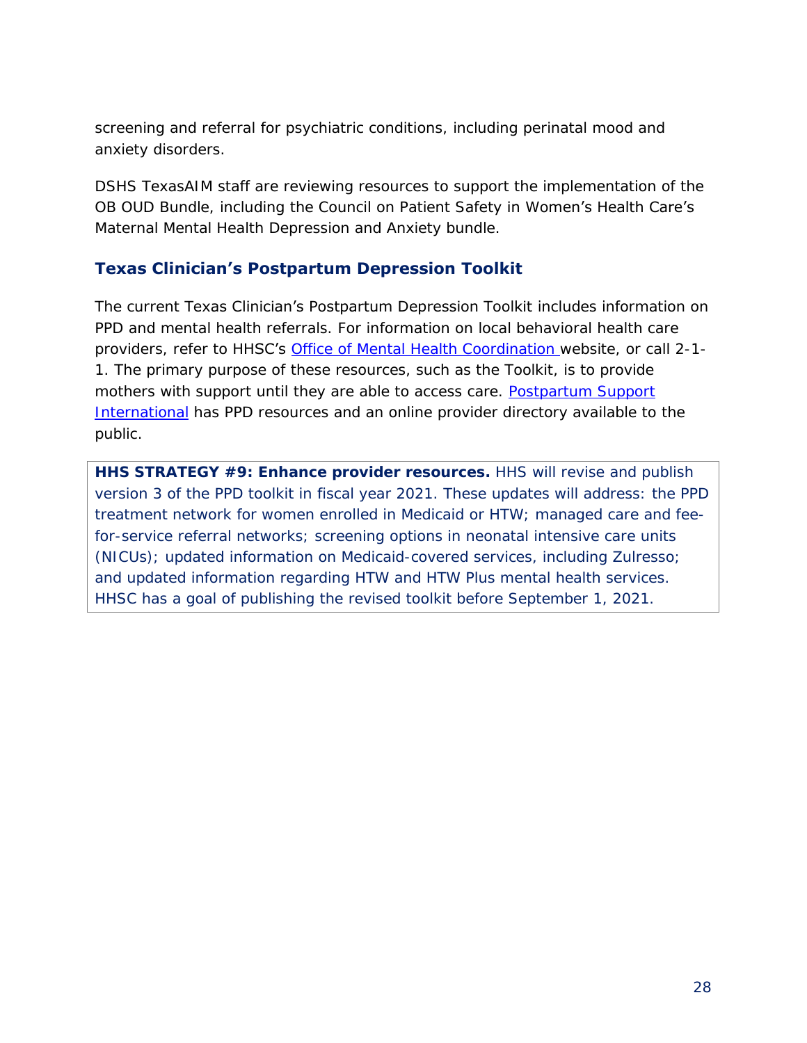screening and referral for psychiatric conditions, including perinatal mood and anxiety disorders.

DSHS TexasAIM staff are reviewing resources to support the implementation of the OB OUD Bundle, including the Council on Patient Safety in Women's Health Care's Maternal Mental Health Depression and Anxiety bundle.

## Texas Clinician's Postpartum Depression Toolkit

The current Texas Clinician's Postpartum Depression Toolkit includes information on PPD and mental health referrals. For information on local behavioral health care providers, refer to HHSC's Office of Mental Health Coordination website, or call 2-1-1. The primary purpose of these resources, such as the Toolkit, is to provide mothers with support until they are able to access care. Postpartum Support International has PPD resources and an online provider directory available to the public.

**HHS STRATEGY #9: Enhance provider resources.** HHS will revise and publish version 3 of the PPD toolkit in fiscal year 2021. These updates will address: the PPD treatment network for women enrolled in Medicaid or HTW; managed care and fee-for-service referral networks; screening options in neonatal intensive care units (NICUs); updated information on Medicaid-covered services, including Zulresso; and updated information regarding HTW and HTW Plus mental health services. HHSC has a goal of publishing the revised toolkit before September 1, 2021.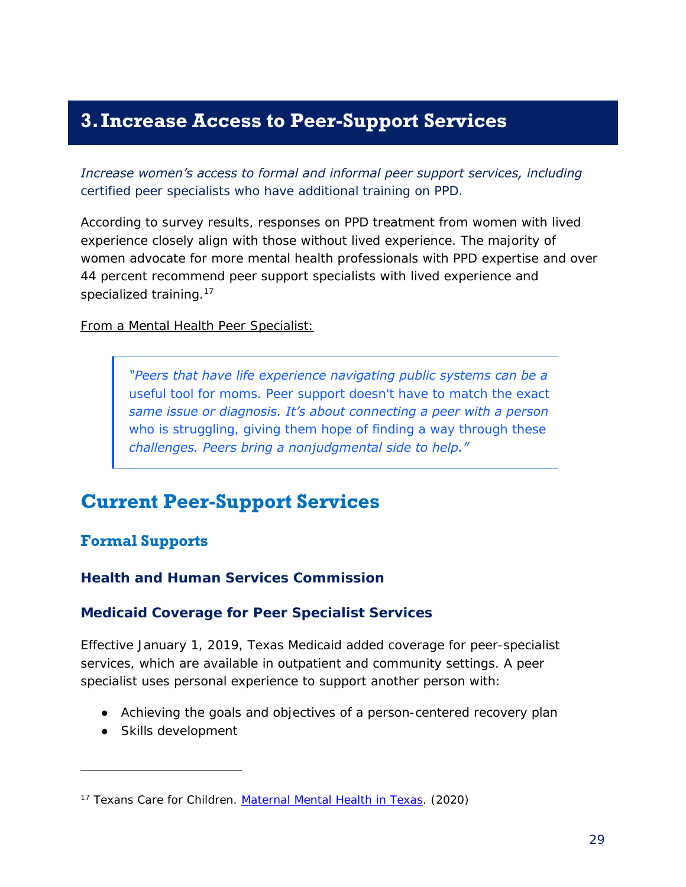# 3. Increase Access to Peer-Support Services

*Increase women's access to formal and informal peer support services, including certified peer specialists who have additional training on PPD.*

According to survey results, responses on PPD treatment from women with lived experience closely align with those without lived experience. The majority of women advocate for more mental health professionals with PPD expertise and over 44 percent recommend peer support specialists with lived experience and specialized training.[17]

From a Mental Health Peer Specialist:

> *"Peers that have life experience navigating public systems can be a useful tool for moms. Peer support doesn't have to match the exact same issue or diagnosis. It's about connecting a peer with a person who is struggling, giving them hope of finding a way through these challenges. Peers bring a nonjudgmental side to help."*

## Current Peer-Support Services

### Formal Supports

#### Health and Human Services Commission

#### Medicaid Coverage for Peer Specialist Services

Effective January 1, 2019, Texas Medicaid added coverage for peer-specialist services, which are available in outpatient and community settings. A peer specialist uses personal experience to support another person with:

- Achieving the goals and objectives of a person-centered recovery plan
- Skills development

---

[17] Texans Care for Children. Maternal Mental Health in Texas. (2020)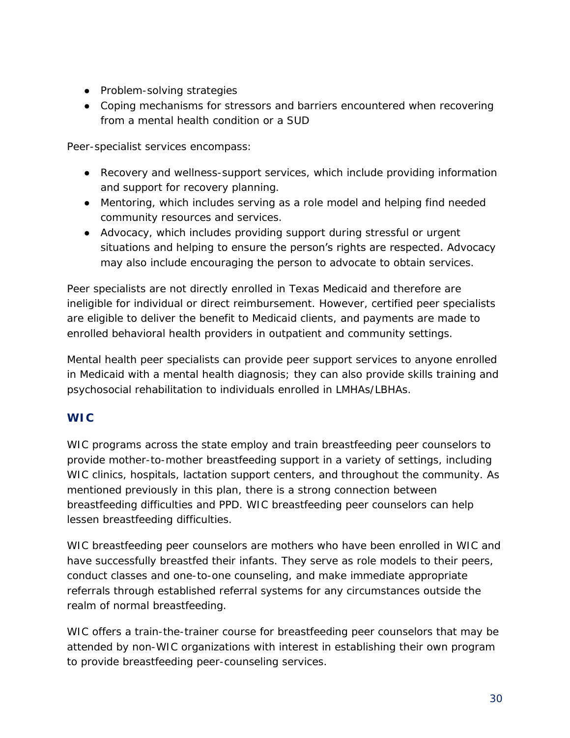- Problem-solving strategies
- Coping mechanisms for stressors and barriers encountered when recovering from a mental health condition or a SUD

Peer-specialist services encompass:

- Recovery and wellness-support services, which include providing information and support for recovery planning.
- Mentoring, which includes serving as a role model and helping find needed community resources and services.
- Advocacy, which includes providing support during stressful or urgent situations and helping to ensure the person's rights are respected. Advocacy may also include encouraging the person to advocate to obtain services.

Peer specialists are not directly enrolled in Texas Medicaid and therefore are ineligible for individual or direct reimbursement. However, certified peer specialists are eligible to deliver the benefit to Medicaid clients, and payments are made to enrolled behavioral health providers in outpatient and community settings.

Mental health peer specialists can provide peer support services to anyone enrolled in Medicaid with a mental health diagnosis; they can also provide skills training and psychosocial rehabilitation to individuals enrolled in LMHAs/LBHAs.

### WIC

WIC programs across the state employ and train breastfeeding peer counselors to provide mother-to-mother breastfeeding support in a variety of settings, including WIC clinics, hospitals, lactation support centers, and throughout the community. As mentioned previously in this plan, there is a strong connection between breastfeeding difficulties and PPD. WIC breastfeeding peer counselors can help lessen breastfeeding difficulties.

WIC breastfeeding peer counselors are mothers who have been enrolled in WIC and have successfully breastfed their infants. They serve as role models to their peers, conduct classes and one-to-one counseling, and make immediate appropriate referrals through established referral systems for any circumstances outside the realm of normal breastfeeding.

WIC offers a train-the-trainer course for breastfeeding peer counselors that may be attended by non-WIC organizations with interest in establishing their own program to provide breastfeeding peer-counseling services.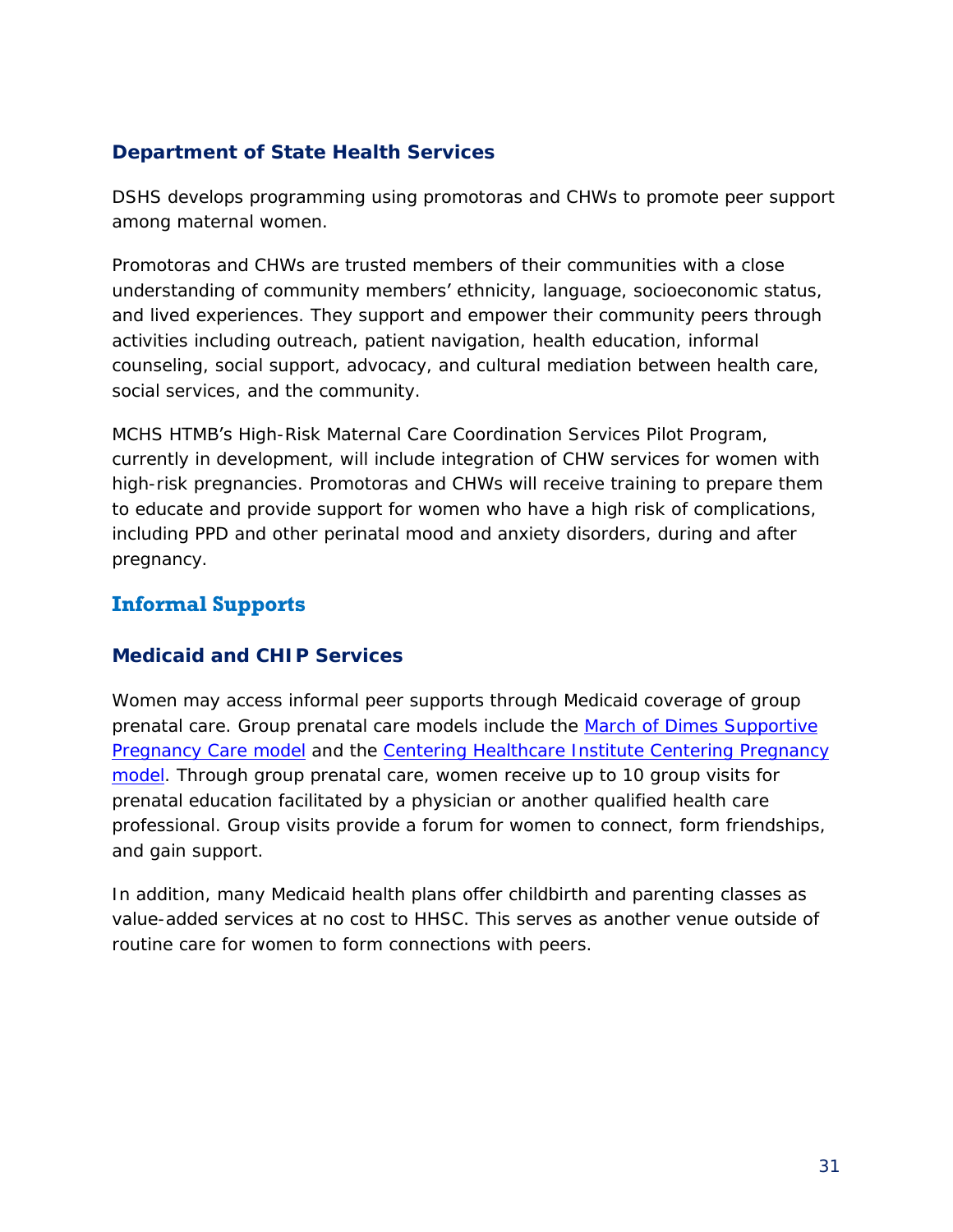### Department of State Health Services

DSHS develops programming using promotoras and CHWs to promote peer support among maternal women.

Promotoras and CHWs are trusted members of their communities with a close understanding of community members' ethnicity, language, socioeconomic status, and lived experiences. They support and empower their community peers through activities including outreach, patient navigation, health education, informal counseling, social support, advocacy, and cultural mediation between health care, social services, and the community.

MCHS HTMB's High-Risk Maternal Care Coordination Services Pilot Program, currently in development, will include integration of CHW services for women with high-risk pregnancies. Promotoras and CHWs will receive training to prepare them to educate and provide support for women who have a high risk of complications, including PPD and other perinatal mood and anxiety disorders, during and after pregnancy.

## Informal Supports

### Medicaid and CHIP Services

Women may access informal peer supports through Medicaid coverage of group prenatal care. Group prenatal care models include the March of Dimes Supportive Pregnancy Care model and the Centering Healthcare Institute Centering Pregnancy model. Through group prenatal care, women receive up to 10 group visits for prenatal education facilitated by a physician or another qualified health care professional. Group visits provide a forum for women to connect, form friendships, and gain support.

In addition, many Medicaid health plans offer childbirth and parenting classes as value-added services at no cost to HHSC. This serves as another venue outside of routine care for women to form connections with peers.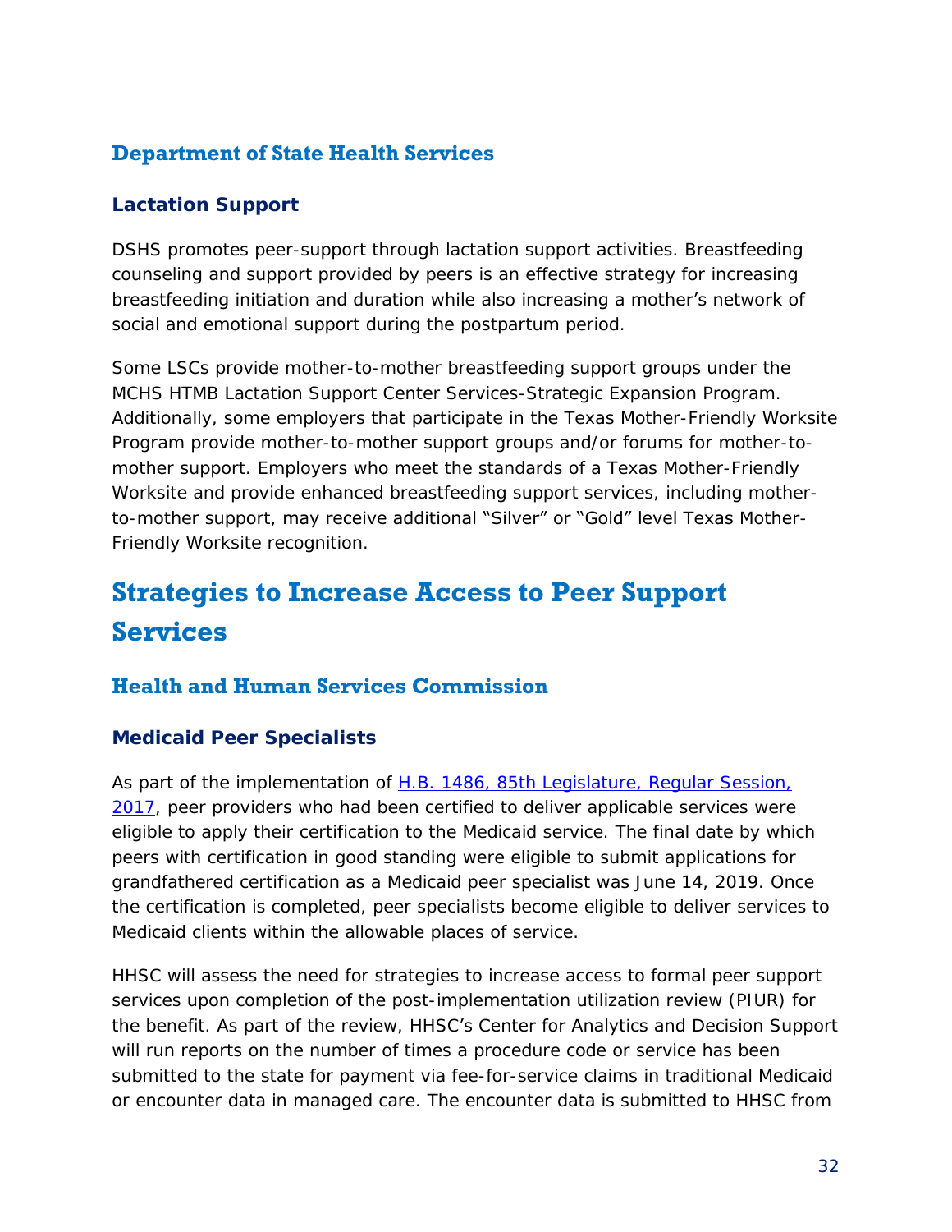### Department of State Health Services

#### Lactation Support

DSHS promotes peer-support through lactation support activities. Breastfeeding counseling and support provided by peers is an effective strategy for increasing breastfeeding initiation and duration while also increasing a mother's network of social and emotional support during the postpartum period.

Some LSCs provide mother-to-mother breastfeeding support groups under the MCHS HTMB Lactation Support Center Services-Strategic Expansion Program. Additionally, some employers that participate in the Texas Mother-Friendly Worksite Program provide mother-to-mother support groups and/or forums for mother-to-mother support. Employers who meet the standards of a Texas Mother-Friendly Worksite and provide enhanced breastfeeding support services, including mother-to-mother support, may receive additional "Silver" or "Gold" level Texas Mother-Friendly Worksite recognition.

## Strategies to Increase Access to Peer Support Services

### Health and Human Services Commission

#### Medicaid Peer Specialists

As part of the implementation of H.B. 1486, 85th Legislature, Regular Session, 2017, peer providers who had been certified to deliver applicable services were eligible to apply their certification to the Medicaid service. The final date by which peers with certification in good standing were eligible to submit applications for grandfathered certification as a Medicaid peer specialist was June 14, 2019. Once the certification is completed, peer specialists become eligible to deliver services to Medicaid clients within the allowable places of service.

HHSC will assess the need for strategies to increase access to formal peer support services upon completion of the post-implementation utilization review (PIUR) for the benefit. As part of the review, HHSC's Center for Analytics and Decision Support will run reports on the number of times a procedure code or service has been submitted to the state for payment via fee-for-service claims in traditional Medicaid or encounter data in managed care. The encounter data is submitted to HHSC from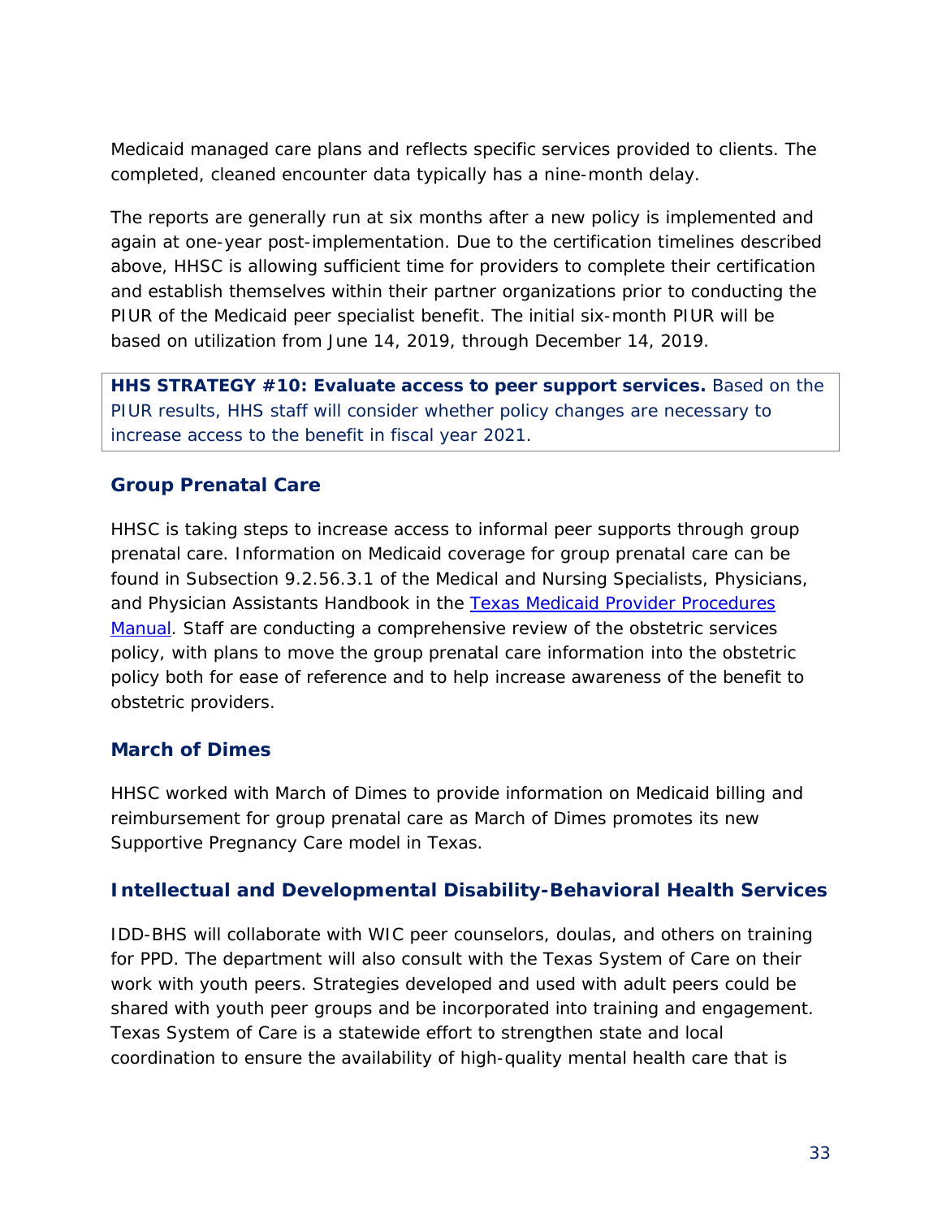Medicaid managed care plans and reflects specific services provided to clients. The completed, cleaned encounter data typically has a nine-month delay.

The reports are generally run at six months after a new policy is implemented and again at one-year post-implementation. Due to the certification timelines described above, HHSC is allowing sufficient time for providers to complete their certification and establish themselves within their partner organizations prior to conducting the PIUR of the Medicaid peer specialist benefit. The initial six-month PIUR will be based on utilization from June 14, 2019, through December 14, 2019.

**HHS STRATEGY #10: Evaluate access to peer support services.** Based on the PIUR results, HHS staff will consider whether policy changes are necessary to increase access to the benefit in fiscal year 2021.

### Group Prenatal Care

HHSC is taking steps to increase access to informal peer supports through group prenatal care. Information on Medicaid coverage for group prenatal care can be found in Subsection 9.2.56.3.1 of the Medical and Nursing Specialists, Physicians, and Physician Assistants Handbook in the Texas Medicaid Provider Procedures Manual. Staff are conducting a comprehensive review of the obstetric services policy, with plans to move the group prenatal care information into the obstetric policy both for ease of reference and to help increase awareness of the benefit to obstetric providers.

### March of Dimes

HHSC worked with March of Dimes to provide information on Medicaid billing and reimbursement for group prenatal care as March of Dimes promotes its new Supportive Pregnancy Care model in Texas.

### Intellectual and Developmental Disability-Behavioral Health Services

IDD-BHS will collaborate with WIC peer counselors, doulas, and others on training for PPD. The department will also consult with the Texas System of Care on their work with youth peers. Strategies developed and used with adult peers could be shared with youth peer groups and be incorporated into training and engagement. Texas System of Care is a statewide effort to strengthen state and local coordination to ensure the availability of high-quality mental health care that is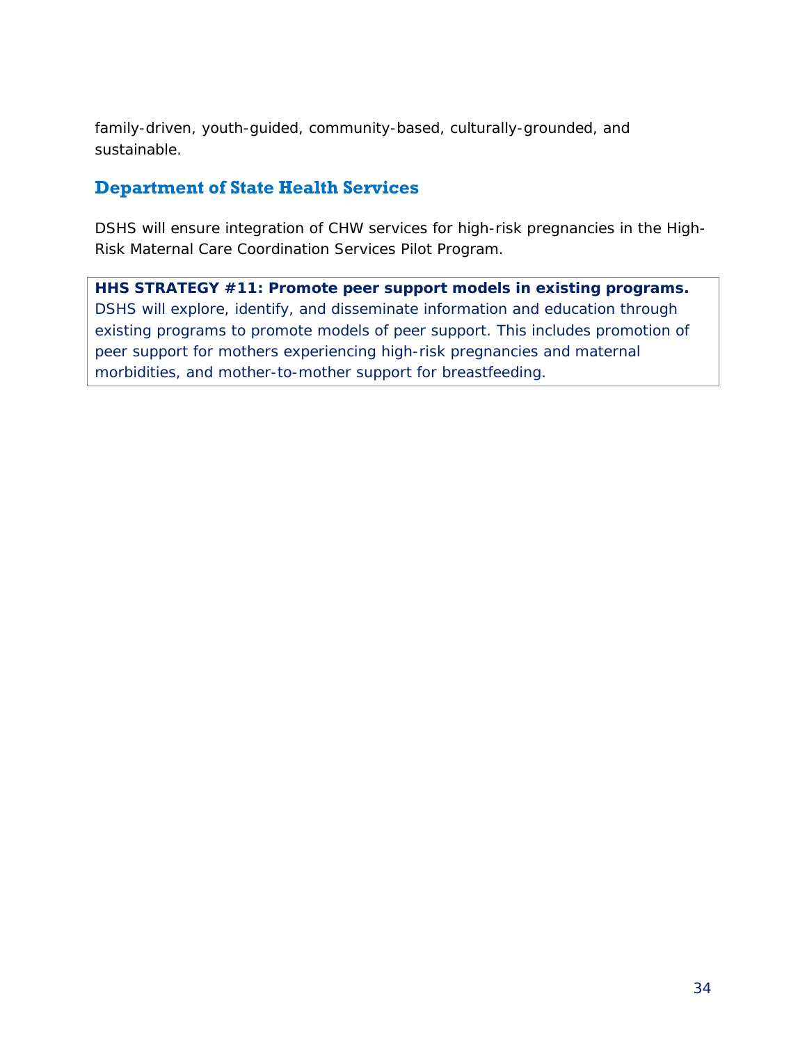family-driven, youth-guided, community-based, culturally-grounded, and sustainable.

## Department of State Health Services

DSHS will ensure integration of CHW services for high-risk pregnancies in the High-Risk Maternal Care Coordination Services Pilot Program.

**HHS STRATEGY #11: Promote peer support models in existing programs.** DSHS will explore, identify, and disseminate information and education through existing programs to promote models of peer support. This includes promotion of peer support for mothers experiencing high-risk pregnancies and maternal morbidities, and mother-to-mother support for breastfeeding.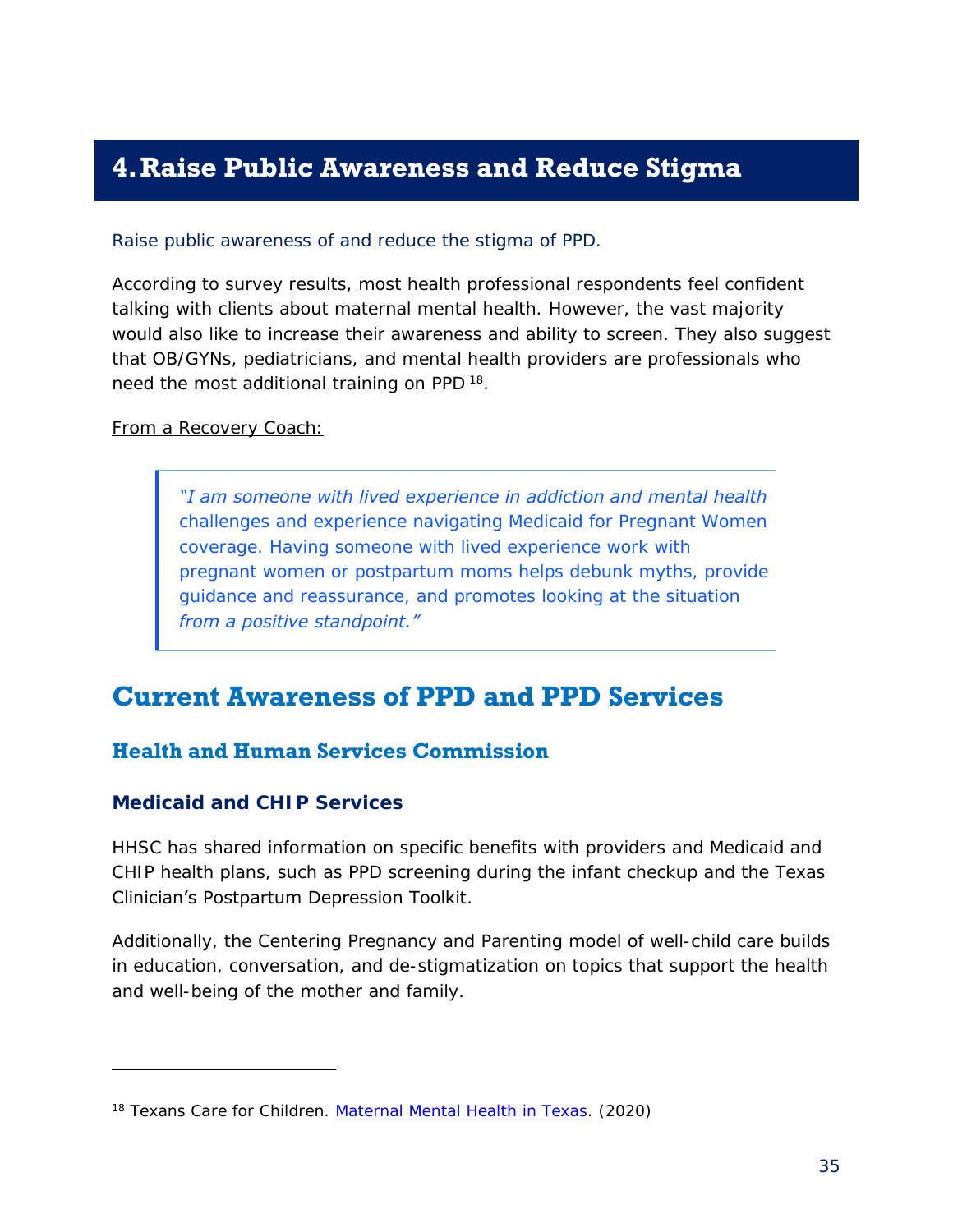# 4. Raise Public Awareness and Reduce Stigma

Raise public awareness of and reduce the stigma of PPD.

According to survey results, most health professional respondents feel confident talking with clients about maternal mental health. However, the vast majority would also like to increase their awareness and ability to screen. They also suggest that OB/GYNs, pediatricians, and mental health providers are professionals who need the most additional training on PPD [18].

From a Recovery Coach:

> *"I am someone with lived experience in addiction and mental health* challenges and experience navigating Medicaid for Pregnant Women coverage. Having someone with lived experience work with pregnant women or postpartum moms helps debunk myths, provide guidance and reassurance, and promotes looking at the situation *from a positive standpoint."*

## Current Awareness of PPD and PPD Services

### Health and Human Services Commission

#### Medicaid and CHIP Services

HHSC has shared information on specific benefits with providers and Medicaid and CHIP health plans, such as PPD screening during the infant checkup and the Texas Clinician's Postpartum Depression Toolkit.

Additionally, the Centering Pregnancy and Parenting model of well-child care builds in education, conversation, and de-stigmatization on topics that support the health and well-being of the mother and family.

---

[18] Texans Care for Children. Maternal Mental Health in Texas. (2020)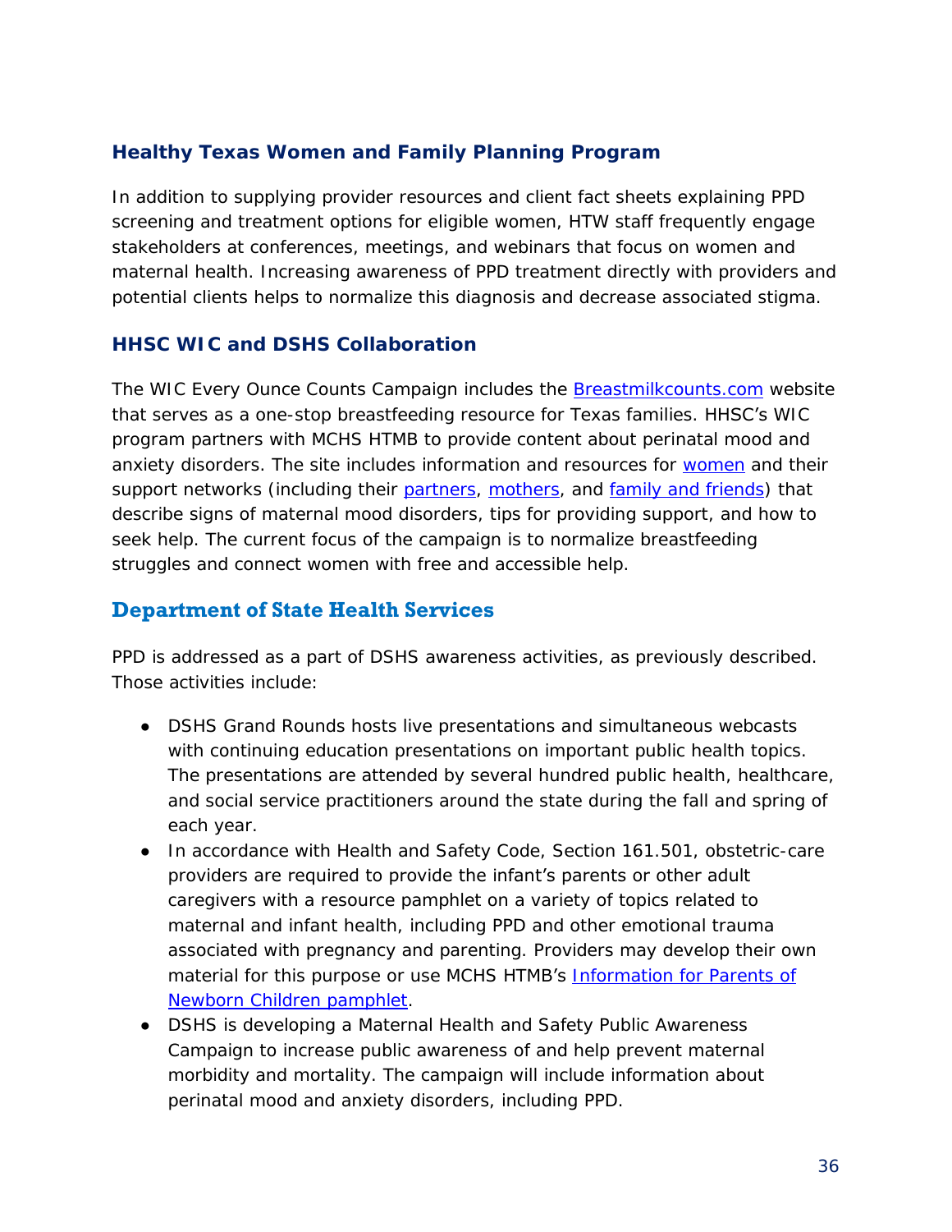### Healthy Texas Women and Family Planning Program

In addition to supplying provider resources and client fact sheets explaining PPD screening and treatment options for eligible women, HTW staff frequently engage stakeholders at conferences, meetings, and webinars that focus on women and maternal health. Increasing awareness of PPD treatment directly with providers and potential clients helps to normalize this diagnosis and decrease associated stigma.

### HHSC WIC and DSHS Collaboration

The WIC Every Ounce Counts Campaign includes the Breastmilkcounts.com website that serves as a one-stop breastfeeding resource for Texas families. HHSC's WIC program partners with MCHS HTMB to provide content about perinatal mood and anxiety disorders. The site includes information and resources for women and their support networks (including their partners, mothers, and family and friends) that describe signs of maternal mood disorders, tips for providing support, and how to seek help. The current focus of the campaign is to normalize breastfeeding struggles and connect women with free and accessible help.

## Department of State Health Services

PPD is addressed as a part of DSHS awareness activities, as previously described. Those activities include:

- DSHS Grand Rounds hosts live presentations and simultaneous webcasts with continuing education presentations on important public health topics. The presentations are attended by several hundred public health, healthcare, and social service practitioners around the state during the fall and spring of each year.
- In accordance with Health and Safety Code, Section 161.501, obstetric-care providers are required to provide the infant's parents or other adult caregivers with a resource pamphlet on a variety of topics related to maternal and infant health, including PPD and other emotional trauma associated with pregnancy and parenting. Providers may develop their own material for this purpose or use MCHS HTMB's Information for Parents of Newborn Children pamphlet.
- DSHS is developing a Maternal Health and Safety Public Awareness Campaign to increase public awareness of and help prevent maternal morbidity and mortality. The campaign will include information about perinatal mood and anxiety disorders, including PPD.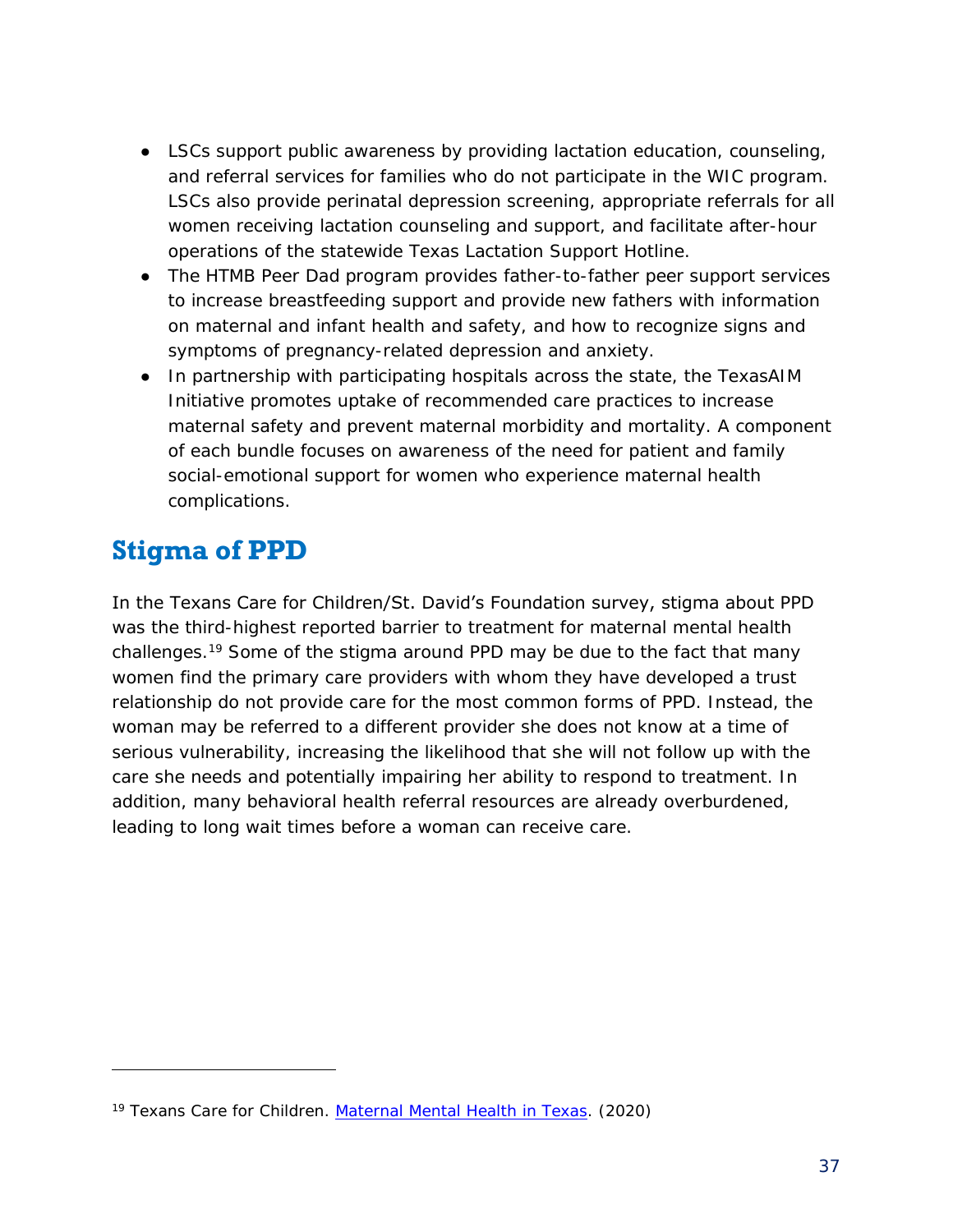- LSCs support public awareness by providing lactation education, counseling, and referral services for families who do not participate in the WIC program. LSCs also provide perinatal depression screening, appropriate referrals for all women receiving lactation counseling and support, and facilitate after-hour operations of the statewide Texas Lactation Support Hotline.
- The HTMB Peer Dad program provides father-to-father peer support services to increase breastfeeding support and provide new fathers with information on maternal and infant health and safety, and how to recognize signs and symptoms of pregnancy-related depression and anxiety.
- In partnership with participating hospitals across the state, the TexasAIM Initiative promotes uptake of recommended care practices to increase maternal safety and prevent maternal morbidity and mortality. A component of each bundle focuses on awareness of the need for patient and family social-emotional support for women who experience maternal health complications.

## Stigma of PPD

In the Texans Care for Children/St. David's Foundation survey, stigma about PPD was the third-highest reported barrier to treatment for maternal mental health challenges.[19] Some of the stigma around PPD may be due to the fact that many women find the primary care providers with whom they have developed a trust relationship do not provide care for the most common forms of PPD. Instead, the woman may be referred to a different provider she does not know at a time of serious vulnerability, increasing the likelihood that she will not follow up with the care she needs and potentially impairing her ability to respond to treatment. In addition, many behavioral health referral resources are already overburdened, leading to long wait times before a woman can receive care.

---

[19] Texans Care for Children. Maternal Mental Health in Texas. (2020)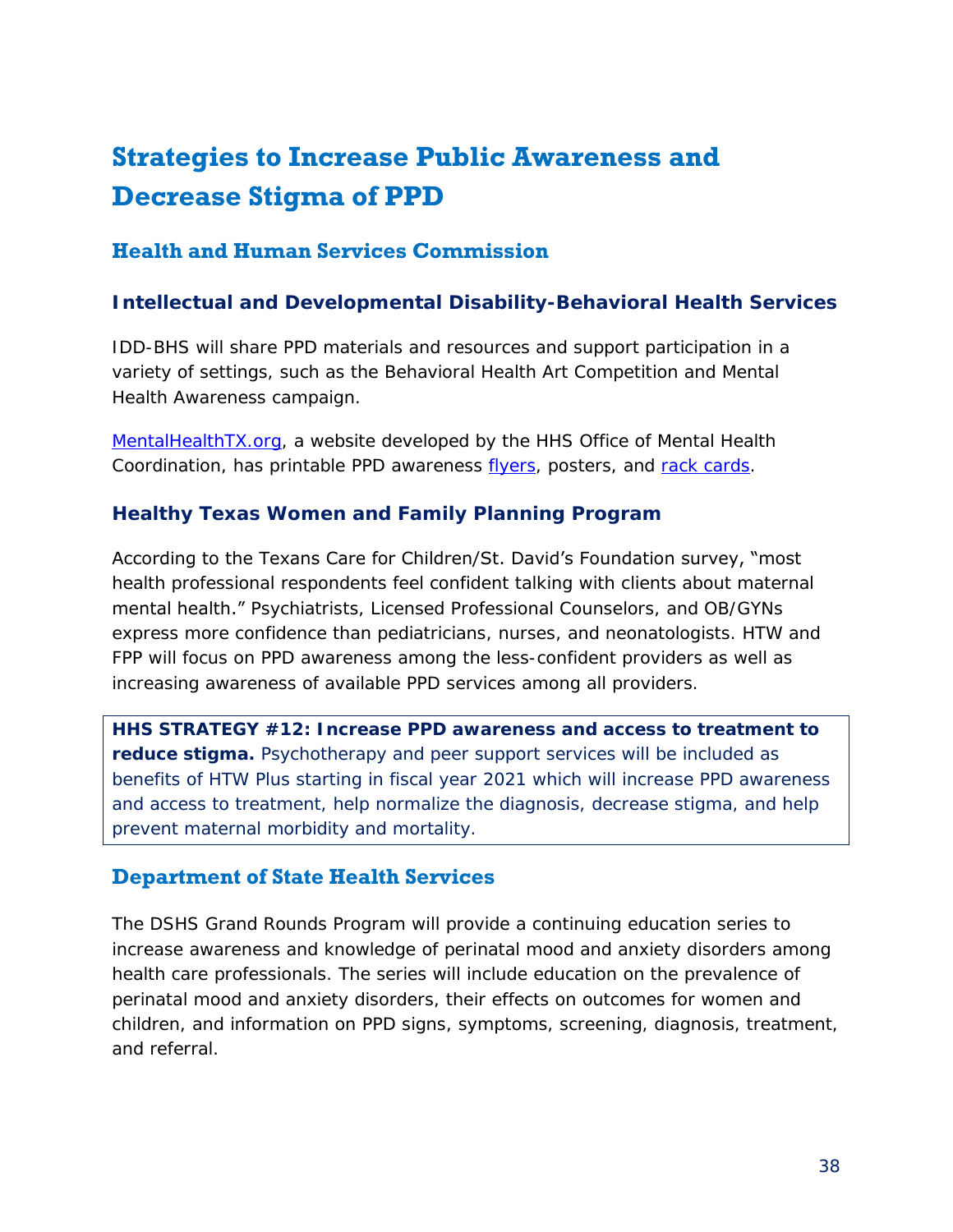# Strategies to Increase Public Awareness and Decrease Stigma of PPD

## Health and Human Services Commission

### Intellectual and Developmental Disability-Behavioral Health Services

IDD-BHS will share PPD materials and resources and support participation in a variety of settings, such as the Behavioral Health Art Competition and Mental Health Awareness campaign.

MentalHealthTX.org, a website developed by the HHS Office of Mental Health Coordination, has printable PPD awareness flyers, posters, and rack cards.

### Healthy Texas Women and Family Planning Program

According to the Texans Care for Children/St. David's Foundation survey, "most health professional respondents feel confident talking with clients about maternal mental health." Psychiatrists, Licensed Professional Counselors, and OB/GYNs express more confidence than pediatricians, nurses, and neonatologists. HTW and FPP will focus on PPD awareness among the less-confident providers as well as increasing awareness of available PPD services among all providers.

**HHS STRATEGY #12: Increase PPD awareness and access to treatment to reduce stigma.** Psychotherapy and peer support services will be included as benefits of HTW Plus starting in fiscal year 2021 which will increase PPD awareness and access to treatment, help normalize the diagnosis, decrease stigma, and help prevent maternal morbidity and mortality.

## Department of State Health Services

The DSHS Grand Rounds Program will provide a continuing education series to increase awareness and knowledge of perinatal mood and anxiety disorders among health care professionals. The series will include education on the prevalence of perinatal mood and anxiety disorders, their effects on outcomes for women and children, and information on PPD signs, symptoms, screening, diagnosis, treatment, and referral.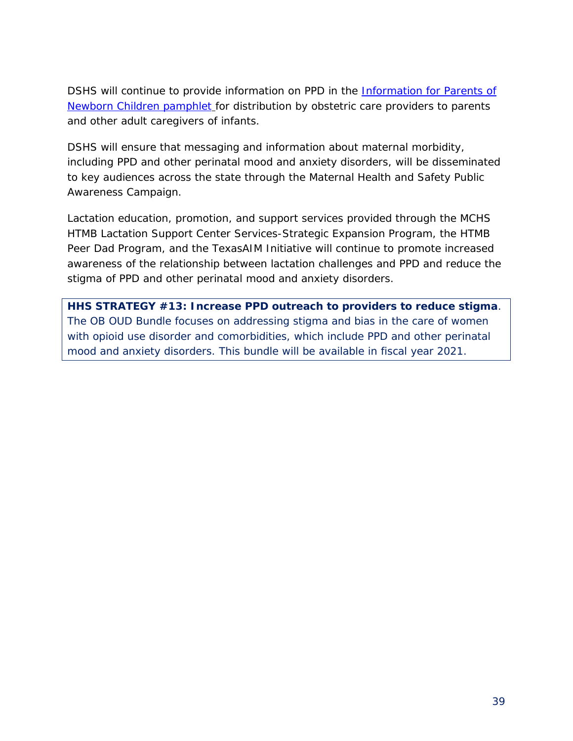DSHS will continue to provide information on PPD in the [Information for Parents of Newborn Children pamphlet](#) for distribution by obstetric care providers to parents and other adult caregivers of infants.

DSHS will ensure that messaging and information about maternal morbidity, including PPD and other perinatal mood and anxiety disorders, will be disseminated to key audiences across the state through the Maternal Health and Safety Public Awareness Campaign.

Lactation education, promotion, and support services provided through the MCHS HTMB Lactation Support Center Services-Strategic Expansion Program, the HTMB Peer Dad Program, and the TexasAIM Initiative will continue to promote increased awareness of the relationship between lactation challenges and PPD and reduce the stigma of PPD and other perinatal mood and anxiety disorders.

**HHS STRATEGY #13: Increase PPD outreach to providers to reduce stigma**. The OB OUD Bundle focuses on addressing stigma and bias in the care of women with opioid use disorder and comorbidities, which include PPD and other perinatal mood and anxiety disorders. This bundle will be available in fiscal year 2021.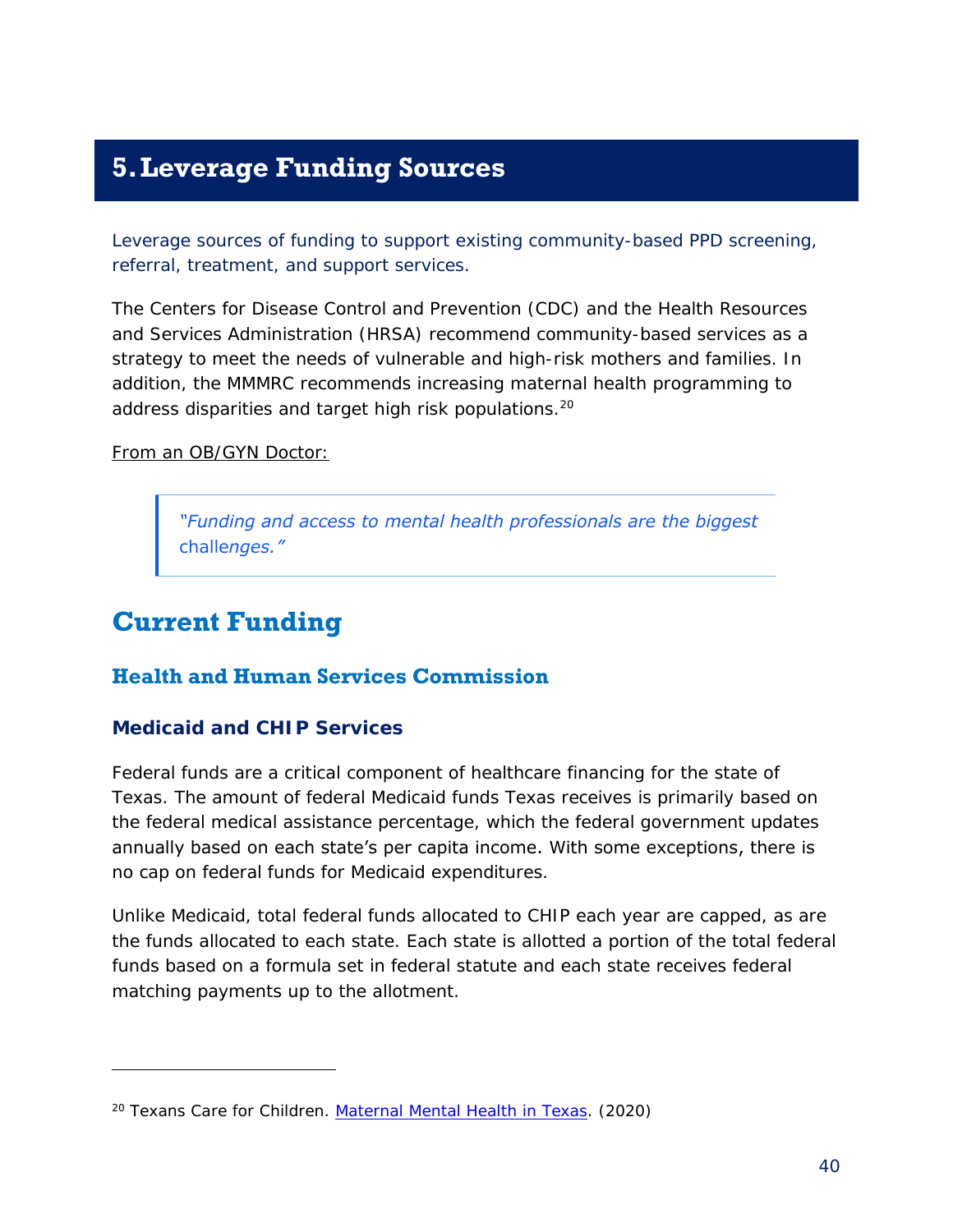# 5. Leverage Funding Sources

Leverage sources of funding to support existing community-based PPD screening, referral, treatment, and support services.

The Centers for Disease Control and Prevention (CDC) and the Health Resources and Services Administration (HRSA) recommend community-based services as a strategy to meet the needs of vulnerable and high-risk mothers and families. In addition, the MMMRC recommends increasing maternal health programming to address disparities and target high risk populations.[20]

From an OB/GYN Doctor:

> *"Funding and access to mental health professionals are the biggest challenges."*

## Current Funding

### Health and Human Services Commission

#### Medicaid and CHIP Services

Federal funds are a critical component of healthcare financing for the state of Texas. The amount of federal Medicaid funds Texas receives is primarily based on the federal medical assistance percentage, which the federal government updates annually based on each state's per capita income. With some exceptions, there is no cap on federal funds for Medicaid expenditures.

Unlike Medicaid, total federal funds allocated to CHIP each year are capped, as are the funds allocated to each state. Each state is allotted a portion of the total federal funds based on a formula set in federal statute and each state receives federal matching payments up to the allotment.

---

[20] Texans Care for Children. Maternal Mental Health in Texas. (2020)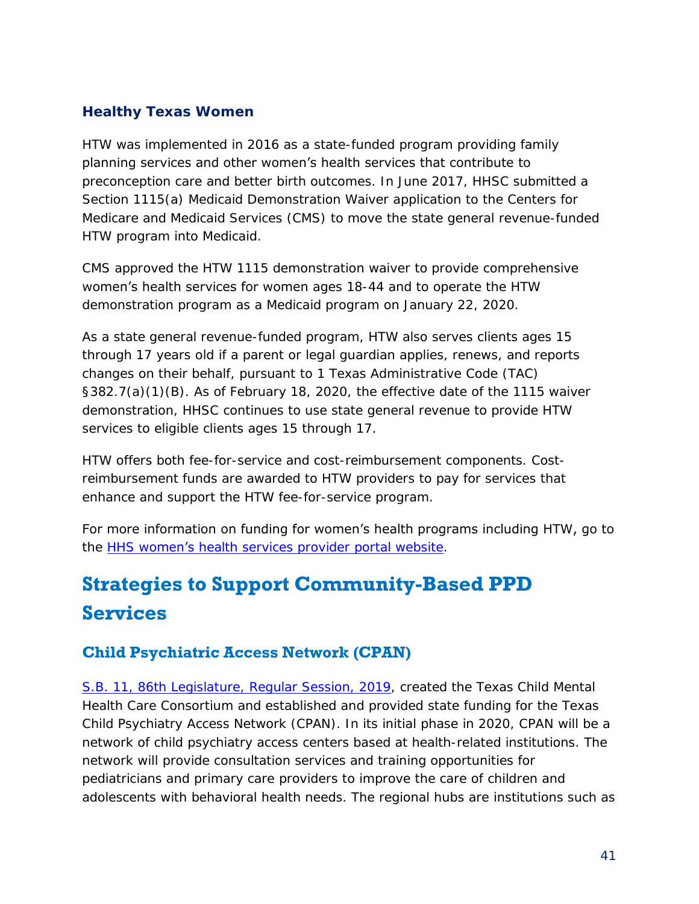### Healthy Texas Women

HTW was implemented in 2016 as a state-funded program providing family planning services and other women's health services that contribute to preconception care and better birth outcomes. In June 2017, HHSC submitted a Section 1115(a) Medicaid Demonstration Waiver application to the Centers for Medicare and Medicaid Services (CMS) to move the state general revenue-funded HTW program into Medicaid.

CMS approved the HTW 1115 demonstration waiver to provide comprehensive women's health services for women ages 18-44 and to operate the HTW demonstration program as a Medicaid program on January 22, 2020.

As a state general revenue-funded program, HTW also serves clients ages 15 through 17 years old if a parent or legal guardian applies, renews, and reports changes on their behalf, pursuant to 1 Texas Administrative Code (TAC) §382.7(a)(1)(B). As of February 18, 2020, the effective date of the 1115 waiver demonstration, HHSC continues to use state general revenue to provide HTW services to eligible clients ages 15 through 17.

HTW offers both fee-for-service and cost-reimbursement components. Cost-reimbursement funds are awarded to HTW providers to pay for services that enhance and support the HTW fee-for-service program.

For more information on funding for women's health programs including HTW, go to the [HHS women's health services provider portal website](#).

## Strategies to Support Community-Based PPD Services

### Child Psychiatric Access Network (CPAN)

[S.B. 11, 86th Legislature, Regular Session, 2019](#), created the Texas Child Mental Health Care Consortium and established and provided state funding for the Texas Child Psychiatry Access Network (CPAN). In its initial phase in 2020, CPAN will be a network of child psychiatry access centers based at health-related institutions. The network will provide consultation services and training opportunities for pediatricians and primary care providers to improve the care of children and adolescents with behavioral health needs. The regional hubs are institutions such as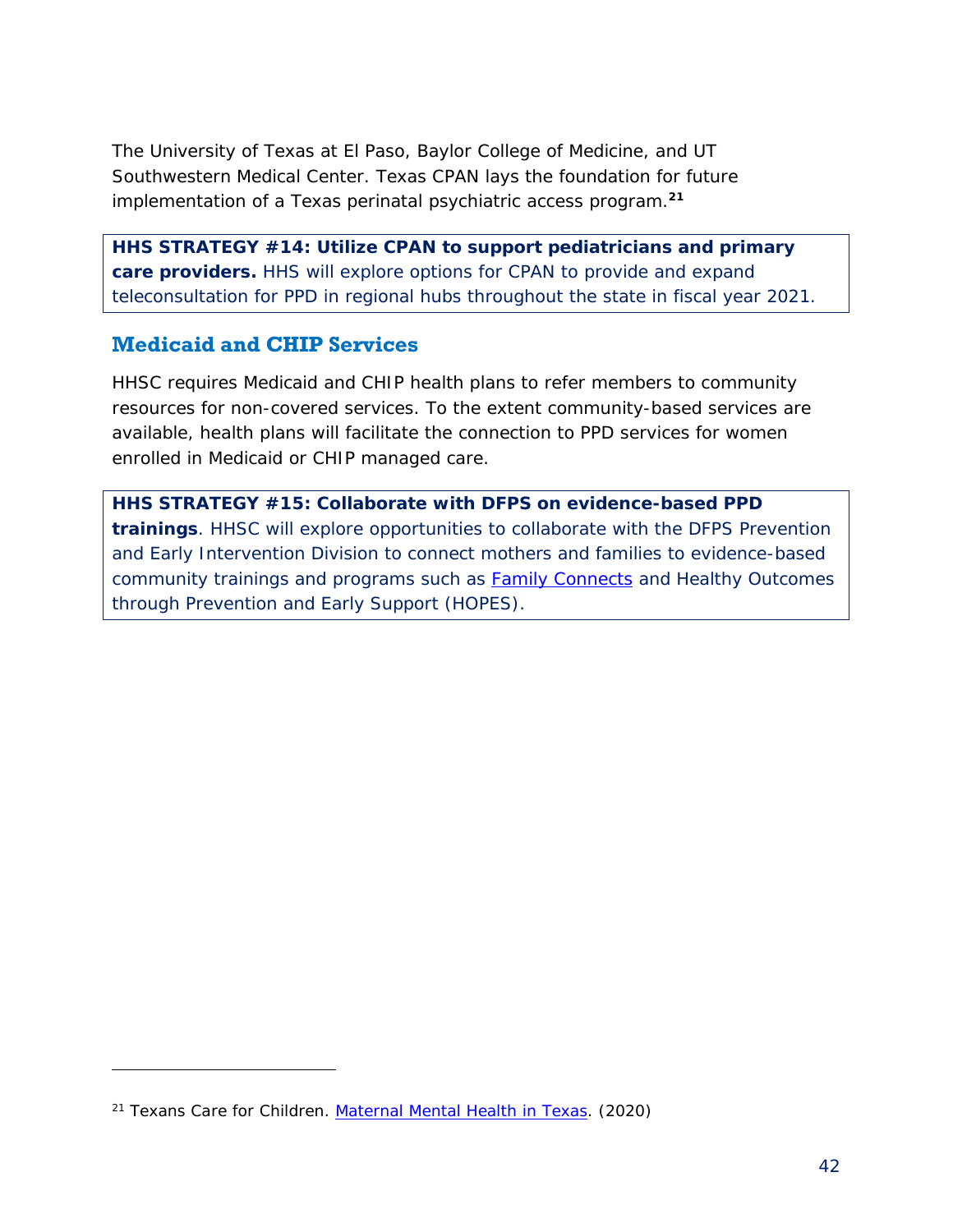The University of Texas at El Paso, Baylor College of Medicine, and UT Southwestern Medical Center. Texas CPAN lays the foundation for future implementation of a Texas perinatal psychiatric access program.[21]

**HHS STRATEGY #14: Utilize CPAN to support pediatricians and primary care providers.** HHS will explore options for CPAN to provide and expand teleconsultation for PPD in regional hubs throughout the state in fiscal year 2021.

## Medicaid and CHIP Services

HHSC requires Medicaid and CHIP health plans to refer members to community resources for non-covered services. To the extent community-based services are available, health plans will facilitate the connection to PPD services for women enrolled in Medicaid or CHIP managed care.

**HHS STRATEGY #15: Collaborate with DFPS on evidence-based PPD trainings**. HHSC will explore opportunities to collaborate with the DFPS Prevention and Early Intervention Division to connect mothers and families to evidence-based community trainings and programs such as Family Connects and Healthy Outcomes through Prevention and Early Support (HOPES).

[21] Texans Care for Children. Maternal Mental Health in Texas. (2020)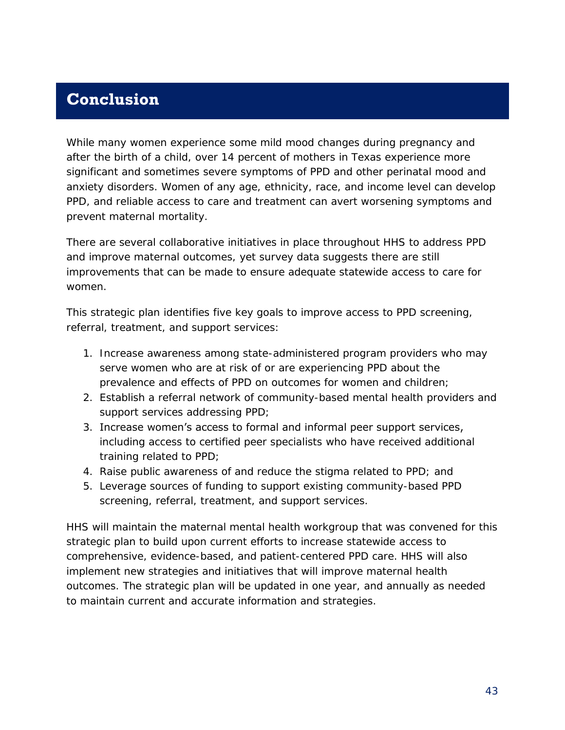# Conclusion

While many women experience some mild mood changes during pregnancy and after the birth of a child, over 14 percent of mothers in Texas experience more significant and sometimes severe symptoms of PPD and other perinatal mood and anxiety disorders. Women of any age, ethnicity, race, and income level can develop PPD, and reliable access to care and treatment can avert worsening symptoms and prevent maternal mortality.

There are several collaborative initiatives in place throughout HHS to address PPD and improve maternal outcomes, yet survey data suggests there are still improvements that can be made to ensure adequate statewide access to care for women.

This strategic plan identifies five key goals to improve access to PPD screening, referral, treatment, and support services:

1. Increase awareness among state-administered program providers who may serve women who are at risk of or are experiencing PPD about the prevalence and effects of PPD on outcomes for women and children;
2. Establish a referral network of community-based mental health providers and support services addressing PPD;
3. Increase women's access to formal and informal peer support services, including access to certified peer specialists who have received additional training related to PPD;
4. Raise public awareness of and reduce the stigma related to PPD; and
5. Leverage sources of funding to support existing community-based PPD screening, referral, treatment, and support services.

HHS will maintain the maternal mental health workgroup that was convened for this strategic plan to build upon current efforts to increase statewide access to comprehensive, evidence-based, and patient-centered PPD care. HHS will also implement new strategies and initiatives that will improve maternal health outcomes. The strategic plan will be updated in one year, and annually as needed to maintain current and accurate information and strategies.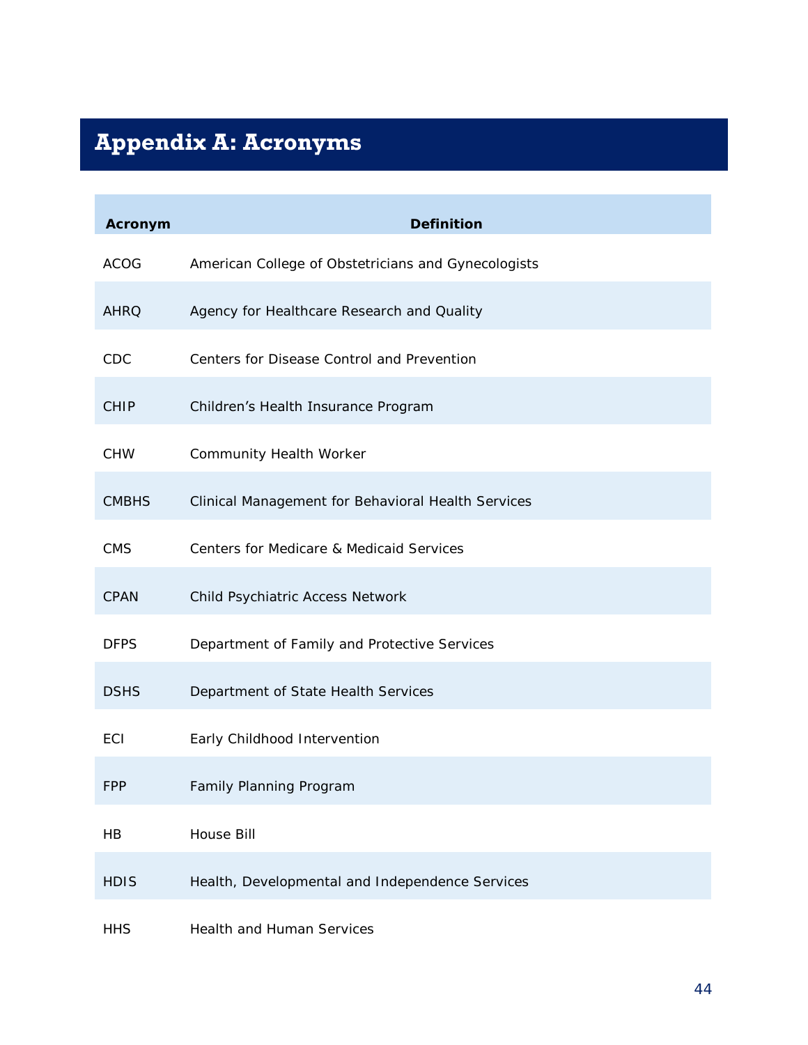# Appendix A: Acronyms

| Acronym | Definition |
| --- | --- |
| ACOG | American College of Obstetricians and Gynecologists |
| AHRQ | Agency for Healthcare Research and Quality |
| CDC | Centers for Disease Control and Prevention |
| CHIP | Children's Health Insurance Program |
| CHW | Community Health Worker |
| CMBHS | Clinical Management for Behavioral Health Services |
| CMS | Centers for Medicare & Medicaid Services |
| CPAN | Child Psychiatric Access Network |
| DFPS | Department of Family and Protective Services |
| DSHS | Department of State Health Services |
| ECI | Early Childhood Intervention |
| FPP | Family Planning Program |
| HB | House Bill |
| HDIS | Health, Developmental and Independence Services |
| HHS | Health and Human Services |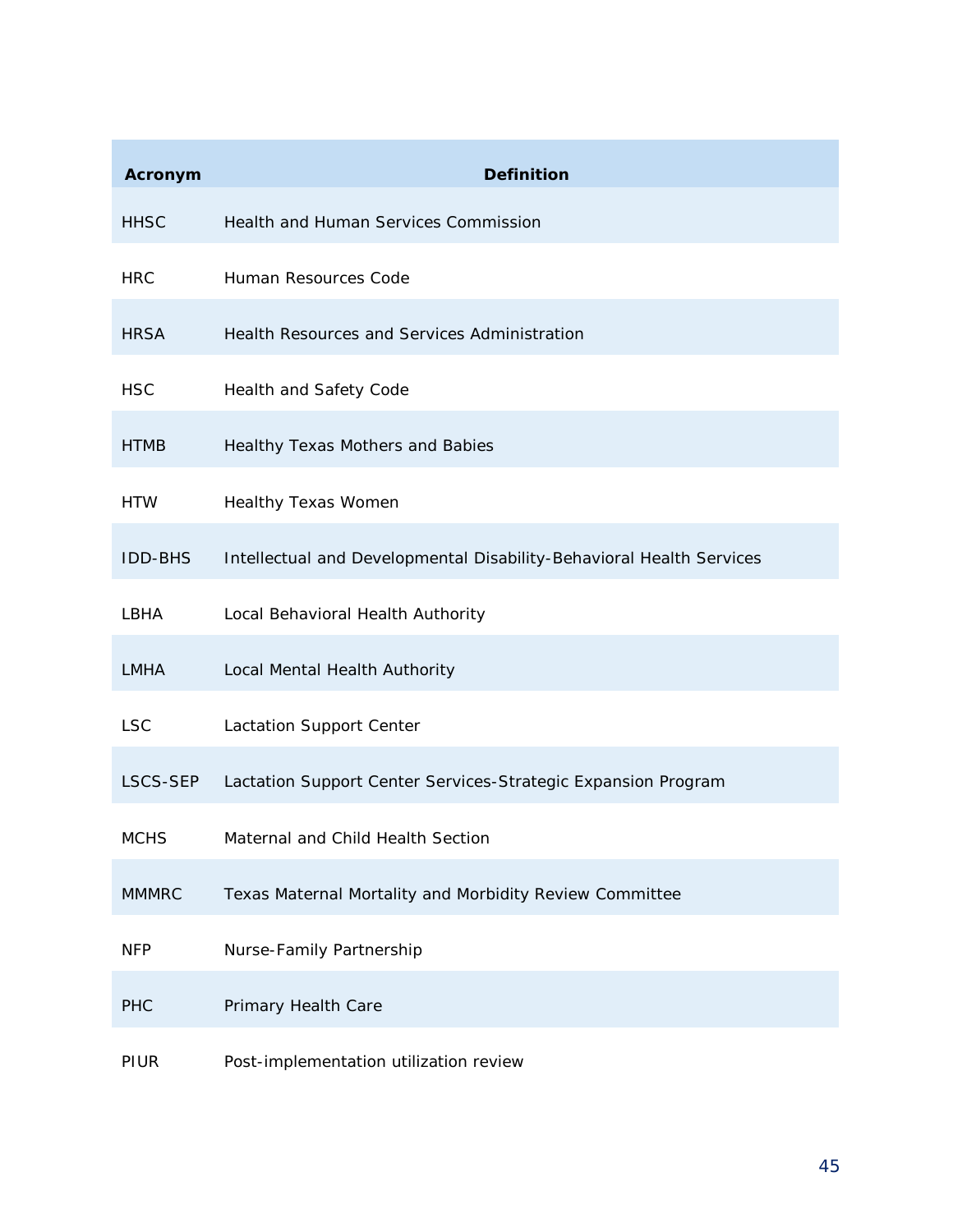| Acronym | Definition |
| --- | --- |
| HHSC | Health and Human Services Commission |
| HRC | Human Resources Code |
| HRSA | Health Resources and Services Administration |
| HSC | Health and Safety Code |
| HTMB | Healthy Texas Mothers and Babies |
| HTW | Healthy Texas Women |
| IDD-BHS | Intellectual and Developmental Disability-Behavioral Health Services |
| LBHA | Local Behavioral Health Authority |
| LMHA | Local Mental Health Authority |
| LSC | Lactation Support Center |
| LSCS-SEP | Lactation Support Center Services-Strategic Expansion Program |
| MCHS | Maternal and Child Health Section |
| MMMRC | Texas Maternal Mortality and Morbidity Review Committee |
| NFP | Nurse-Family Partnership |
| PHC | Primary Health Care |
| PIUR | Post-implementation utilization review |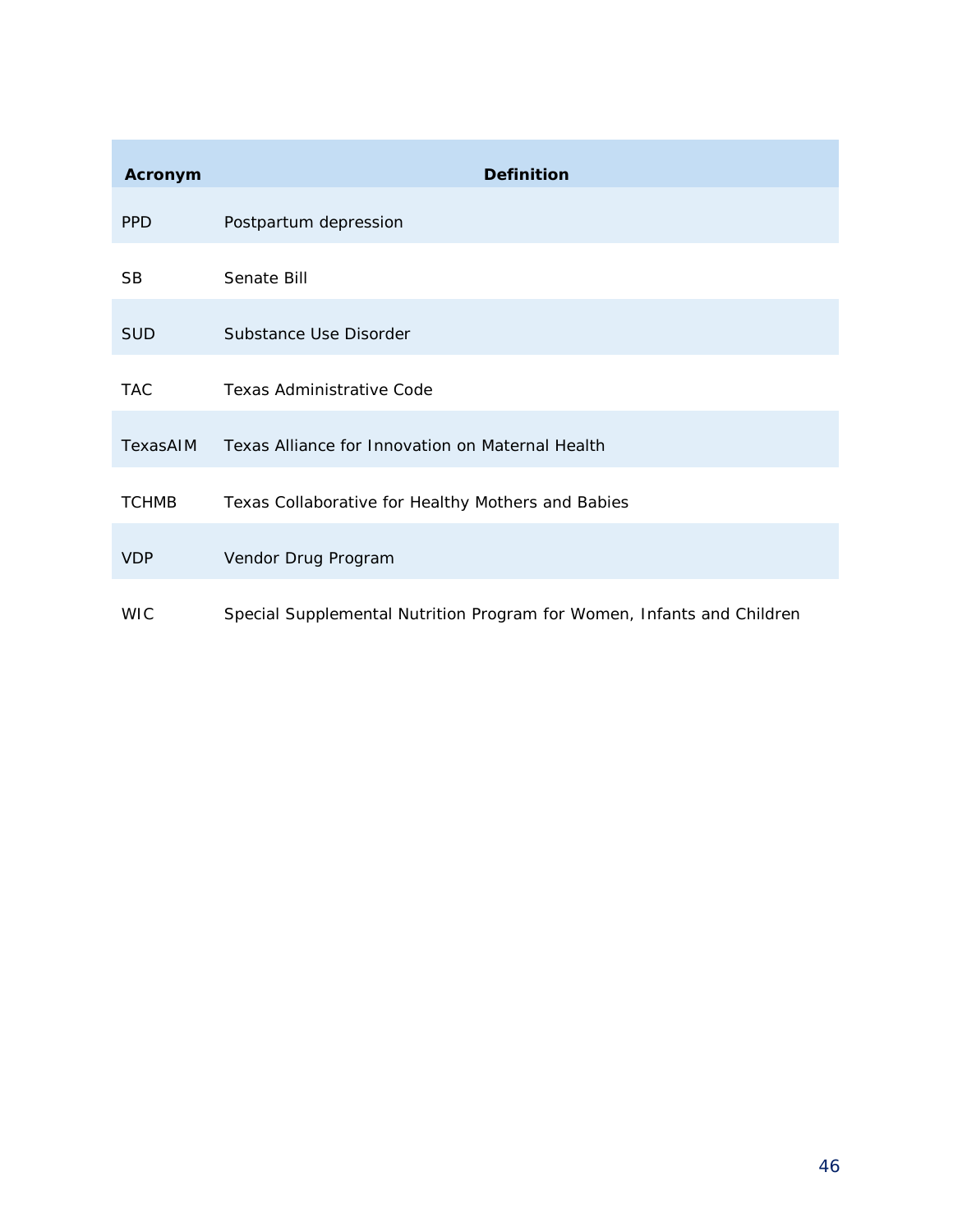| Acronym | Definition |
|---|---|
| PPD | Postpartum depression |
| SB | Senate Bill |
| SUD | Substance Use Disorder |
| TAC | Texas Administrative Code |
| TexasAIM | Texas Alliance for Innovation on Maternal Health |
| TCHMB | Texas Collaborative for Healthy Mothers and Babies |
| VDP | Vendor Drug Program |
| WIC | Special Supplemental Nutrition Program for Women, Infants and Children |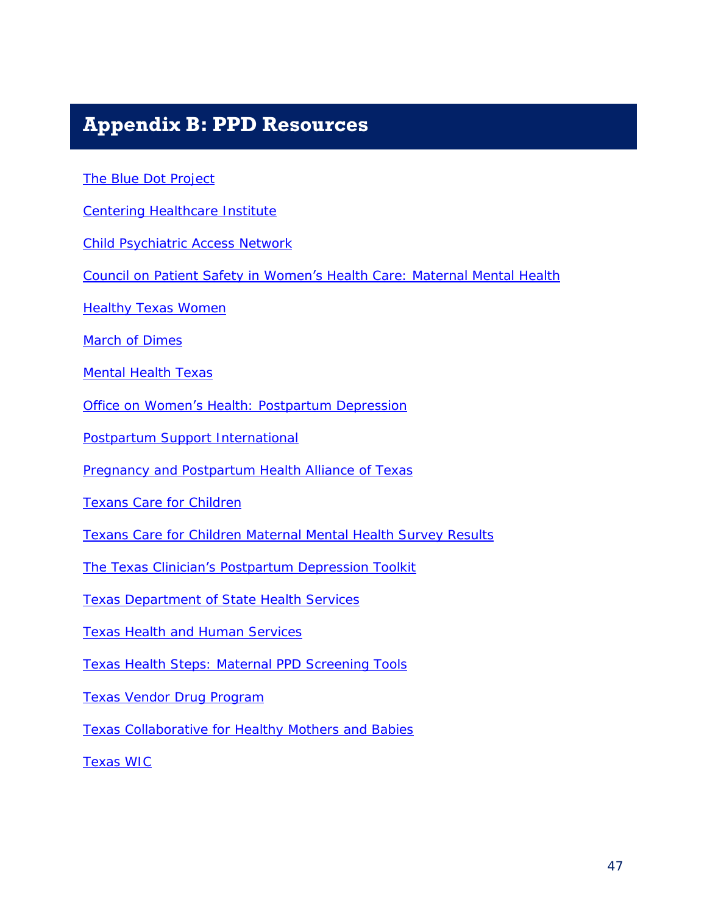# Appendix B: PPD Resources

The Blue Dot Project

Centering Healthcare Institute

Child Psychiatric Access Network

Council on Patient Safety in Women's Health Care: Maternal Mental Health

Healthy Texas Women

March of Dimes

Mental Health Texas

Office on Women's Health: Postpartum Depression

Postpartum Support International

Pregnancy and Postpartum Health Alliance of Texas

Texans Care for Children

Texans Care for Children Maternal Mental Health Survey Results

The Texas Clinician's Postpartum Depression Toolkit

Texas Department of State Health Services

Texas Health and Human Services

Texas Health Steps: Maternal PPD Screening Tools

Texas Vendor Drug Program

Texas Collaborative for Healthy Mothers and Babies

Texas WIC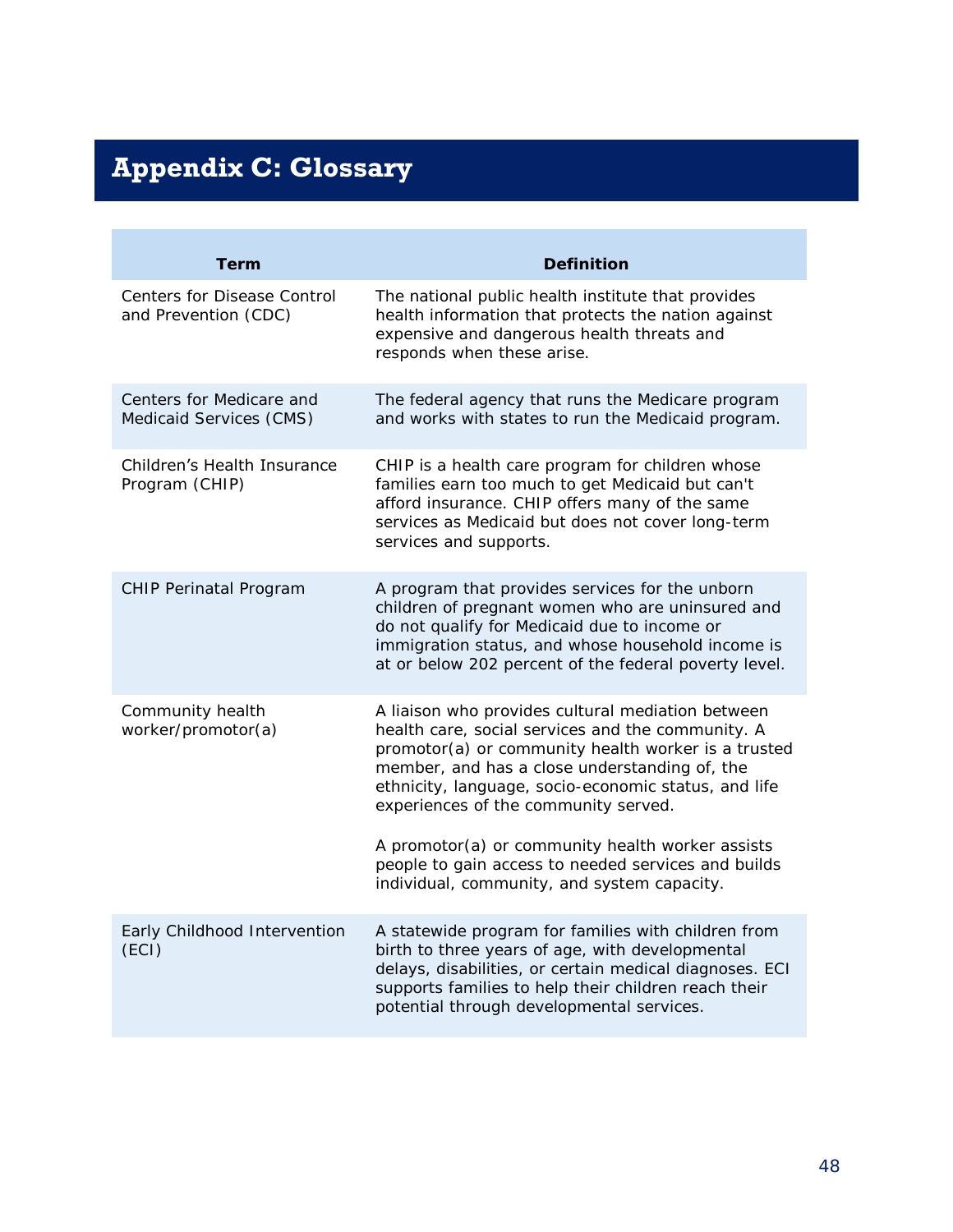# Appendix C: Glossary

| Term | Definition |
| --- | --- |
| Centers for Disease Control and Prevention (CDC) | The national public health institute that provides health information that protects the nation against expensive and dangerous health threats and responds when these arise. |
| Centers for Medicare and Medicaid Services (CMS) | The federal agency that runs the Medicare program and works with states to run the Medicaid program. |
| Children's Health Insurance Program (CHIP) | CHIP is a health care program for children whose families earn too much to get Medicaid but can't afford insurance. CHIP offers many of the same services as Medicaid but does not cover long-term services and supports. |
| CHIP Perinatal Program | A program that provides services for the unborn children of pregnant women who are uninsured and do not qualify for Medicaid due to income or immigration status, and whose household income is at or below 202 percent of the federal poverty level. |
| Community health worker/promotor(a) | A liaison who provides cultural mediation between health care, social services and the community. A promotor(a) or community health worker is a trusted member, and has a close understanding of, the ethnicity, language, socio-economic status, and life experiences of the community served.<br><br>A promotor(a) or community health worker assists people to gain access to needed services and builds individual, community, and system capacity. |
| Early Childhood Intervention (ECI) | A statewide program for families with children from birth to three years of age, with developmental delays, disabilities, or certain medical diagnoses. ECI supports families to help their children reach their potential through developmental services. |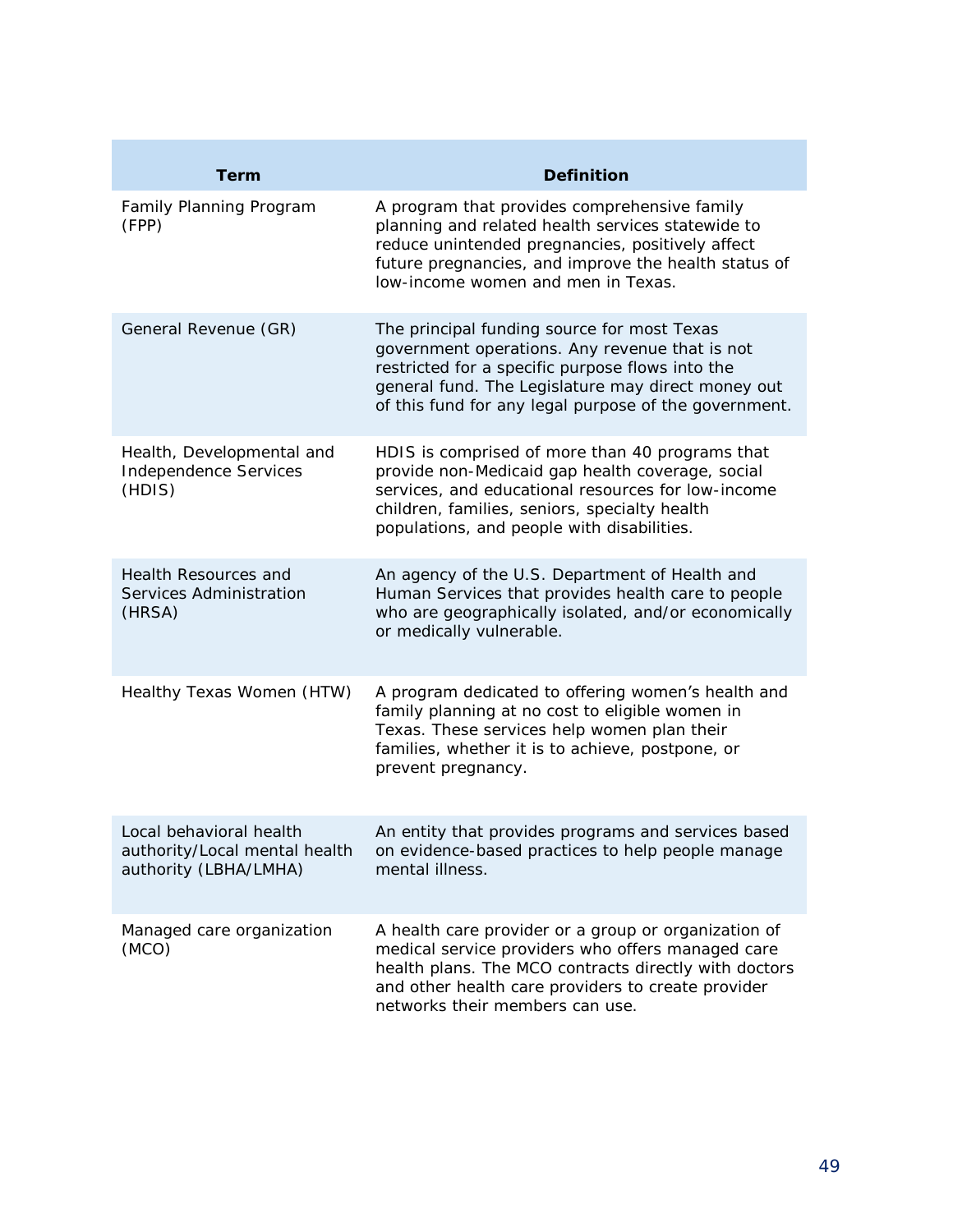| Term | Definition |
| --- | --- |
| Family Planning Program (FPP) | A program that provides comprehensive family planning and related health services statewide to reduce unintended pregnancies, positively affect future pregnancies, and improve the health status of low-income women and men in Texas. |
| General Revenue (GR) | The principal funding source for most Texas government operations. Any revenue that is not restricted for a specific purpose flows into the general fund. The Legislature may direct money out of this fund for any legal purpose of the government. |
| Health, Developmental and Independence Services (HDIS) | HDIS is comprised of more than 40 programs that provide non-Medicaid gap health coverage, social services, and educational resources for low-income children, families, seniors, specialty health populations, and people with disabilities. |
| Health Resources and Services Administration (HRSA) | An agency of the U.S. Department of Health and Human Services that provides health care to people who are geographically isolated, and/or economically or medically vulnerable. |
| Healthy Texas Women (HTW) | A program dedicated to offering women's health and family planning at no cost to eligible women in Texas. These services help women plan their families, whether it is to achieve, postpone, or prevent pregnancy. |
| Local behavioral health authority/Local mental health authority (LBHA/LMHA) | An entity that provides programs and services based on evidence-based practices to help people manage mental illness. |
| Managed care organization (MCO) | A health care provider or a group or organization of medical service providers who offers managed care health plans. The MCO contracts directly with doctors and other health care providers to create provider networks their members can use. |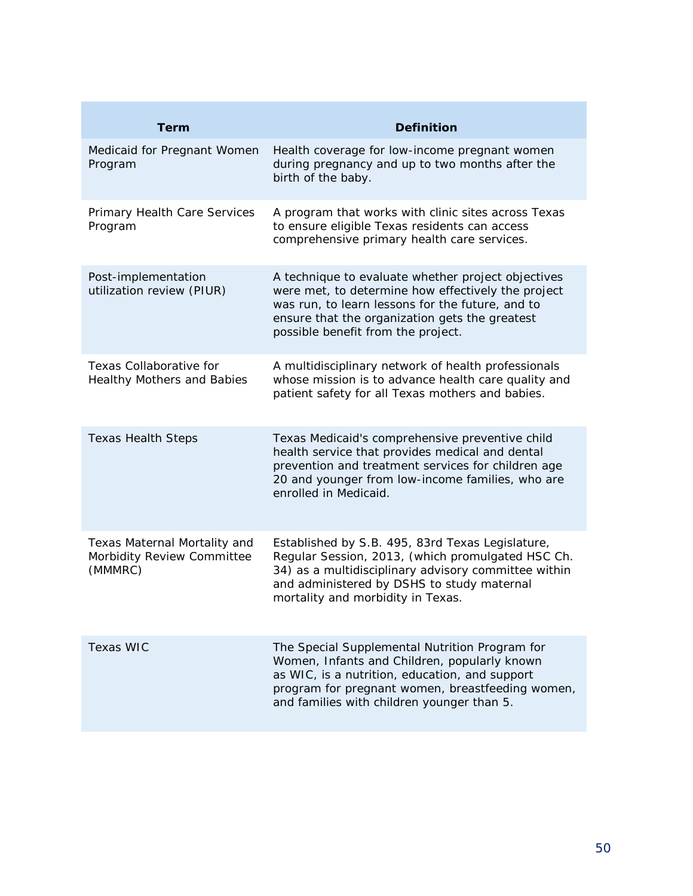| Term | Definition |
| --- | --- |
| Medicaid for Pregnant Women Program | Health coverage for low-income pregnant women during pregnancy and up to two months after the birth of the baby. |
| Primary Health Care Services Program | A program that works with clinic sites across Texas to ensure eligible Texas residents can access comprehensive primary health care services. |
| Post-implementation utilization review (PIUR) | A technique to evaluate whether project objectives were met, to determine how effectively the project was run, to learn lessons for the future, and to ensure that the organization gets the greatest possible benefit from the project. |
| Texas Collaborative for Healthy Mothers and Babies | A multidisciplinary network of health professionals whose mission is to advance health care quality and patient safety for all Texas mothers and babies. |
| Texas Health Steps | Texas Medicaid's comprehensive preventive child health service that provides medical and dental prevention and treatment services for children age 20 and younger from low-income families, who are enrolled in Medicaid. |
| Texas Maternal Mortality and Morbidity Review Committee (MMMRC) | Established by S.B. 495, 83rd Texas Legislature, Regular Session, 2013, (which promulgated HSC Ch. 34) as a multidisciplinary advisory committee within and administered by DSHS to study maternal mortality and morbidity in Texas. |
| Texas WIC | The Special Supplemental Nutrition Program for Women, Infants and Children, popularly known as WIC, is a nutrition, education, and support program for pregnant women, breastfeeding women, and families with children younger than 5. |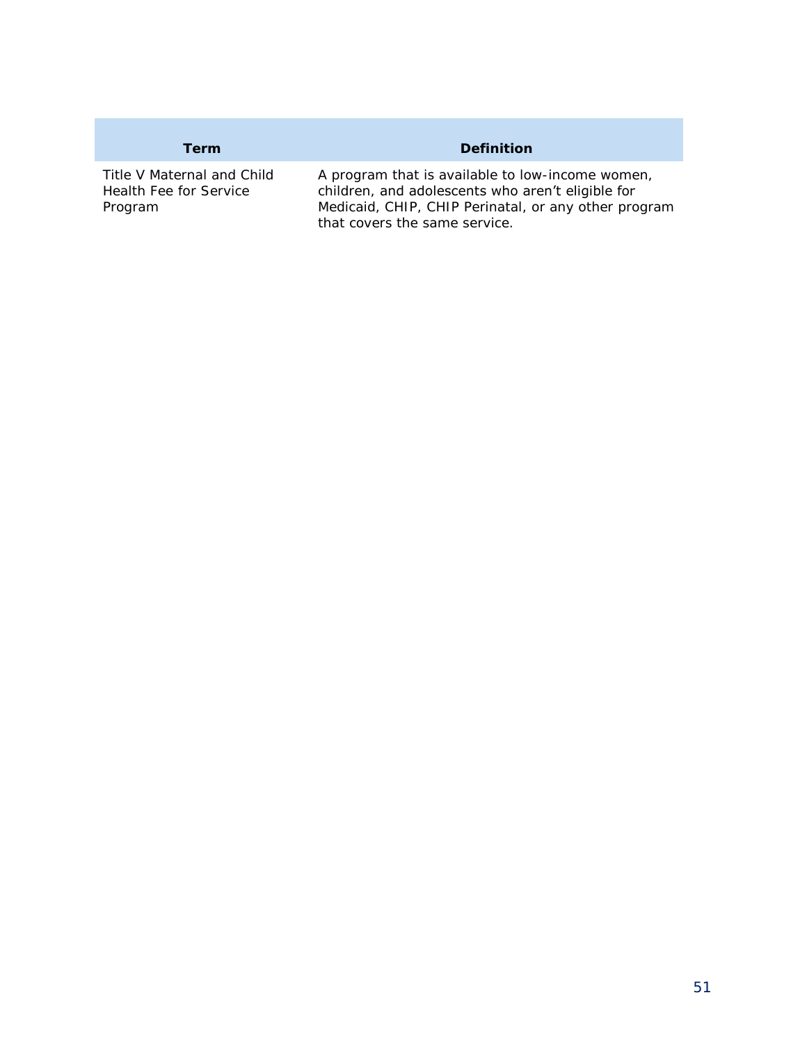| Term | Definition |
| --- | --- |
| Title V Maternal and Child Health Fee for Service Program | A program that is available to low-income women, children, and adolescents who aren't eligible for Medicaid, CHIP, CHIP Perinatal, or any other program that covers the same service. |